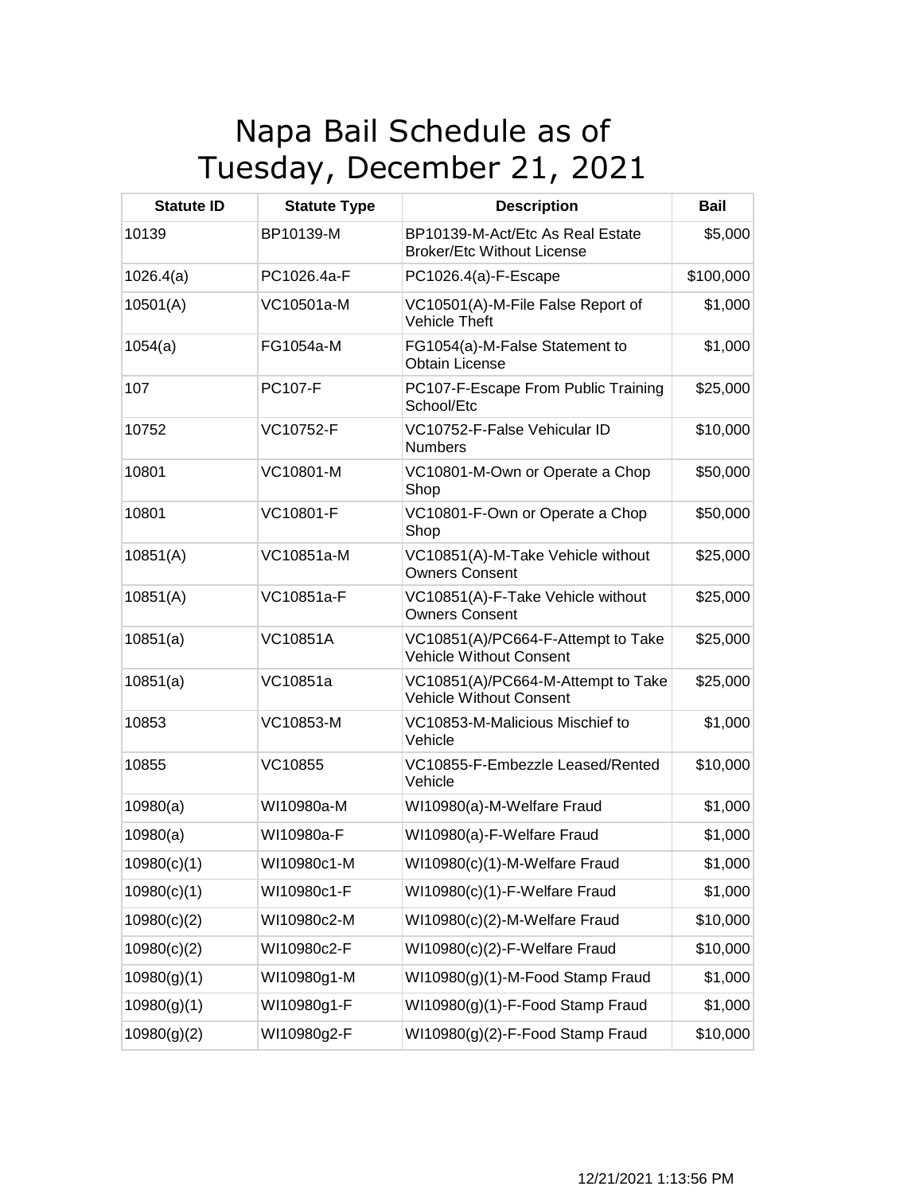# Napa Bail Schedule as of Tuesday, December 21, 2021

| Statute ID | Statute Type | Description | Bail |
|---|---|---|---|
| 10139 | BP10139-M | BP10139-M-Act/Etc As Real Estate Broker/Etc Without License | $5,000 |
| 1026.4(a) | PC1026.4a-F | PC1026.4(a)-F-Escape | $100,000 |
| 10501(A) | VC10501a-M | VC10501(A)-M-File False Report of Vehicle Theft | $1,000 |
| 1054(a) | FG1054a-M | FG1054(a)-M-False Statement to Obtain License | $1,000 |
| 107 | PC107-F | PC107-F-Escape From Public Training School/Etc | $25,000 |
| 10752 | VC10752-F | VC10752-F-False Vehicular ID Numbers | $10,000 |
| 10801 | VC10801-M | VC10801-M-Own or Operate a Chop Shop | $50,000 |
| 10801 | VC10801-F | VC10801-F-Own or Operate a Chop Shop | $50,000 |
| 10851(A) | VC10851a-M | VC10851(A)-M-Take Vehicle without Owners Consent | $25,000 |
| 10851(A) | VC10851a-F | VC10851(A)-F-Take Vehicle without Owners Consent | $25,000 |
| 10851(a) | VC10851A | VC10851(A)/PC664-F-Attempt to Take Vehicle Without Consent | $25,000 |
| 10851(a) | VC10851a | VC10851(A)/PC664-M-Attempt to Take Vehicle Without Consent | $25,000 |
| 10853 | VC10853-M | VC10853-M-Malicious Mischief to Vehicle | $1,000 |
| 10855 | VC10855 | VC10855-F-Embezzle Leased/Rented Vehicle | $10,000 |
| 10980(a) | WI10980a-M | WI10980(a)-M-Welfare Fraud | $1,000 |
| 10980(a) | WI10980a-F | WI10980(a)-F-Welfare Fraud | $1,000 |
| 10980(c)(1) | WI10980c1-M | WI10980(c)(1)-M-Welfare Fraud | $1,000 |
| 10980(c)(1) | WI10980c1-F | WI10980(c)(1)-F-Welfare Fraud | $1,000 |
| 10980(c)(2) | WI10980c2-M | WI10980(c)(2)-M-Welfare Fraud | $10,000 |
| 10980(c)(2) | WI10980c2-F | WI10980(c)(2)-F-Welfare Fraud | $10,000 |
| 10980(g)(1) | WI10980g1-M | WI10980(g)(1)-M-Food Stamp Fraud | $1,000 |
| 10980(g)(1) | WI10980g1-F | WI10980(g)(1)-F-Food Stamp Fraud | $1,000 |
| 10980(g)(2) | WI10980g2-F | WI10980(g)(2)-F-Food Stamp Fraud | $10,000 |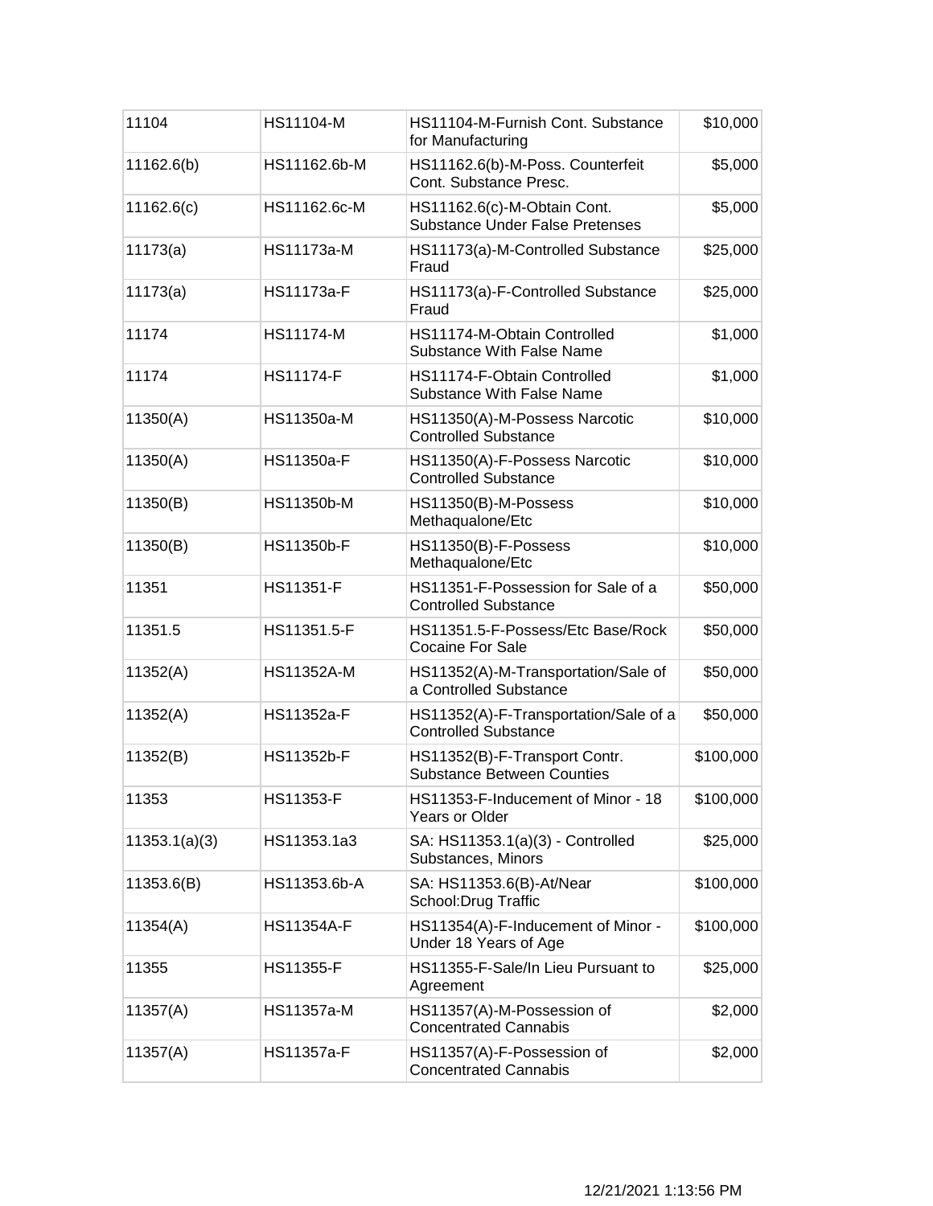| 11104 | HS11104-M | HS11104-M-Furnish Cont. Substance for Manufacturing | $10,000 |
|---|---|---|---|
| 11162.6(b) | HS11162.6b-M | HS11162.6(b)-M-Poss. Counterfeit Cont. Substance Presc. | $5,000 |
| 11162.6(c) | HS11162.6c-M | HS11162.6(c)-M-Obtain Cont. Substance Under False Pretenses | $5,000 |
| 11173(a) | HS11173a-M | HS11173(a)-M-Controlled Substance Fraud | $25,000 |
| 11173(a) | HS11173a-F | HS11173(a)-F-Controlled Substance Fraud | $25,000 |
| 11174 | HS11174-M | HS11174-M-Obtain Controlled Substance With False Name | $1,000 |
| 11174 | HS11174-F | HS11174-F-Obtain Controlled Substance With False Name | $1,000 |
| 11350(A) | HS11350a-M | HS11350(A)-M-Possess Narcotic Controlled Substance | $10,000 |
| 11350(A) | HS11350a-F | HS11350(A)-F-Possess Narcotic Controlled Substance | $10,000 |
| 11350(B) | HS11350b-M | HS11350(B)-M-Possess Methaqualone/Etc | $10,000 |
| 11350(B) | HS11350b-F | HS11350(B)-F-Possess Methaqualone/Etc | $10,000 |
| 11351 | HS11351-F | HS11351-F-Possession for Sale of a Controlled Substance | $50,000 |
| 11351.5 | HS11351.5-F | HS11351.5-F-Possess/Etc Base/Rock Cocaine For Sale | $50,000 |
| 11352(A) | HS11352A-M | HS11352(A)-M-Transportation/Sale of a Controlled Substance | $50,000 |
| 11352(A) | HS11352a-F | HS11352(A)-F-Transportation/Sale of a Controlled Substance | $50,000 |
| 11352(B) | HS11352b-F | HS11352(B)-F-Transport Contr. Substance Between Counties | $100,000 |
| 11353 | HS11353-F | HS11353-F-Inducement of Minor - 18 Years or Older | $100,000 |
| 11353.1(a)(3) | HS11353.1a3 | SA: HS11353.1(a)(3) - Controlled Substances, Minors | $25,000 |
| 11353.6(B) | HS11353.6b-A | SA: HS11353.6(B)-At/Near School:Drug Traffic | $100,000 |
| 11354(A) | HS11354A-F | HS11354(A)-F-Inducement of Minor - Under 18 Years of Age | $100,000 |
| 11355 | HS11355-F | HS11355-F-Sale/In Lieu Pursuant to Agreement | $25,000 |
| 11357(A) | HS11357a-M | HS11357(A)-M-Possession of Concentrated Cannabis | $2,000 |
| 11357(A) | HS11357a-F | HS11357(A)-F-Possession of Concentrated Cannabis | $2,000 |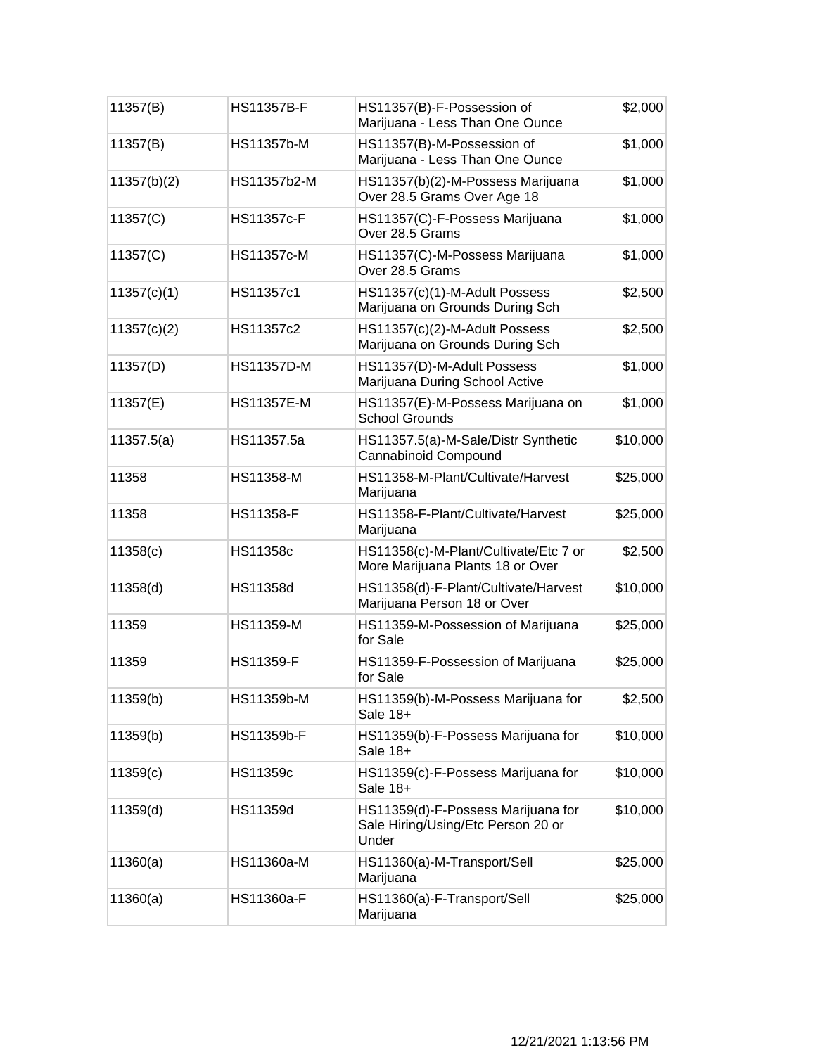| 11357(B) | HS11357B-F | HS11357(B)-F-Possession of Marijuana - Less Than One Ounce | $2,000 |
|---|---|---|---|
| 11357(B) | HS11357b-M | HS11357(B)-M-Possession of Marijuana - Less Than One Ounce | $1,000 |
| 11357(b)(2) | HS11357b2-M | HS11357(b)(2)-M-Possess Marijuana Over 28.5 Grams Over Age 18 | $1,000 |
| 11357(C) | HS11357c-F | HS11357(C)-F-Possess Marijuana Over 28.5 Grams | $1,000 |
| 11357(C) | HS11357c-M | HS11357(C)-M-Possess Marijuana Over 28.5 Grams | $1,000 |
| 11357(c)(1) | HS11357c1 | HS11357(c)(1)-M-Adult Possess Marijuana on Grounds During Sch | $2,500 |
| 11357(c)(2) | HS11357c2 | HS11357(c)(2)-M-Adult Possess Marijuana on Grounds During Sch | $2,500 |
| 11357(D) | HS11357D-M | HS11357(D)-M-Adult Possess Marijuana During School Active | $1,000 |
| 11357(E) | HS11357E-M | HS11357(E)-M-Possess Marijuana on School Grounds | $1,000 |
| 11357.5(a) | HS11357.5a | HS11357.5(a)-M-Sale/Distr Synthetic Cannabinoid Compound | $10,000 |
| 11358 | HS11358-M | HS11358-M-Plant/Cultivate/Harvest Marijuana | $25,000 |
| 11358 | HS11358-F | HS11358-F-Plant/Cultivate/Harvest Marijuana | $25,000 |
| 11358(c) | HS11358c | HS11358(c)-M-Plant/Cultivate/Etc 7 or More Marijuana Plants 18 or Over | $2,500 |
| 11358(d) | HS11358d | HS11358(d)-F-Plant/Cultivate/Harvest Marijuana Person 18 or Over | $10,000 |
| 11359 | HS11359-M | HS11359-M-Possession of Marijuana for Sale | $25,000 |
| 11359 | HS11359-F | HS11359-F-Possession of Marijuana for Sale | $25,000 |
| 11359(b) | HS11359b-M | HS11359(b)-M-Possess Marijuana for Sale 18+ | $2,500 |
| 11359(b) | HS11359b-F | HS11359(b)-F-Possess Marijuana for Sale 18+ | $10,000 |
| 11359(c) | HS11359c | HS11359(c)-F-Possess Marijuana for Sale 18+ | $10,000 |
| 11359(d) | HS11359d | HS11359(d)-F-Possess Marijuana for Sale Hiring/Using/Etc Person 20 or Under | $10,000 |
| 11360(a) | HS11360a-M | HS11360(a)-M-Transport/Sell Marijuana | $25,000 |
| 11360(a) | HS11360a-F | HS11360(a)-F-Transport/Sell Marijuana | $25,000 |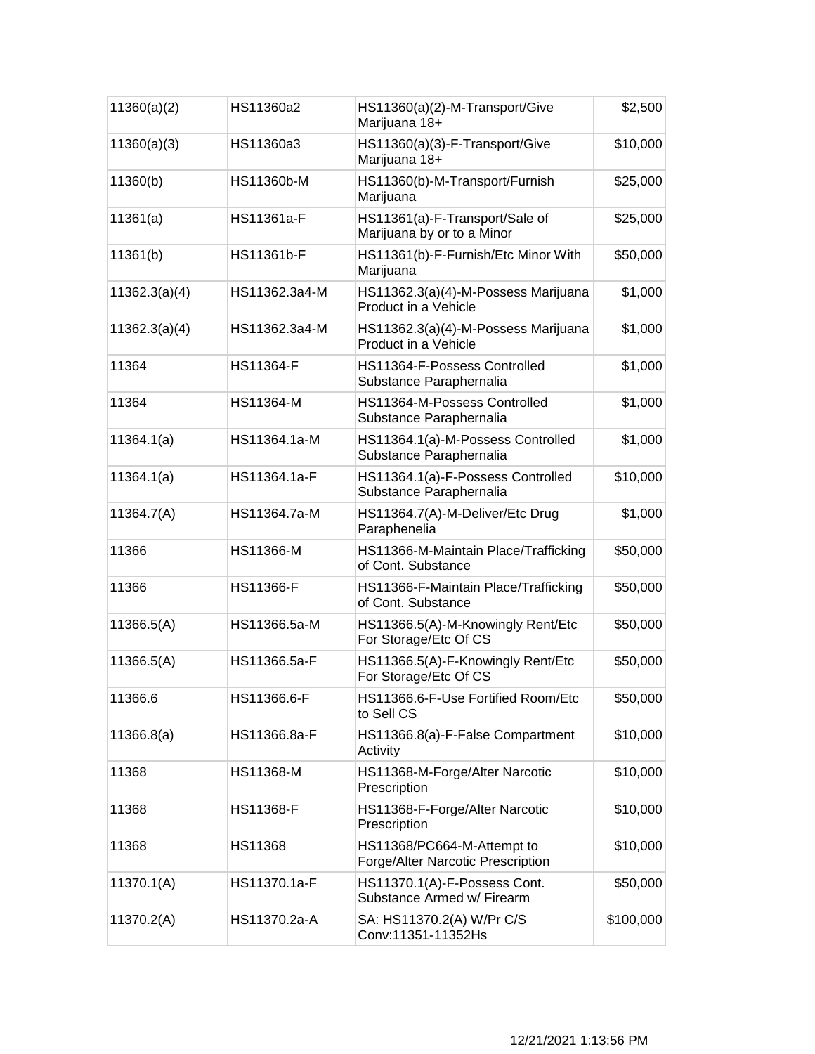| | | | |
|---|---|---|---|
| 11360(a)(2) | HS11360a2 | HS11360(a)(2)-M-Transport/Give Marijuana 18+ | $2,500 |
| 11360(a)(3) | HS11360a3 | HS11360(a)(3)-F-Transport/Give Marijuana 18+ | $10,000 |
| 11360(b) | HS11360b-M | HS11360(b)-M-Transport/Furnish Marijuana | $25,000 |
| 11361(a) | HS11361a-F | HS11361(a)-F-Transport/Sale of Marijuana by or to a Minor | $25,000 |
| 11361(b) | HS11361b-F | HS11361(b)-F-Furnish/Etc Minor With Marijuana | $50,000 |
| 11362.3(a)(4) | HS11362.3a4-M | HS11362.3(a)(4)-M-Possess Marijuana Product in a Vehicle | $1,000 |
| 11362.3(a)(4) | HS11362.3a4-M | HS11362.3(a)(4)-M-Possess Marijuana Product in a Vehicle | $1,000 |
| 11364 | HS11364-F | HS11364-F-Possess Controlled Substance Paraphernalia | $1,000 |
| 11364 | HS11364-M | HS11364-M-Possess Controlled Substance Paraphernalia | $1,000 |
| 11364.1(a) | HS11364.1a-M | HS11364.1(a)-M-Possess Controlled Substance Paraphernalia | $1,000 |
| 11364.1(a) | HS11364.1a-F | HS11364.1(a)-F-Possess Controlled Substance Paraphernalia | $10,000 |
| 11364.7(A) | HS11364.7a-M | HS11364.7(A)-M-Deliver/Etc Drug Paraphenelia | $1,000 |
| 11366 | HS11366-M | HS11366-M-Maintain Place/Trafficking of Cont. Substance | $50,000 |
| 11366 | HS11366-F | HS11366-F-Maintain Place/Trafficking of Cont. Substance | $50,000 |
| 11366.5(A) | HS11366.5a-M | HS11366.5(A)-M-Knowingly Rent/Etc For Storage/Etc Of CS | $50,000 |
| 11366.5(A) | HS11366.5a-F | HS11366.5(A)-F-Knowingly Rent/Etc For Storage/Etc Of CS | $50,000 |
| 11366.6 | HS11366.6-F | HS11366.6-F-Use Fortified Room/Etc to Sell CS | $50,000 |
| 11366.8(a) | HS11366.8a-F | HS11366.8(a)-F-False Compartment Activity | $10,000 |
| 11368 | HS11368-M | HS11368-M-Forge/Alter Narcotic Prescription | $10,000 |
| 11368 | HS11368-F | HS11368-F-Forge/Alter Narcotic Prescription | $10,000 |
| 11368 | HS11368 | HS11368/PC664-M-Attempt to Forge/Alter Narcotic Prescription | $10,000 |
| 11370.1(A) | HS11370.1a-F | HS11370.1(A)-F-Possess Cont. Substance Armed w/ Firearm | $50,000 |
| 11370.2(A) | HS11370.2a-A | SA: HS11370.2(A) W/Pr C/S Conv:11351-11352Hs | $100,000 |

12/21/2021 1:13:56 PM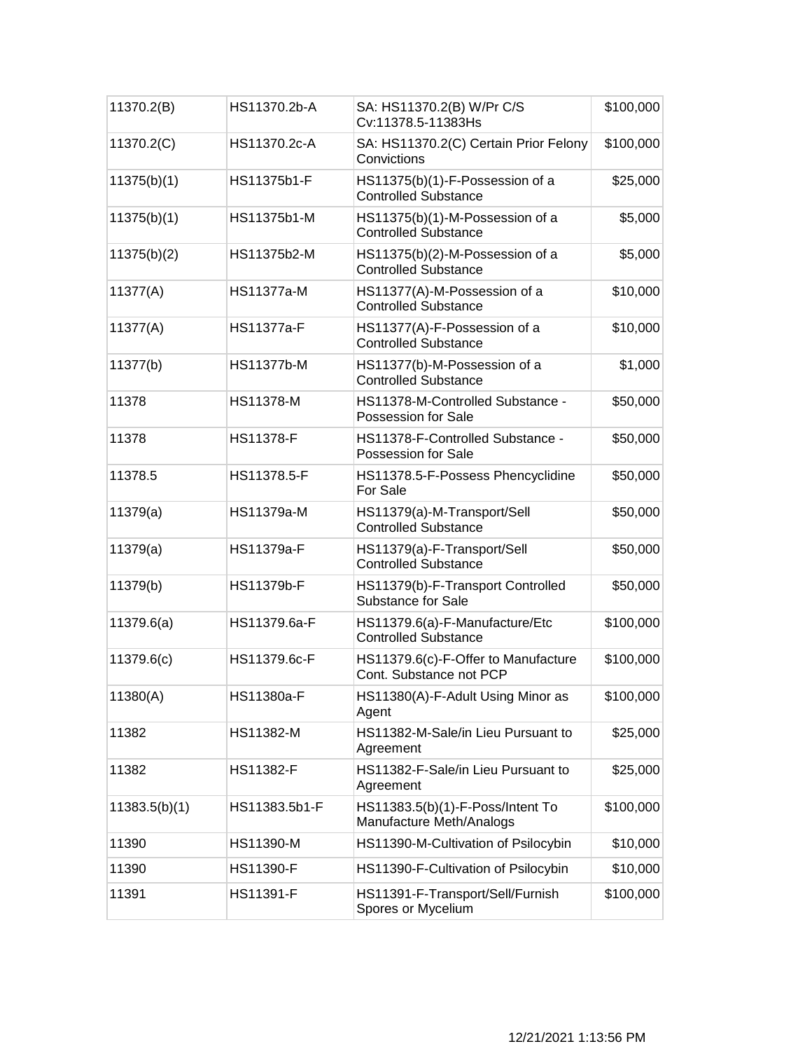| 11370.2(B) | HS11370.2b-A | SA: HS11370.2(B) W/Pr C/S Cv:11378.5-11383Hs | $100,000 |
|---|---|---|---|
| 11370.2(C) | HS11370.2c-A | SA: HS11370.2(C) Certain Prior Felony Convictions | $100,000 |
| 11375(b)(1) | HS11375b1-F | HS11375(b)(1)-F-Possession of a Controlled Substance | $25,000 |
| 11375(b)(1) | HS11375b1-M | HS11375(b)(1)-M-Possession of a Controlled Substance | $5,000 |
| 11375(b)(2) | HS11375b2-M | HS11375(b)(2)-M-Possession of a Controlled Substance | $5,000 |
| 11377(A) | HS11377a-M | HS11377(A)-M-Possession of a Controlled Substance | $10,000 |
| 11377(A) | HS11377a-F | HS11377(A)-F-Possession of a Controlled Substance | $10,000 |
| 11377(b) | HS11377b-M | HS11377(b)-M-Possession of a Controlled Substance | $1,000 |
| 11378 | HS11378-M | HS11378-M-Controlled Substance - Possession for Sale | $50,000 |
| 11378 | HS11378-F | HS11378-F-Controlled Substance - Possession for Sale | $50,000 |
| 11378.5 | HS11378.5-F | HS11378.5-F-Possess Phencyclidine For Sale | $50,000 |
| 11379(a) | HS11379a-M | HS11379(a)-M-Transport/Sell Controlled Substance | $50,000 |
| 11379(a) | HS11379a-F | HS11379(a)-F-Transport/Sell Controlled Substance | $50,000 |
| 11379(b) | HS11379b-F | HS11379(b)-F-Transport Controlled Substance for Sale | $50,000 |
| 11379.6(a) | HS11379.6a-F | HS11379.6(a)-F-Manufacture/Etc Controlled Substance | $100,000 |
| 11379.6(c) | HS11379.6c-F | HS11379.6(c)-F-Offer to Manufacture Cont. Substance not PCP | $100,000 |
| 11380(A) | HS11380a-F | HS11380(A)-F-Adult Using Minor as Agent | $100,000 |
| 11382 | HS11382-M | HS11382-M-Sale/in Lieu Pursuant to Agreement | $25,000 |
| 11382 | HS11382-F | HS11382-F-Sale/in Lieu Pursuant to Agreement | $25,000 |
| 11383.5(b)(1) | HS11383.5b1-F | HS11383.5(b)(1)-F-Poss/Intent To Manufacture Meth/Analogs | $100,000 |
| 11390 | HS11390-M | HS11390-M-Cultivation of Psilocybin | $10,000 |
| 11390 | HS11390-F | HS11390-F-Cultivation of Psilocybin | $10,000 |
| 11391 | HS11391-F | HS11391-F-Transport/Sell/Furnish Spores or Mycelium | $100,000 |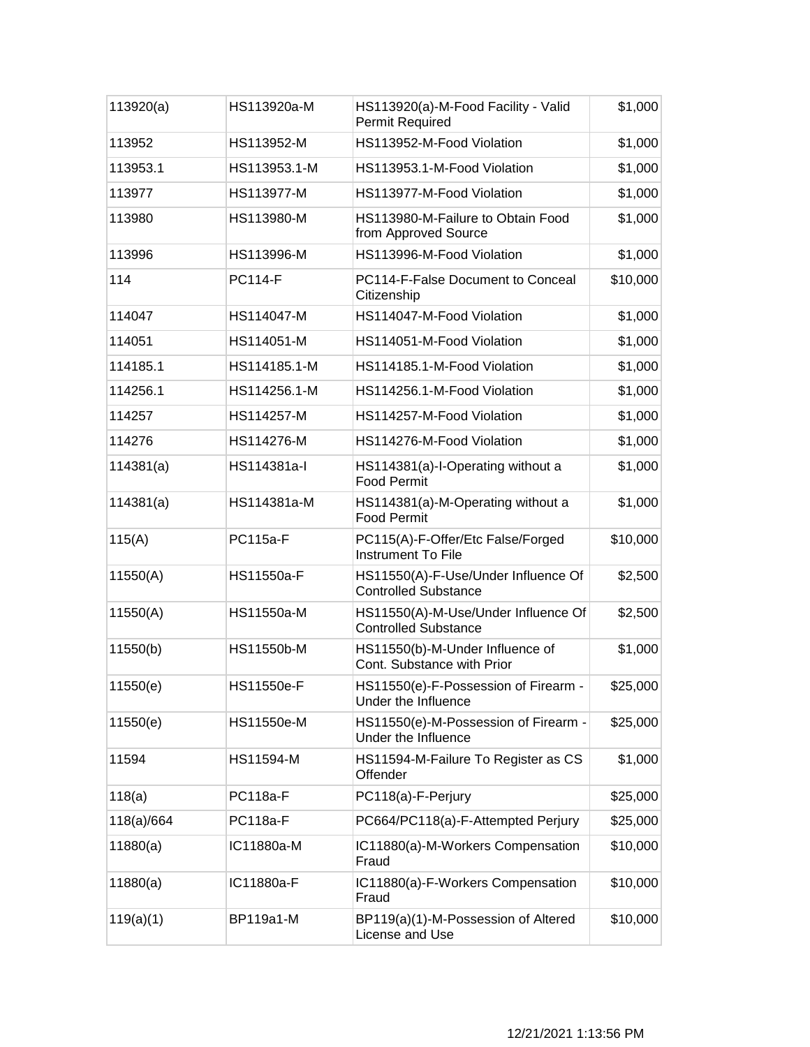| 113920(a) | HS113920a-M | HS113920(a)-M-Food Facility - Valid Permit Required | $1,000 |
|---|---|---|---|
| 113952 | HS113952-M | HS113952-M-Food Violation | $1,000 |
| 113953.1 | HS113953.1-M | HS113953.1-M-Food Violation | $1,000 |
| 113977 | HS113977-M | HS113977-M-Food Violation | $1,000 |
| 113980 | HS113980-M | HS113980-M-Failure to Obtain Food from Approved Source | $1,000 |
| 113996 | HS113996-M | HS113996-M-Food Violation | $1,000 |
| 114 | PC114-F | PC114-F-False Document to Conceal Citizenship | $10,000 |
| 114047 | HS114047-M | HS114047-M-Food Violation | $1,000 |
| 114051 | HS114051-M | HS114051-M-Food Violation | $1,000 |
| 114185.1 | HS114185.1-M | HS114185.1-M-Food Violation | $1,000 |
| 114256.1 | HS114256.1-M | HS114256.1-M-Food Violation | $1,000 |
| 114257 | HS114257-M | HS114257-M-Food Violation | $1,000 |
| 114276 | HS114276-M | HS114276-M-Food Violation | $1,000 |
| 114381(a) | HS114381a-I | HS114381(a)-I-Operating without a Food Permit | $1,000 |
| 114381(a) | HS114381a-M | HS114381(a)-M-Operating without a Food Permit | $1,000 |
| 115(A) | PC115a-F | PC115(A)-F-Offer/Etc False/Forged Instrument To File | $10,000 |
| 11550(A) | HS11550a-F | HS11550(A)-F-Use/Under Influence Of Controlled Substance | $2,500 |
| 11550(A) | HS11550a-M | HS11550(A)-M-Use/Under Influence Of Controlled Substance | $2,500 |
| 11550(b) | HS11550b-M | HS11550(b)-M-Under Influence of Cont. Substance with Prior | $1,000 |
| 11550(e) | HS11550e-F | HS11550(e)-F-Possession of Firearm - Under the Influence | $25,000 |
| 11550(e) | HS11550e-M | HS11550(e)-M-Possession of Firearm - Under the Influence | $25,000 |
| 11594 | HS11594-M | HS11594-M-Failure To Register as CS Offender | $1,000 |
| 118(a) | PC118a-F | PC118(a)-F-Perjury | $25,000 |
| 118(a)/664 | PC118a-F | PC664/PC118(a)-F-Attempted Perjury | $25,000 |
| 11880(a) | IC11880a-M | IC11880(a)-M-Workers Compensation Fraud | $10,000 |
| 11880(a) | IC11880a-F | IC11880(a)-F-Workers Compensation Fraud | $10,000 |
| 119(a)(1) | BP119a1-M | BP119(a)(1)-M-Possession of Altered License and Use | $10,000 |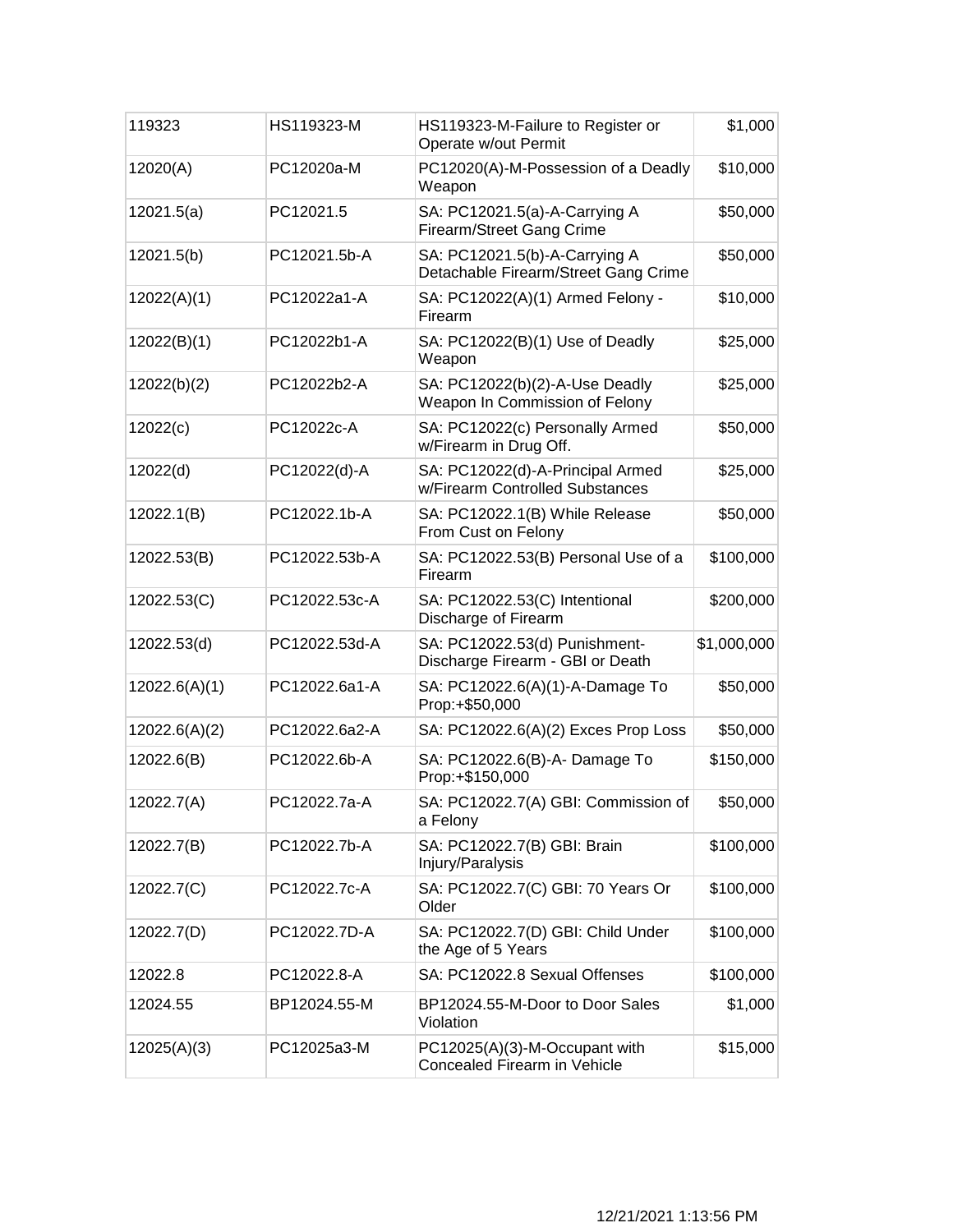| 119323 | HS119323-M | HS119323-M-Failure to Register or Operate w/out Permit | $1,000 |
|---|---|---|---|
| 12020(A) | PC12020a-M | PC12020(A)-M-Possession of a Deadly Weapon | $10,000 |
| 12021.5(a) | PC12021.5 | SA: PC12021.5(a)-A-Carrying A Firearm/Street Gang Crime | $50,000 |
| 12021.5(b) | PC12021.5b-A | SA: PC12021.5(b)-A-Carrying A Detachable Firearm/Street Gang Crime | $50,000 |
| 12022(A)(1) | PC12022a1-A | SA: PC12022(A)(1) Armed Felony - Firearm | $10,000 |
| 12022(B)(1) | PC12022b1-A | SA: PC12022(B)(1) Use of Deadly Weapon | $25,000 |
| 12022(b)(2) | PC12022b2-A | SA: PC12022(b)(2)-A-Use Deadly Weapon In Commission of Felony | $25,000 |
| 12022(c) | PC12022c-A | SA: PC12022(c) Personally Armed w/Firearm in Drug Off. | $50,000 |
| 12022(d) | PC12022(d)-A | SA: PC12022(d)-A-Principal Armed w/Firearm Controlled Substances | $25,000 |
| 12022.1(B) | PC12022.1b-A | SA: PC12022.1(B) While Release From Cust on Felony | $50,000 |
| 12022.53(B) | PC12022.53b-A | SA: PC12022.53(B) Personal Use of a Firearm | $100,000 |
| 12022.53(C) | PC12022.53c-A | SA: PC12022.53(C) Intentional Discharge of Firearm | $200,000 |
| 12022.53(d) | PC12022.53d-A | SA: PC12022.53(d) Punishment- Discharge Firearm - GBI or Death | $1,000,000 |
| 12022.6(A)(1) | PC12022.6a1-A | SA: PC12022.6(A)(1)-A-Damage To Prop:+$50,000 | $50,000 |
| 12022.6(A)(2) | PC12022.6a2-A | SA: PC12022.6(A)(2) Exces Prop Loss | $50,000 |
| 12022.6(B) | PC12022.6b-A | SA: PC12022.6(B)-A- Damage To Prop:+$150,000 | $150,000 |
| 12022.7(A) | PC12022.7a-A | SA: PC12022.7(A) GBI: Commission of a Felony | $50,000 |
| 12022.7(B) | PC12022.7b-A | SA: PC12022.7(B) GBI: Brain Injury/Paralysis | $100,000 |
| 12022.7(C) | PC12022.7c-A | SA: PC12022.7(C) GBI: 70 Years Or Older | $100,000 |
| 12022.7(D) | PC12022.7D-A | SA: PC12022.7(D) GBI: Child Under the Age of 5 Years | $100,000 |
| 12022.8 | PC12022.8-A | SA: PC12022.8 Sexual Offenses | $100,000 |
| 12024.55 | BP12024.55-M | BP12024.55-M-Door to Door Sales Violation | $1,000 |
| 12025(A)(3) | PC12025a3-M | PC12025(A)(3)-M-Occupant with Concealed Firearm in Vehicle | $15,000 |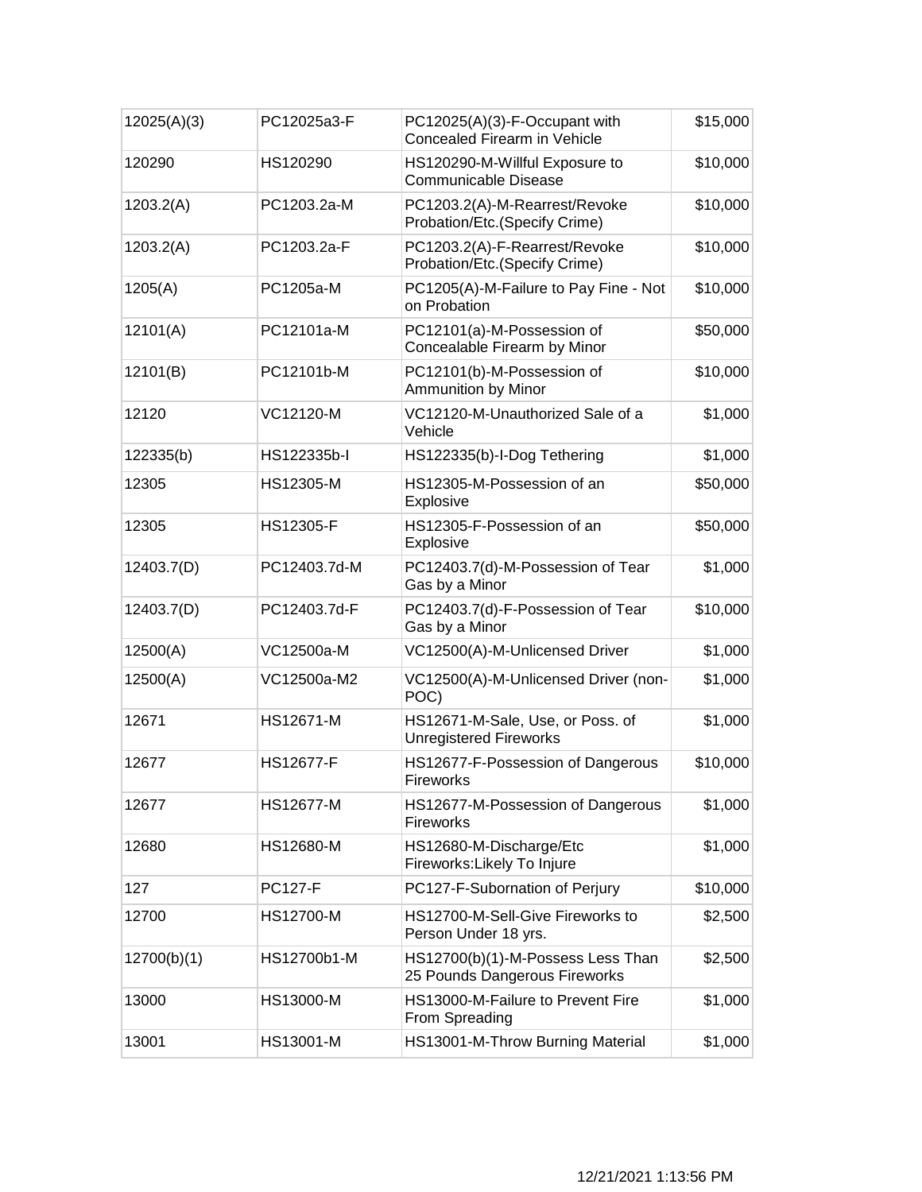| 12025(A)(3) | PC12025a3-F | PC12025(A)(3)-F-Occupant with Concealed Firearm in Vehicle | $15,000 |
|---|---|---|---|
| 120290 | HS120290 | HS120290-M-Willful Exposure to Communicable Disease | $10,000 |
| 1203.2(A) | PC1203.2a-M | PC1203.2(A)-M-Rearrest/Revoke Probation/Etc.(Specify Crime) | $10,000 |
| 1203.2(A) | PC1203.2a-F | PC1203.2(A)-F-Rearrest/Revoke Probation/Etc.(Specify Crime) | $10,000 |
| 1205(A) | PC1205a-M | PC1205(A)-M-Failure to Pay Fine - Not on Probation | $10,000 |
| 12101(A) | PC12101a-M | PC12101(a)-M-Possession of Concealable Firearm by Minor | $50,000 |
| 12101(B) | PC12101b-M | PC12101(b)-M-Possession of Ammunition by Minor | $10,000 |
| 12120 | VC12120-M | VC12120-M-Unauthorized Sale of a Vehicle | $1,000 |
| 122335(b) | HS122335b-I | HS122335(b)-I-Dog Tethering | $1,000 |
| 12305 | HS12305-M | HS12305-M-Possession of an Explosive | $50,000 |
| 12305 | HS12305-F | HS12305-F-Possession of an Explosive | $50,000 |
| 12403.7(D) | PC12403.7d-M | PC12403.7(d)-M-Possession of Tear Gas by a Minor | $1,000 |
| 12403.7(D) | PC12403.7d-F | PC12403.7(d)-F-Possession of Tear Gas by a Minor | $10,000 |
| 12500(A) | VC12500a-M | VC12500(A)-M-Unlicensed Driver | $1,000 |
| 12500(A) | VC12500a-M2 | VC12500(A)-M-Unlicensed Driver (non-POC) | $1,000 |
| 12671 | HS12671-M | HS12671-M-Sale, Use, or Poss. of Unregistered Fireworks | $1,000 |
| 12677 | HS12677-F | HS12677-F-Possession of Dangerous Fireworks | $10,000 |
| 12677 | HS12677-M | HS12677-M-Possession of Dangerous Fireworks | $1,000 |
| 12680 | HS12680-M | HS12680-M-Discharge/Etc Fireworks:Likely To Injure | $1,000 |
| 127 | PC127-F | PC127-F-Subornation of Perjury | $10,000 |
| 12700 | HS12700-M | HS12700-M-Sell-Give Fireworks to Person Under 18 yrs. | $2,500 |
| 12700(b)(1) | HS12700b1-M | HS12700(b)(1)-M-Possess Less Than 25 Pounds Dangerous Fireworks | $2,500 |
| 13000 | HS13000-M | HS13000-M-Failure to Prevent Fire From Spreading | $1,000 |
| 13001 | HS13001-M | HS13001-M-Throw Burning Material | $1,000 |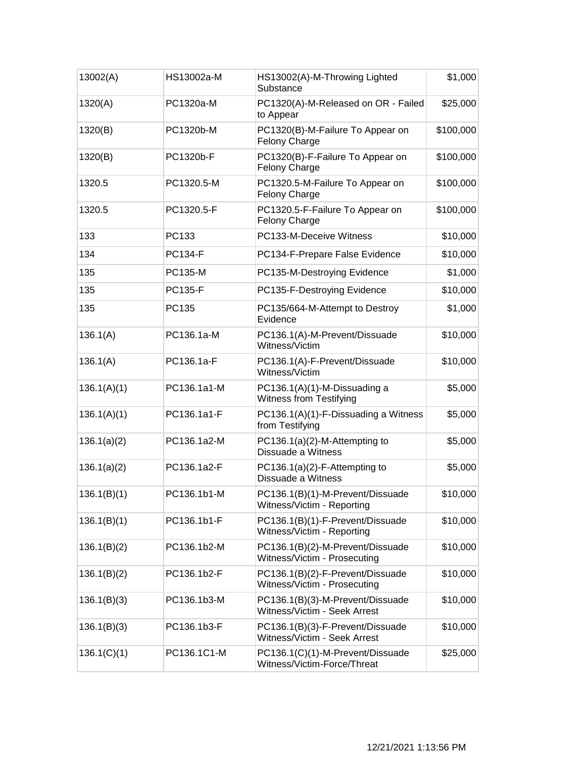| | | | |
|---|---|---|---|
| 13002(A) | HS13002a-M | HS13002(A)-M-Throwing Lighted Substance | $1,000 |
| 1320(A) | PC1320a-M | PC1320(A)-M-Released on OR - Failed to Appear | $25,000 |
| 1320(B) | PC1320b-M | PC1320(B)-M-Failure To Appear on Felony Charge | $100,000 |
| 1320(B) | PC1320b-F | PC1320(B)-F-Failure To Appear on Felony Charge | $100,000 |
| 1320.5 | PC1320.5-M | PC1320.5-M-Failure To Appear on Felony Charge | $100,000 |
| 1320.5 | PC1320.5-F | PC1320.5-F-Failure To Appear on Felony Charge | $100,000 |
| 133 | PC133 | PC133-M-Deceive Witness | $10,000 |
| 134 | PC134-F | PC134-F-Prepare False Evidence | $10,000 |
| 135 | PC135-M | PC135-M-Destroying Evidence | $1,000 |
| 135 | PC135-F | PC135-F-Destroying Evidence | $10,000 |
| 135 | PC135 | PC135/664-M-Attempt to Destroy Evidence | $1,000 |
| 136.1(A) | PC136.1a-M | PC136.1(A)-M-Prevent/Dissuade Witness/Victim | $10,000 |
| 136.1(A) | PC136.1a-F | PC136.1(A)-F-Prevent/Dissuade Witness/Victim | $10,000 |
| 136.1(A)(1) | PC136.1a1-M | PC136.1(A)(1)-M-Dissuading a Witness from Testifying | $5,000 |
| 136.1(A)(1) | PC136.1a1-F | PC136.1(A)(1)-F-Dissuading a Witness from Testifying | $5,000 |
| 136.1(a)(2) | PC136.1a2-M | PC136.1(a)(2)-M-Attempting to Dissuade a Witness | $5,000 |
| 136.1(a)(2) | PC136.1a2-F | PC136.1(a)(2)-F-Attempting to Dissuade a Witness | $5,000 |
| 136.1(B)(1) | PC136.1b1-M | PC136.1(B)(1)-M-Prevent/Dissuade Witness/Victim - Reporting | $10,000 |
| 136.1(B)(1) | PC136.1b1-F | PC136.1(B)(1)-F-Prevent/Dissuade Witness/Victim - Reporting | $10,000 |
| 136.1(B)(2) | PC136.1b2-M | PC136.1(B)(2)-M-Prevent/Dissuade Witness/Victim - Prosecuting | $10,000 |
| 136.1(B)(2) | PC136.1b2-F | PC136.1(B)(2)-F-Prevent/Dissuade Witness/Victim - Prosecuting | $10,000 |
| 136.1(B)(3) | PC136.1b3-M | PC136.1(B)(3)-M-Prevent/Dissuade Witness/Victim - Seek Arrest | $10,000 |
| 136.1(B)(3) | PC136.1b3-F | PC136.1(B)(3)-F-Prevent/Dissuade Witness/Victim - Seek Arrest | $10,000 |
| 136.1(C)(1) | PC136.1C1-M | PC136.1(C)(1)-M-Prevent/Dissuade Witness/Victim-Force/Threat | $25,000 |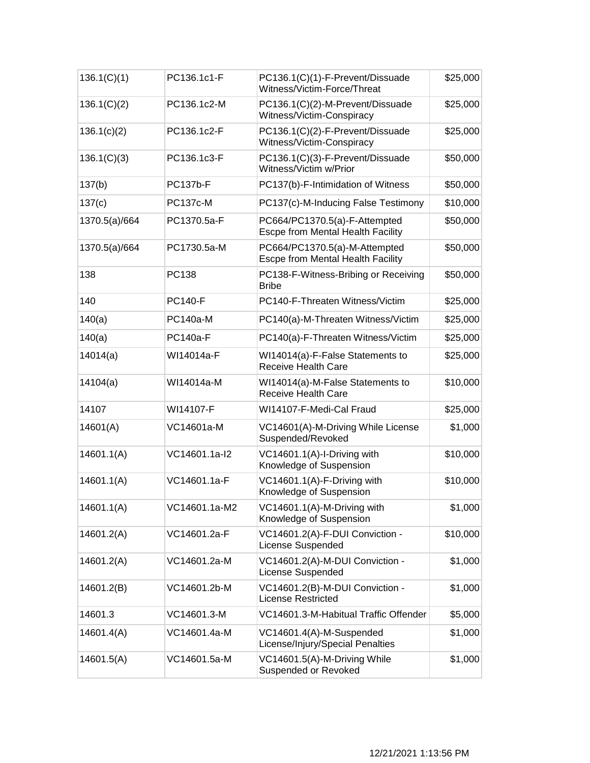| 136.1(C)(1) | PC136.1c1-F | PC136.1(C)(1)-F-Prevent/Dissuade Witness/Victim-Force/Threat | $25,000 |
|---|---|---|---|
| 136.1(C)(2) | PC136.1c2-M | PC136.1(C)(2)-M-Prevent/Dissuade Witness/Victim-Conspiracy | $25,000 |
| 136.1(c)(2) | PC136.1c2-F | PC136.1(C)(2)-F-Prevent/Dissuade Witness/Victim-Conspiracy | $25,000 |
| 136.1(C)(3) | PC136.1c3-F | PC136.1(C)(3)-F-Prevent/Dissuade Witness/Victim w/Prior | $50,000 |
| 137(b) | PC137b-F | PC137(b)-F-Intimidation of Witness | $50,000 |
| 137(c) | PC137c-M | PC137(c)-M-Inducing False Testimony | $10,000 |
| 1370.5(a)/664 | PC1370.5a-F | PC664/PC1370.5(a)-F-Attempted Escpe from Mental Health Facility | $50,000 |
| 1370.5(a)/664 | PC1730.5a-M | PC664/PC1370.5(a)-M-Attempted Escpe from Mental Health Facility | $50,000 |
| 138 | PC138 | PC138-F-Witness-Bribing or Receiving Bribe | $50,000 |
| 140 | PC140-F | PC140-F-Threaten Witness/Victim | $25,000 |
| 140(a) | PC140a-M | PC140(a)-M-Threaten Witness/Victim | $25,000 |
| 140(a) | PC140a-F | PC140(a)-F-Threaten Witness/Victim | $25,000 |
| 14014(a) | WI14014a-F | WI14014(a)-F-False Statements to Receive Health Care | $25,000 |
| 14104(a) | WI14014a-M | WI14014(a)-M-False Statements to Receive Health Care | $10,000 |
| 14107 | WI14107-F | WI14107-F-Medi-Cal Fraud | $25,000 |
| 14601(A) | VC14601a-M | VC14601(A)-M-Driving While License Suspended/Revoked | $1,000 |
| 14601.1(A) | VC14601.1a-I2 | VC14601.1(A)-I-Driving with Knowledge of Suspension | $10,000 |
| 14601.1(A) | VC14601.1a-F | VC14601.1(A)-F-Driving with Knowledge of Suspension | $10,000 |
| 14601.1(A) | VC14601.1a-M2 | VC14601.1(A)-M-Driving with Knowledge of Suspension | $1,000 |
| 14601.2(A) | VC14601.2a-F | VC14601.2(A)-F-DUI Conviction - License Suspended | $10,000 |
| 14601.2(A) | VC14601.2a-M | VC14601.2(A)-M-DUI Conviction - License Suspended | $1,000 |
| 14601.2(B) | VC14601.2b-M | VC14601.2(B)-M-DUI Conviction - License Restricted | $1,000 |
| 14601.3 | VC14601.3-M | VC14601.3-M-Habitual Traffic Offender | $5,000 |
| 14601.4(A) | VC14601.4a-M | VC14601.4(A)-M-Suspended License/Injury/Special Penalties | $1,000 |
| 14601.5(A) | VC14601.5a-M | VC14601.5(A)-M-Driving While Suspended or Revoked | $1,000 |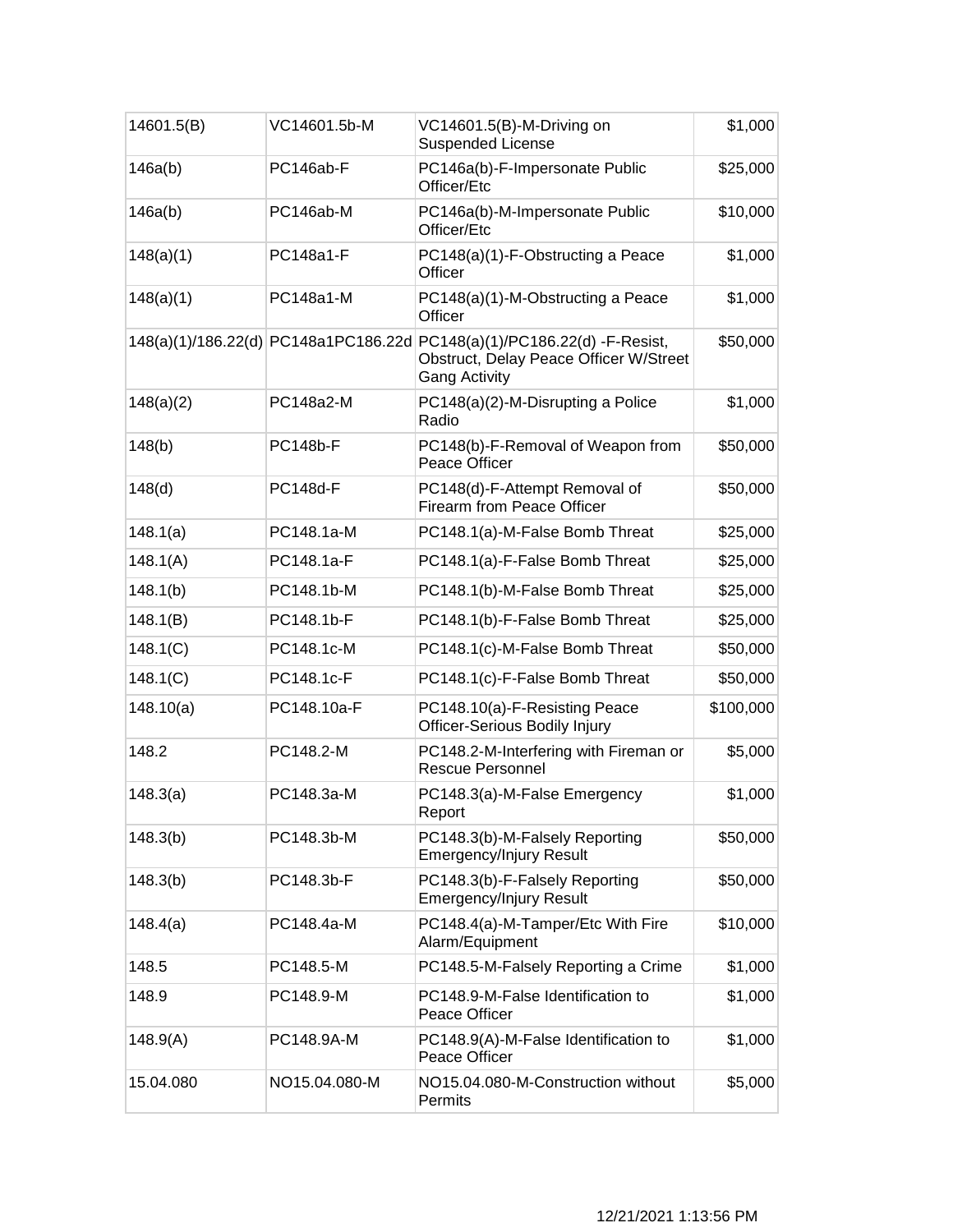| 14601.5(B) | VC14601.5b-M | VC14601.5(B)-M-Driving on Suspended License | $1,000 |
|---|---|---|---|
| 146a(b) | PC146ab-F | PC146a(b)-F-Impersonate Public Officer/Etc | $25,000 |
| 146a(b) | PC146ab-M | PC146a(b)-M-Impersonate Public Officer/Etc | $10,000 |
| 148(a)(1) | PC148a1-F | PC148(a)(1)-F-Obstructing a Peace Officer | $1,000 |
| 148(a)(1) | PC148a1-M | PC148(a)(1)-M-Obstructing a Peace Officer | $1,000 |
| 148(a)(1)/186.22(d) | PC148a1PC186.22d | PC148(a)(1)/PC186.22(d) -F-Resist, Obstruct, Delay Peace Officer W/Street Gang Activity | $50,000 |
| 148(a)(2) | PC148a2-M | PC148(a)(2)-M-Disrupting a Police Radio | $1,000 |
| 148(b) | PC148b-F | PC148(b)-F-Removal of Weapon from Peace Officer | $50,000 |
| 148(d) | PC148d-F | PC148(d)-F-Attempt Removal of Firearm from Peace Officer | $50,000 |
| 148.1(a) | PC148.1a-M | PC148.1(a)-M-False Bomb Threat | $25,000 |
| 148.1(A) | PC148.1a-F | PC148.1(a)-F-False Bomb Threat | $25,000 |
| 148.1(b) | PC148.1b-M | PC148.1(b)-M-False Bomb Threat | $25,000 |
| 148.1(B) | PC148.1b-F | PC148.1(b)-F-False Bomb Threat | $25,000 |
| 148.1(C) | PC148.1c-M | PC148.1(c)-M-False Bomb Threat | $50,000 |
| 148.1(C) | PC148.1c-F | PC148.1(c)-F-False Bomb Threat | $50,000 |
| 148.10(a) | PC148.10a-F | PC148.10(a)-F-Resisting Peace Officer-Serious Bodily Injury | $100,000 |
| 148.2 | PC148.2-M | PC148.2-M-Interfering with Fireman or Rescue Personnel | $5,000 |
| 148.3(a) | PC148.3a-M | PC148.3(a)-M-False Emergency Report | $1,000 |
| 148.3(b) | PC148.3b-M | PC148.3(b)-M-Falsely Reporting Emergency/Injury Result | $50,000 |
| 148.3(b) | PC148.3b-F | PC148.3(b)-F-Falsely Reporting Emergency/Injury Result | $50,000 |
| 148.4(a) | PC148.4a-M | PC148.4(a)-M-Tamper/Etc With Fire Alarm/Equipment | $10,000 |
| 148.5 | PC148.5-M | PC148.5-M-Falsely Reporting a Crime | $1,000 |
| 148.9 | PC148.9-M | PC148.9-M-False Identification to Peace Officer | $1,000 |
| 148.9(A) | PC148.9A-M | PC148.9(A)-M-False Identification to Peace Officer | $1,000 |
| 15.04.080 | NO15.04.080-M | NO15.04.080-M-Construction without Permits | $5,000 |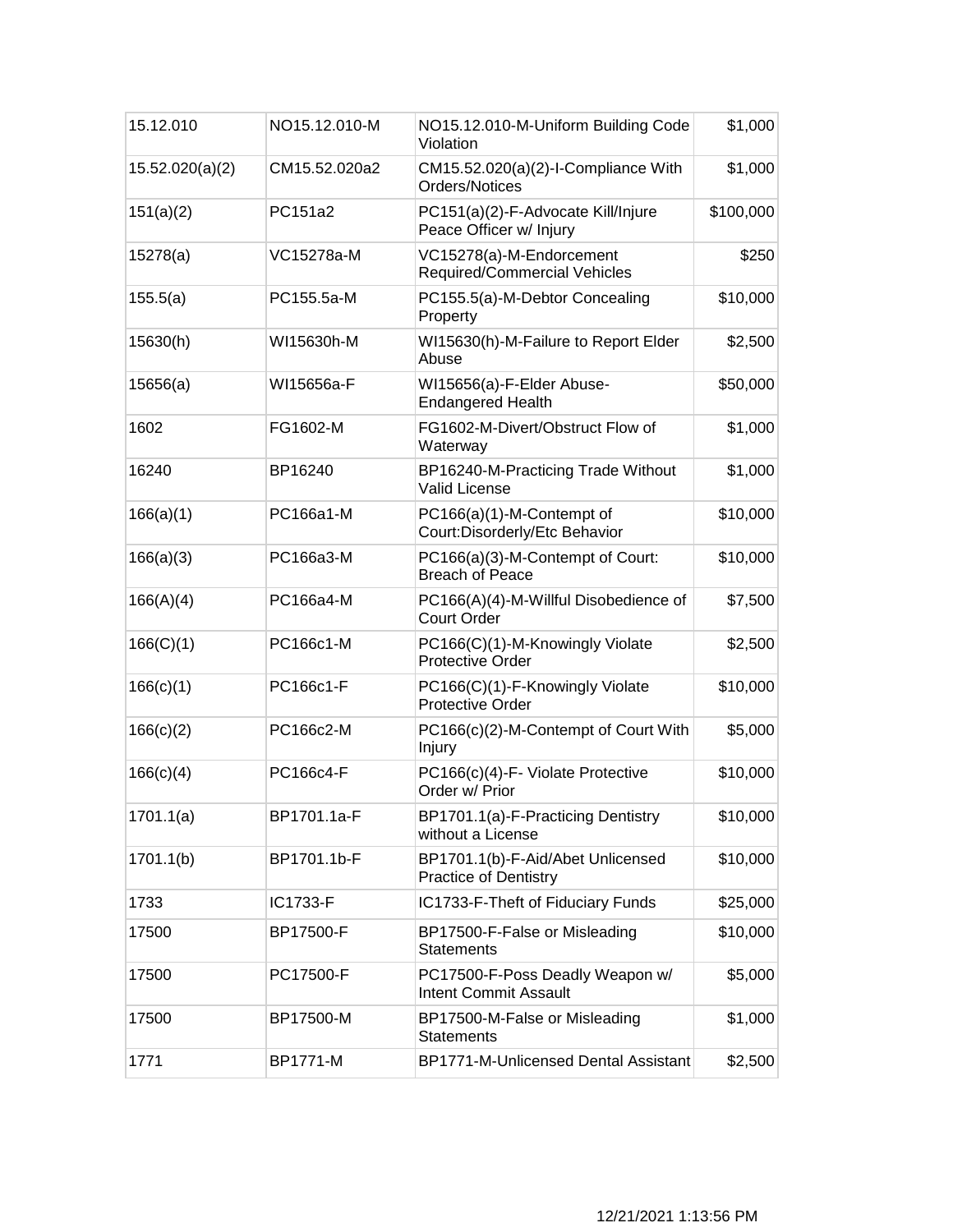| 15.12.010 | NO15.12.010-M | NO15.12.010-M-Uniform Building Code Violation | $1,000 |
|---|---|---|---|
| 15.52.020(a)(2) | CM15.52.020a2 | CM15.52.020(a)(2)-I-Compliance With Orders/Notices | $1,000 |
| 151(a)(2) | PC151a2 | PC151(a)(2)-F-Advocate Kill/Injure Peace Officer w/ Injury | $100,000 |
| 15278(a) | VC15278a-M | VC15278(a)-M-Endorsement Required/Commercial Vehicles | $250 |
| 155.5(a) | PC155.5a-M | PC155.5(a)-M-Debtor Concealing Property | $10,000 |
| 15630(h) | WI15630h-M | WI15630(h)-M-Failure to Report Elder Abuse | $2,500 |
| 15656(a) | WI15656a-F | WI15656(a)-F-Elder Abuse-Endangered Health | $50,000 |
| 1602 | FG1602-M | FG1602-M-Divert/Obstruct Flow of Waterway | $1,000 |
| 16240 | BP16240 | BP16240-M-Practicing Trade Without Valid License | $1,000 |
| 166(a)(1) | PC166a1-M | PC166(a)(1)-M-Contempt of Court:Disorderly/Etc Behavior | $10,000 |
| 166(a)(3) | PC166a3-M | PC166(a)(3)-M-Contempt of Court: Breach of Peace | $10,000 |
| 166(A)(4) | PC166a4-M | PC166(A)(4)-M-Willful Disobedience of Court Order | $7,500 |
| 166(C)(1) | PC166c1-M | PC166(C)(1)-M-Knowingly Violate Protective Order | $2,500 |
| 166(c)(1) | PC166c1-F | PC166(C)(1)-F-Knowingly Violate Protective Order | $10,000 |
| 166(c)(2) | PC166c2-M | PC166(c)(2)-M-Contempt of Court With Injury | $5,000 |
| 166(c)(4) | PC166c4-F | PC166(c)(4)-F- Violate Protective Order w/ Prior | $10,000 |
| 1701.1(a) | BP1701.1a-F | BP1701.1(a)-F-Practicing Dentistry without a License | $10,000 |
| 1701.1(b) | BP1701.1b-F | BP1701.1(b)-F-Aid/Abet Unlicensed Practice of Dentistry | $10,000 |
| 1733 | IC1733-F | IC1733-F-Theft of Fiduciary Funds | $25,000 |
| 17500 | BP17500-F | BP17500-F-False or Misleading Statements | $10,000 |
| 17500 | PC17500-F | PC17500-F-Poss Deadly Weapon w/ Intent Commit Assault | $5,000 |
| 17500 | BP17500-M | BP17500-M-False or Misleading Statements | $1,000 |
| 1771 | BP1771-M | BP1771-M-Unlicensed Dental Assistant | $2,500 |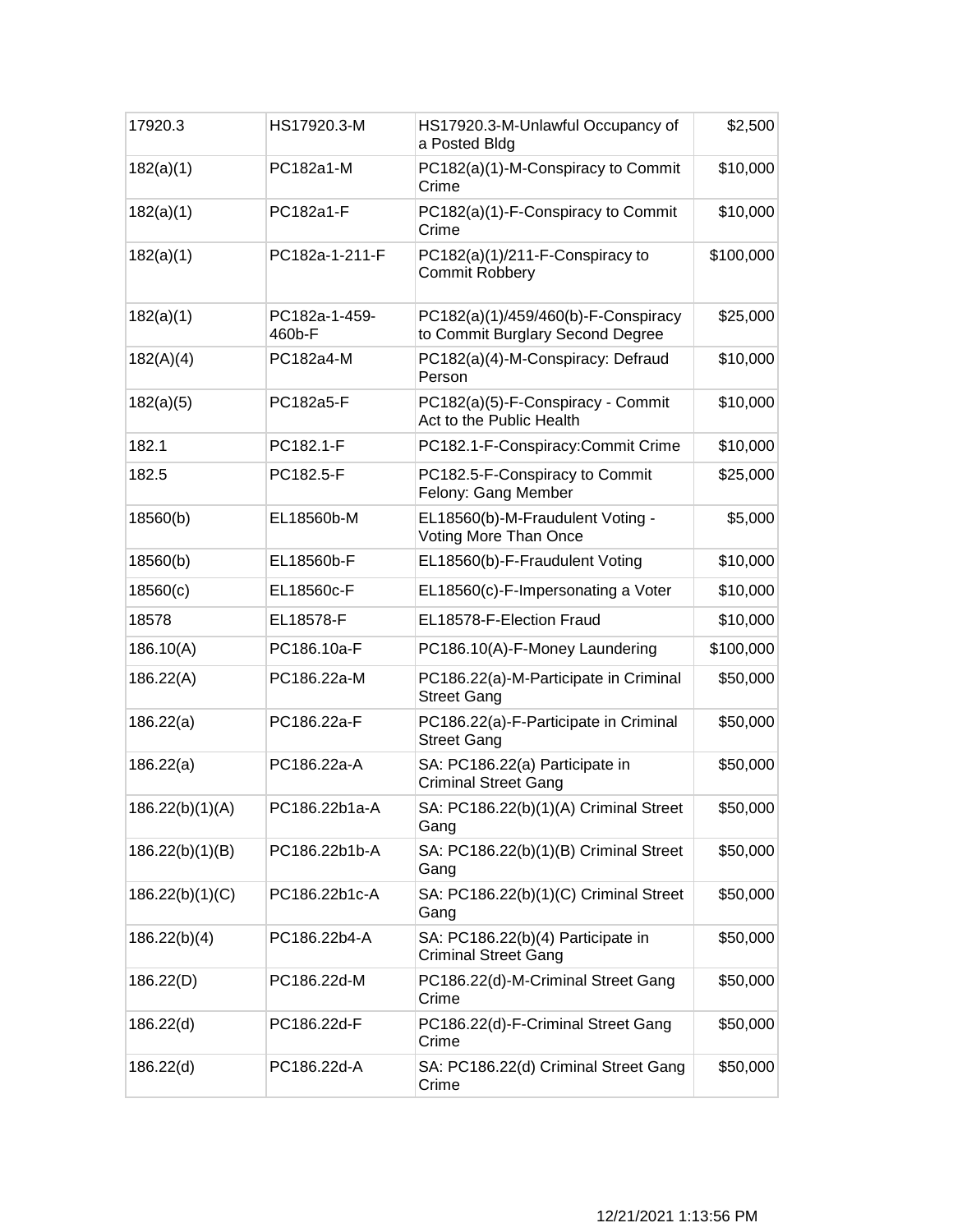| | | | |
|---|---|---|---|
| 17920.3 | HS17920.3-M | HS17920.3-M-Unlawful Occupancy of a Posted Bldg | $2,500 |
| 182(a)(1) | PC182a1-M | PC182(a)(1)-M-Conspiracy to Commit Crime | $10,000 |
| 182(a)(1) | PC182a1-F | PC182(a)(1)-F-Conspiracy to Commit Crime | $10,000 |
| 182(a)(1) | PC182a-1-211-F | PC182(a)(1)/211-F-Conspiracy to Commit Robbery | $100,000 |
| 182(a)(1) | PC182a-1-459-460b-F | PC182(a)(1)/459/460(b)-F-Conspiracy to Commit Burglary Second Degree | $25,000 |
| 182(A)(4) | PC182a4-M | PC182(a)(4)-M-Conspiracy: Defraud Person | $10,000 |
| 182(a)(5) | PC182a5-F | PC182(a)(5)-F-Conspiracy - Commit Act to the Public Health | $10,000 |
| 182.1 | PC182.1-F | PC182.1-F-Conspiracy:Commit Crime | $10,000 |
| 182.5 | PC182.5-F | PC182.5-F-Conspiracy to Commit Felony: Gang Member | $25,000 |
| 18560(b) | EL18560b-M | EL18560(b)-M-Fraudulent Voting - Voting More Than Once | $5,000 |
| 18560(b) | EL18560b-F | EL18560(b)-F-Fraudulent Voting | $10,000 |
| 18560(c) | EL18560c-F | EL18560(c)-F-Impersonating a Voter | $10,000 |
| 18578 | EL18578-F | EL18578-F-Election Fraud | $10,000 |
| 186.10(A) | PC186.10a-F | PC186.10(A)-F-Money Laundering | $100,000 |
| 186.22(A) | PC186.22a-M | PC186.22(a)-M-Participate in Criminal Street Gang | $50,000 |
| 186.22(a) | PC186.22a-F | PC186.22(a)-F-Participate in Criminal Street Gang | $50,000 |
| 186.22(a) | PC186.22a-A | SA: PC186.22(a) Participate in Criminal Street Gang | $50,000 |
| 186.22(b)(1)(A) | PC186.22b1a-A | SA: PC186.22(b)(1)(A) Criminal Street Gang | $50,000 |
| 186.22(b)(1)(B) | PC186.22b1b-A | SA: PC186.22(b)(1)(B) Criminal Street Gang | $50,000 |
| 186.22(b)(1)(C) | PC186.22b1c-A | SA: PC186.22(b)(1)(C) Criminal Street Gang | $50,000 |
| 186.22(b)(4) | PC186.22b4-A | SA: PC186.22(b)(4) Participate in Criminal Street Gang | $50,000 |
| 186.22(D) | PC186.22d-M | PC186.22(d)-M-Criminal Street Gang Crime | $50,000 |
| 186.22(d) | PC186.22d-F | PC186.22(d)-F-Criminal Street Gang Crime | $50,000 |
| 186.22(d) | PC186.22d-A | SA: PC186.22(d) Criminal Street Gang Crime | $50,000 |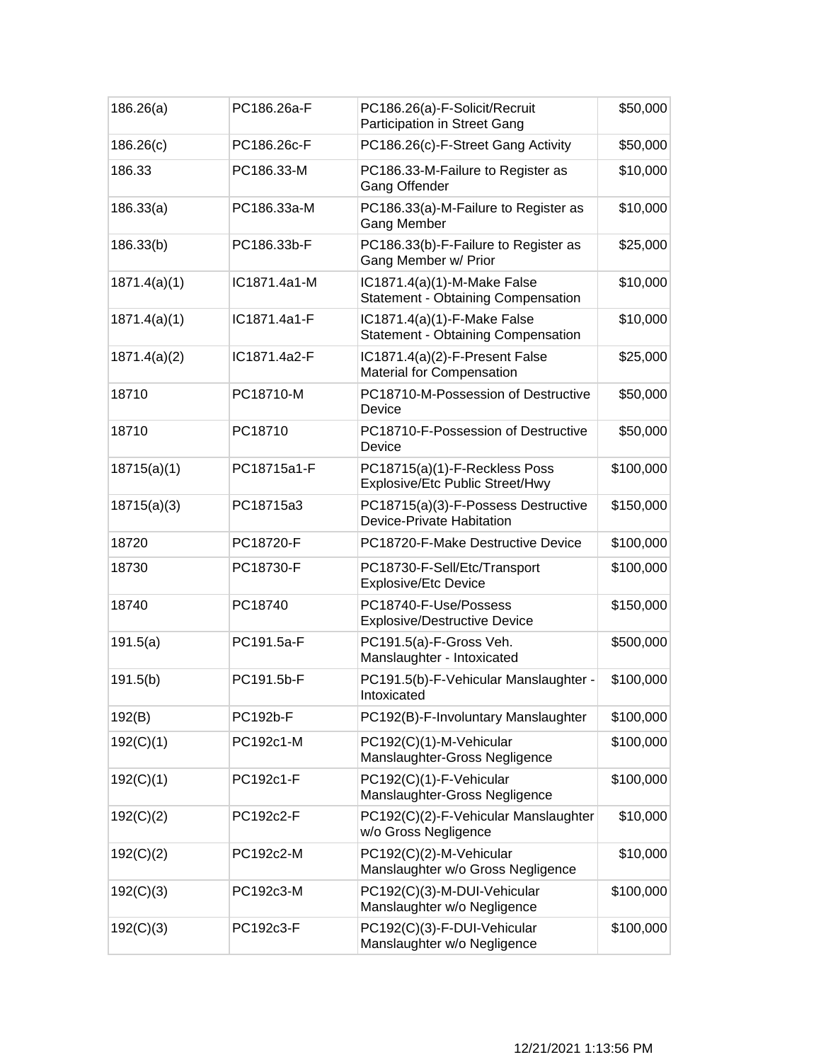| 186.26(a) | PC186.26a-F | PC186.26(a)-F-Solicit/Recruit Participation in Street Gang | $50,000 |
|---|---|---|---|
| 186.26(c) | PC186.26c-F | PC186.26(c)-F-Street Gang Activity | $50,000 |
| 186.33 | PC186.33-M | PC186.33-M-Failure to Register as Gang Offender | $10,000 |
| 186.33(a) | PC186.33a-M | PC186.33(a)-M-Failure to Register as Gang Member | $10,000 |
| 186.33(b) | PC186.33b-F | PC186.33(b)-F-Failure to Register as Gang Member w/ Prior | $25,000 |
| 1871.4(a)(1) | IC1871.4a1-M | IC1871.4(a)(1)-M-Make False Statement - Obtaining Compensation | $10,000 |
| 1871.4(a)(1) | IC1871.4a1-F | IC1871.4(a)(1)-F-Make False Statement - Obtaining Compensation | $10,000 |
| 1871.4(a)(2) | IC1871.4a2-F | IC1871.4(a)(2)-F-Present False Material for Compensation | $25,000 |
| 18710 | PC18710-M | PC18710-M-Possession of Destructive Device | $50,000 |
| 18710 | PC18710 | PC18710-F-Possession of Destructive Device | $50,000 |
| 18715(a)(1) | PC18715a1-F | PC18715(a)(1)-F-Reckless Poss Explosive/Etc Public Street/Hwy | $100,000 |
| 18715(a)(3) | PC18715a3 | PC18715(a)(3)-F-Possess Destructive Device-Private Habitation | $150,000 |
| 18720 | PC18720-F | PC18720-F-Make Destructive Device | $100,000 |
| 18730 | PC18730-F | PC18730-F-Sell/Etc/Transport Explosive/Etc Device | $100,000 |
| 18740 | PC18740 | PC18740-F-Use/Possess Explosive/Destructive Device | $150,000 |
| 191.5(a) | PC191.5a-F | PC191.5(a)-F-Gross Veh. Manslaughter - Intoxicated | $500,000 |
| 191.5(b) | PC191.5b-F | PC191.5(b)-F-Vehicular Manslaughter - Intoxicated | $100,000 |
| 192(B) | PC192b-F | PC192(B)-F-Involuntary Manslaughter | $100,000 |
| 192(C)(1) | PC192c1-M | PC192(C)(1)-M-Vehicular Manslaughter-Gross Negligence | $100,000 |
| 192(C)(1) | PC192c1-F | PC192(C)(1)-F-Vehicular Manslaughter-Gross Negligence | $100,000 |
| 192(C)(2) | PC192c2-F | PC192(C)(2)-F-Vehicular Manslaughter w/o Gross Negligence | $10,000 |
| 192(C)(2) | PC192c2-M | PC192(C)(2)-M-Vehicular Manslaughter w/o Gross Negligence | $10,000 |
| 192(C)(3) | PC192c3-M | PC192(C)(3)-M-DUI-Vehicular Manslaughter w/o Negligence | $100,000 |
| 192(C)(3) | PC192c3-F | PC192(C)(3)-F-DUI-Vehicular Manslaughter w/o Negligence | $100,000 |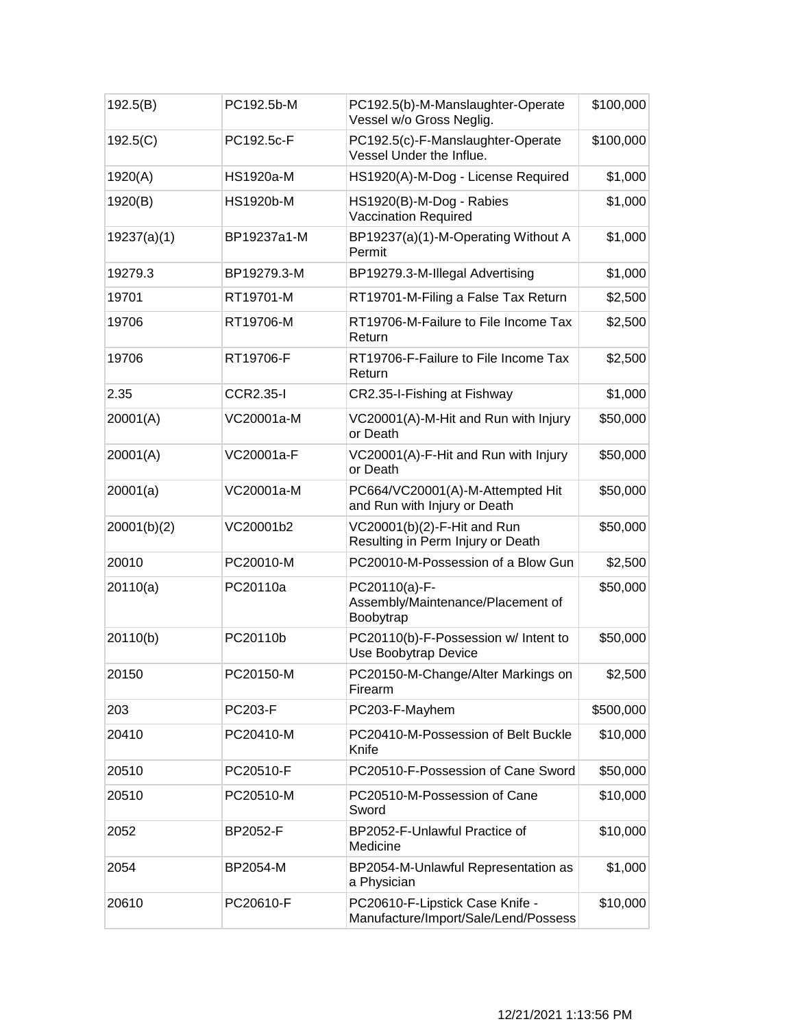| 192.5(B) | PC192.5b-M | PC192.5(b)-M-Manslaughter-Operate Vessel w/o Gross Neglig. | $100,000 |
|---|---|---|---|
| 192.5(C) | PC192.5c-F | PC192.5(c)-F-Manslaughter-Operate Vessel Under the Influe. | $100,000 |
| 1920(A) | HS1920a-M | HS1920(A)-M-Dog - License Required | $1,000 |
| 1920(B) | HS1920b-M | HS1920(B)-M-Dog - Rabies Vaccination Required | $1,000 |
| 19237(a)(1) | BP19237a1-M | BP19237(a)(1)-M-Operating Without A Permit | $1,000 |
| 19279.3 | BP19279.3-M | BP19279.3-M-Illegal Advertising | $1,000 |
| 19701 | RT19701-M | RT19701-M-Filing a False Tax Return | $2,500 |
| 19706 | RT19706-M | RT19706-M-Failure to File Income Tax Return | $2,500 |
| 19706 | RT19706-F | RT19706-F-Failure to File Income Tax Return | $2,500 |
| 2.35 | CCR2.35-I | CR2.35-I-Fishing at Fishway | $1,000 |
| 20001(A) | VC20001a-M | VC20001(A)-M-Hit and Run with Injury or Death | $50,000 |
| 20001(A) | VC20001a-F | VC20001(A)-F-Hit and Run with Injury or Death | $50,000 |
| 20001(a) | VC20001a-M | PC664/VC20001(A)-M-Attempted Hit and Run with Injury or Death | $50,000 |
| 20001(b)(2) | VC20001b2 | VC20001(b)(2)-F-Hit and Run Resulting in Perm Injury or Death | $50,000 |
| 20010 | PC20010-M | PC20010-M-Possession of a Blow Gun | $2,500 |
| 20110(a) | PC20110a | PC20110(a)-F-Assembly/Maintenance/Placement of Boobytrap | $50,000 |
| 20110(b) | PC20110b | PC20110(b)-F-Possession w/ Intent to Use Boobytrap Device | $50,000 |
| 20150 | PC20150-M | PC20150-M-Change/Alter Markings on Firearm | $2,500 |
| 203 | PC203-F | PC203-F-Mayhem | $500,000 |
| 20410 | PC20410-M | PC20410-M-Possession of Belt Buckle Knife | $10,000 |
| 20510 | PC20510-F | PC20510-F-Possession of Cane Sword | $50,000 |
| 20510 | PC20510-M | PC20510-M-Possession of Cane Sword | $10,000 |
| 2052 | BP2052-F | BP2052-F-Unlawful Practice of Medicine | $10,000 |
| 2054 | BP2054-M | BP2054-M-Unlawful Representation as a Physician | $1,000 |
| 20610 | PC20610-F | PC20610-F-Lipstick Case Knife - Manufacture/Import/Sale/Lend/Possess | $10,000 |

12/21/2021 1:13:56 PM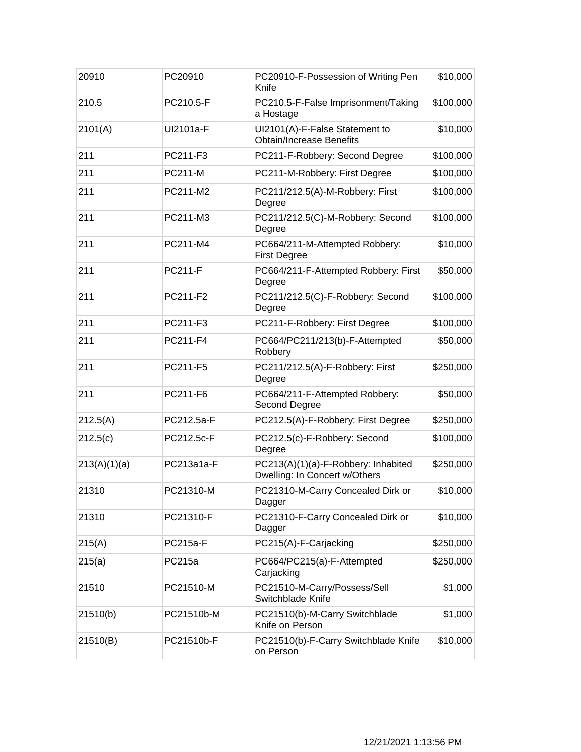| 20910 | PC20910 | PC20910-F-Possession of Writing Pen Knife | $10,000 |
|---|---|---|---|
| 210.5 | PC210.5-F | PC210.5-F-False Imprisonment/Taking a Hostage | $100,000 |
| 2101(A) | UI2101a-F | UI2101(A)-F-False Statement to Obtain/Increase Benefits | $10,000 |
| 211 | PC211-F3 | PC211-F-Robbery: Second Degree | $100,000 |
| 211 | PC211-M | PC211-M-Robbery: First Degree | $100,000 |
| 211 | PC211-M2 | PC211/212.5(A)-M-Robbery: First Degree | $100,000 |
| 211 | PC211-M3 | PC211/212.5(C)-M-Robbery: Second Degree | $100,000 |
| 211 | PC211-M4 | PC664/211-M-Attempted Robbery: First Degree | $10,000 |
| 211 | PC211-F | PC664/211-F-Attempted Robbery: First Degree | $50,000 |
| 211 | PC211-F2 | PC211/212.5(C)-F-Robbery: Second Degree | $100,000 |
| 211 | PC211-F3 | PC211-F-Robbery: First Degree | $100,000 |
| 211 | PC211-F4 | PC664/PC211/213(b)-F-Attempted Robbery | $50,000 |
| 211 | PC211-F5 | PC211/212.5(A)-F-Robbery: First Degree | $250,000 |
| 211 | PC211-F6 | PC664/211-F-Attempted Robbery: Second Degree | $50,000 |
| 212.5(A) | PC212.5a-F | PC212.5(A)-F-Robbery: First Degree | $250,000 |
| 212.5(c) | PC212.5c-F | PC212.5(c)-F-Robbery: Second Degree | $100,000 |
| 213(A)(1)(a) | PC213a1a-F | PC213(A)(1)(a)-F-Robbery: Inhabited Dwelling: In Concert w/Others | $250,000 |
| 21310 | PC21310-M | PC21310-M-Carry Concealed Dirk or Dagger | $10,000 |
| 21310 | PC21310-F | PC21310-F-Carry Concealed Dirk or Dagger | $10,000 |
| 215(A) | PC215a-F | PC215(A)-F-Carjacking | $250,000 |
| 215(a) | PC215a | PC664/PC215(a)-F-Attempted Carjacking | $250,000 |
| 21510 | PC21510-M | PC21510-M-Carry/Possess/Sell Switchblade Knife | $1,000 |
| 21510(b) | PC21510b-M | PC21510(b)-M-Carry Switchblade Knife on Person | $1,000 |
| 21510(B) | PC21510b-F | PC21510(b)-F-Carry Switchblade Knife on Person | $10,000 |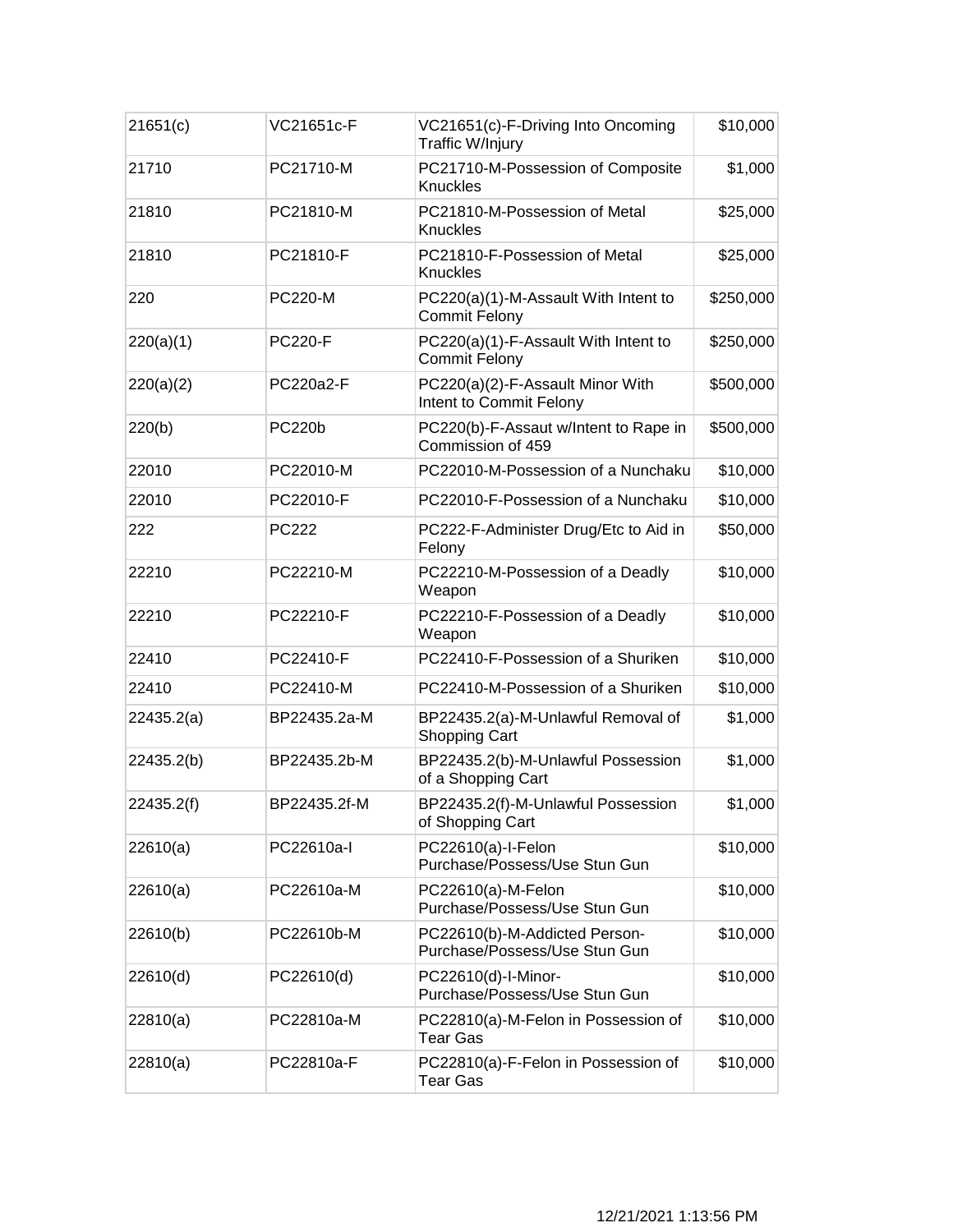| 21651(c) | VC21651c-F | VC21651(c)-F-Driving Into Oncoming Traffic W/Injury | $10,000 |
|---|---|---|---|
| 21710 | PC21710-M | PC21710-M-Possession of Composite Knuckles | $1,000 |
| 21810 | PC21810-M | PC21810-M-Possession of Metal Knuckles | $25,000 |
| 21810 | PC21810-F | PC21810-F-Possession of Metal Knuckles | $25,000 |
| 220 | PC220-M | PC220(a)(1)-M-Assault With Intent to Commit Felony | $250,000 |
| 220(a)(1) | PC220-F | PC220(a)(1)-F-Assault With Intent to Commit Felony | $250,000 |
| 220(a)(2) | PC220a2-F | PC220(a)(2)-F-Assault Minor With Intent to Commit Felony | $500,000 |
| 220(b) | PC220b | PC220(b)-F-Assaut w/Intent to Rape in Commission of 459 | $500,000 |
| 22010 | PC22010-M | PC22010-M-Possession of a Nunchaku | $10,000 |
| 22010 | PC22010-F | PC22010-F-Possession of a Nunchaku | $10,000 |
| 222 | PC222 | PC222-F-Administer Drug/Etc to Aid in Felony | $50,000 |
| 22210 | PC22210-M | PC22210-M-Possession of a Deadly Weapon | $10,000 |
| 22210 | PC22210-F | PC22210-F-Possession of a Deadly Weapon | $10,000 |
| 22410 | PC22410-F | PC22410-F-Possession of a Shuriken | $10,000 |
| 22410 | PC22410-M | PC22410-M-Possession of a Shuriken | $10,000 |
| 22435.2(a) | BP22435.2a-M | BP22435.2(a)-M-Unlawful Removal of Shopping Cart | $1,000 |
| 22435.2(b) | BP22435.2b-M | BP22435.2(b)-M-Unlawful Possession of a Shopping Cart | $1,000 |
| 22435.2(f) | BP22435.2f-M | BP22435.2(f)-M-Unlawful Possession of Shopping Cart | $1,000 |
| 22610(a) | PC22610a-I | PC22610(a)-I-Felon Purchase/Possess/Use Stun Gun | $10,000 |
| 22610(a) | PC22610a-M | PC22610(a)-M-Felon Purchase/Possess/Use Stun Gun | $10,000 |
| 22610(b) | PC22610b-M | PC22610(b)-M-Addicted Person-Purchase/Possess/Use Stun Gun | $10,000 |
| 22610(d) | PC22610(d) | PC22610(d)-I-Minor-Purchase/Possess/Use Stun Gun | $10,000 |
| 22810(a) | PC22810a-M | PC22810(a)-M-Felon in Possession of Tear Gas | $10,000 |
| 22810(a) | PC22810a-F | PC22810(a)-F-Felon in Possession of Tear Gas | $10,000 |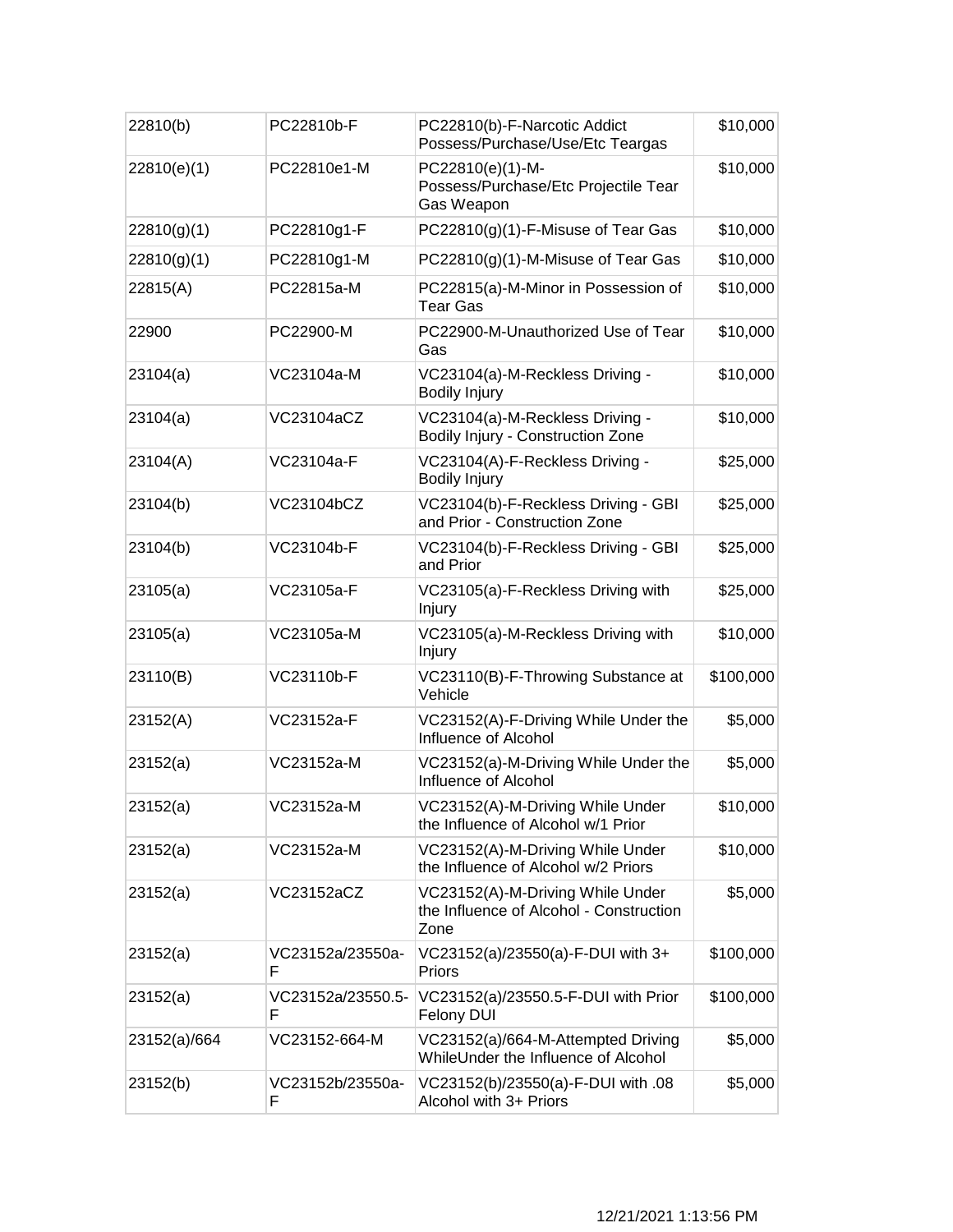| 22810(b) | PC22810b-F | PC22810(b)-F-Narcotic Addict Possess/Purchase/Use/Etc Teargas | $10,000 |
|---|---|---|---|
| 22810(e)(1) | PC22810e1-M | PC22810(e)(1)-M-Possess/Purchase/Etc Projectile Tear Gas Weapon | $10,000 |
| 22810(g)(1) | PC22810g1-F | PC22810(g)(1)-F-Misuse of Tear Gas | $10,000 |
| 22810(g)(1) | PC22810g1-M | PC22810(g)(1)-M-Misuse of Tear Gas | $10,000 |
| 22815(A) | PC22815a-M | PC22815(a)-M-Minor in Possession of Tear Gas | $10,000 |
| 22900 | PC22900-M | PC22900-M-Unauthorized Use of Tear Gas | $10,000 |
| 23104(a) | VC23104a-M | VC23104(a)-M-Reckless Driving - Bodily Injury | $10,000 |
| 23104(a) | VC23104aCZ | VC23104(a)-M-Reckless Driving - Bodily Injury - Construction Zone | $10,000 |
| 23104(A) | VC23104a-F | VC23104(A)-F-Reckless Driving - Bodily Injury | $25,000 |
| 23104(b) | VC23104bCZ | VC23104(b)-F-Reckless Driving - GBI and Prior - Construction Zone | $25,000 |
| 23104(b) | VC23104b-F | VC23104(b)-F-Reckless Driving - GBI and Prior | $25,000 |
| 23105(a) | VC23105a-F | VC23105(a)-F-Reckless Driving with Injury | $25,000 |
| 23105(a) | VC23105a-M | VC23105(a)-M-Reckless Driving with Injury | $10,000 |
| 23110(B) | VC23110b-F | VC23110(B)-F-Throwing Substance at Vehicle | $100,000 |
| 23152(A) | VC23152a-F | VC23152(A)-F-Driving While Under the Influence of Alcohol | $5,000 |
| 23152(a) | VC23152a-M | VC23152(a)-M-Driving While Under the Influence of Alcohol | $5,000 |
| 23152(a) | VC23152a-M | VC23152(A)-M-Driving While Under the Influence of Alcohol w/1 Prior | $10,000 |
| 23152(a) | VC23152a-M | VC23152(A)-M-Driving While Under the Influence of Alcohol w/2 Priors | $10,000 |
| 23152(a) | VC23152aCZ | VC23152(A)-M-Driving While Under the Influence of Alcohol - Construction Zone | $5,000 |
| 23152(a) | VC23152a/23550a-F | VC23152(a)/23550(a)-F-DUI with 3+ Priors | $100,000 |
| 23152(a) | VC23152a/23550.5-F | VC23152(a)/23550.5-F-DUI with Prior Felony DUI | $100,000 |
| 23152(a)/664 | VC23152-664-M | VC23152(a)/664-M-Attempted Driving WhileUnder the Influence of Alcohol | $5,000 |
| 23152(b) | VC23152b/23550a-F | VC23152(b)/23550(a)-F-DUI with .08 Alcohol with 3+ Priors | $5,000 |

12/21/2021 1:13:56 PM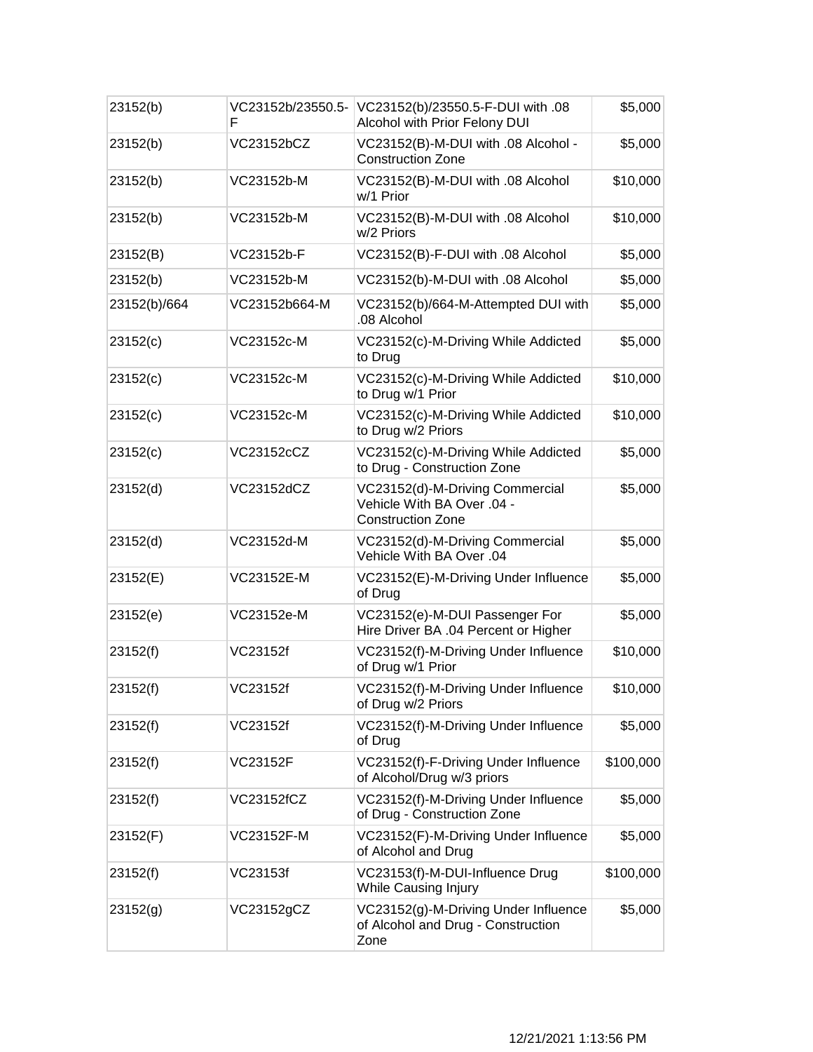| 23152(b) | VC23152b/23550.5-F | VC23152(b)/23550.5-F-DUI with .08 Alcohol with Prior Felony DUI | $5,000 |
|---|---|---|---|
| 23152(b) | VC23152bCZ | VC23152(B)-M-DUI with .08 Alcohol - Construction Zone | $5,000 |
| 23152(b) | VC23152b-M | VC23152(B)-M-DUI with .08 Alcohol w/1 Prior | $10,000 |
| 23152(b) | VC23152b-M | VC23152(B)-M-DUI with .08 Alcohol w/2 Priors | $10,000 |
| 23152(B) | VC23152b-F | VC23152(B)-F-DUI with .08 Alcohol | $5,000 |
| 23152(b) | VC23152b-M | VC23152(b)-M-DUI with .08 Alcohol | $5,000 |
| 23152(b)/664 | VC23152b664-M | VC23152(b)/664-M-Attempted DUI with .08 Alcohol | $5,000 |
| 23152(c) | VC23152c-M | VC23152(c)-M-Driving While Addicted to Drug | $5,000 |
| 23152(c) | VC23152c-M | VC23152(c)-M-Driving While Addicted to Drug w/1 Prior | $10,000 |
| 23152(c) | VC23152c-M | VC23152(c)-M-Driving While Addicted to Drug w/2 Priors | $10,000 |
| 23152(c) | VC23152cCZ | VC23152(c)-M-Driving While Addicted to Drug - Construction Zone | $5,000 |
| 23152(d) | VC23152dCZ | VC23152(d)-M-Driving Commercial Vehicle With BA Over .04 - Construction Zone | $5,000 |
| 23152(d) | VC23152d-M | VC23152(d)-M-Driving Commercial Vehicle With BA Over .04 | $5,000 |
| 23152(E) | VC23152E-M | VC23152(E)-M-Driving Under Influence of Drug | $5,000 |
| 23152(e) | VC23152e-M | VC23152(e)-M-DUI Passenger For Hire Driver BA .04 Percent or Higher | $5,000 |
| 23152(f) | VC23152f | VC23152(f)-M-Driving Under Influence of Drug w/1 Prior | $10,000 |
| 23152(f) | VC23152f | VC23152(f)-M-Driving Under Influence of Drug w/2 Priors | $10,000 |
| 23152(f) | VC23152f | VC23152(f)-M-Driving Under Influence of Drug | $5,000 |
| 23152(f) | VC23152F | VC23152(f)-F-Driving Under Influence of Alcohol/Drug w/3 priors | $100,000 |
| 23152(f) | VC23152fCZ | VC23152(f)-M-Driving Under Influence of Drug - Construction Zone | $5,000 |
| 23152(F) | VC23152F-M | VC23152(F)-M-Driving Under Influence of Alcohol and Drug | $5,000 |
| 23152(f) | VC23153f | VC23153(f)-M-DUI-Influence Drug While Causing Injury | $100,000 |
| 23152(g) | VC23152gCZ | VC23152(g)-M-Driving Under Influence of Alcohol and Drug - Construction Zone | $5,000 |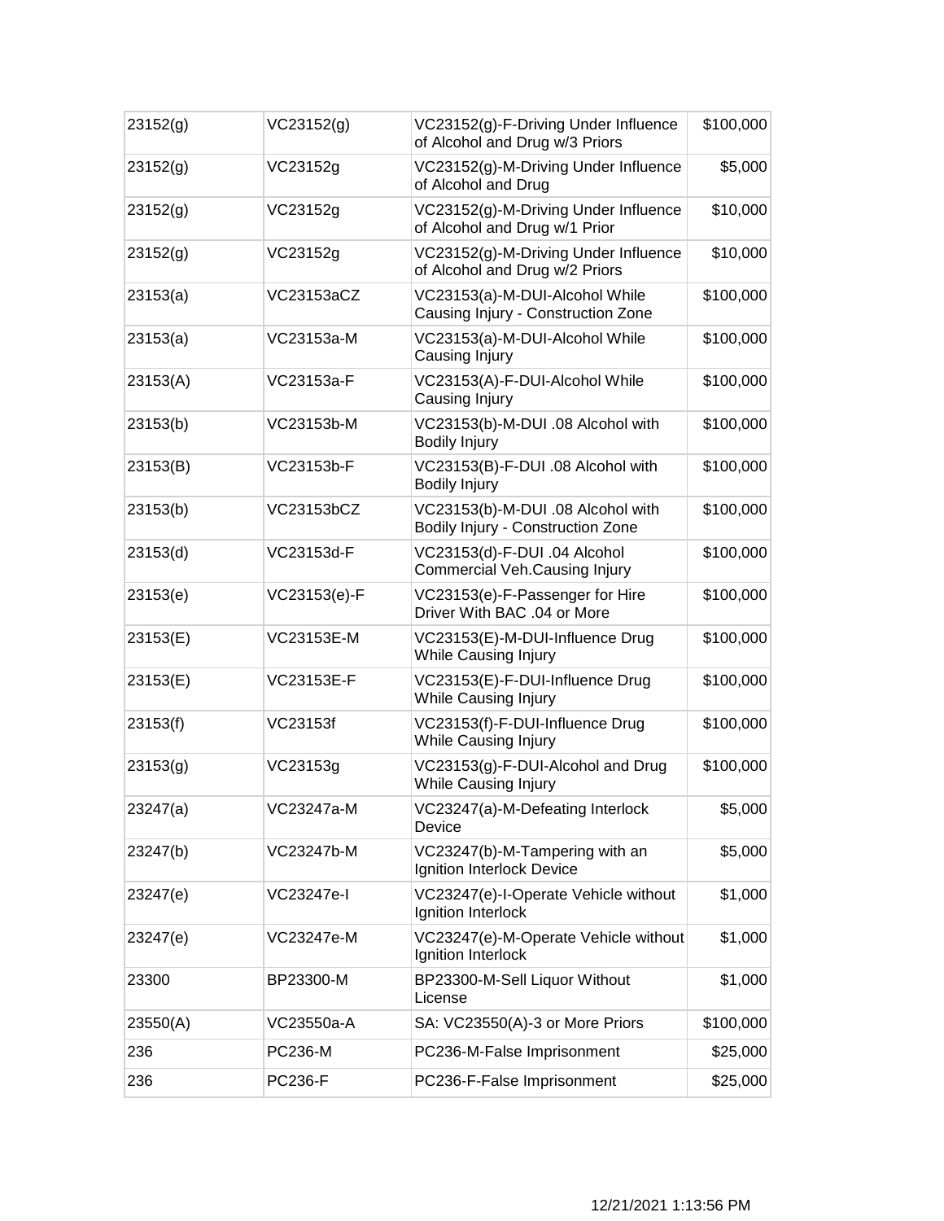| 23152(g) | VC23152(g) | VC23152(g)-F-Driving Under Influence of Alcohol and Drug w/3 Priors | $100,000 |
|---|---|---|---|
| 23152(g) | VC23152g | VC23152(g)-M-Driving Under Influence of Alcohol and Drug | $5,000 |
| 23152(g) | VC23152g | VC23152(g)-M-Driving Under Influence of Alcohol and Drug w/1 Prior | $10,000 |
| 23152(g) | VC23152g | VC23152(g)-M-Driving Under Influence of Alcohol and Drug w/2 Priors | $10,000 |
| 23153(a) | VC23153aCZ | VC23153(a)-M-DUI-Alcohol While Causing Injury - Construction Zone | $100,000 |
| 23153(a) | VC23153a-M | VC23153(a)-M-DUI-Alcohol While Causing Injury | $100,000 |
| 23153(A) | VC23153a-F | VC23153(A)-F-DUI-Alcohol While Causing Injury | $100,000 |
| 23153(b) | VC23153b-M | VC23153(b)-M-DUI .08 Alcohol with Bodily Injury | $100,000 |
| 23153(B) | VC23153b-F | VC23153(B)-F-DUI .08 Alcohol with Bodily Injury | $100,000 |
| 23153(b) | VC23153bCZ | VC23153(b)-M-DUI .08 Alcohol with Bodily Injury - Construction Zone | $100,000 |
| 23153(d) | VC23153d-F | VC23153(d)-F-DUI .04 Alcohol Commercial Veh.Causing Injury | $100,000 |
| 23153(e) | VC23153(e)-F | VC23153(e)-F-Passenger for Hire Driver With BAC .04 or More | $100,000 |
| 23153(E) | VC23153E-M | VC23153(E)-M-DUI-Influence Drug While Causing Injury | $100,000 |
| 23153(E) | VC23153E-F | VC23153(E)-F-DUI-Influence Drug While Causing Injury | $100,000 |
| 23153(f) | VC23153f | VC23153(f)-F-DUI-Influence Drug While Causing Injury | $100,000 |
| 23153(g) | VC23153g | VC23153(g)-F-DUI-Alcohol and Drug While Causing Injury | $100,000 |
| 23247(a) | VC23247a-M | VC23247(a)-M-Defeating Interlock Device | $5,000 |
| 23247(b) | VC23247b-M | VC23247(b)-M-Tampering with an Ignition Interlock Device | $5,000 |
| 23247(e) | VC23247e-I | VC23247(e)-I-Operate Vehicle without Ignition Interlock | $1,000 |
| 23247(e) | VC23247e-M | VC23247(e)-M-Operate Vehicle without Ignition Interlock | $1,000 |
| 23300 | BP23300-M | BP23300-M-Sell Liquor Without License | $1,000 |
| 23550(A) | VC23550a-A | SA: VC23550(A)-3 or More Priors | $100,000 |
| 236 | PC236-M | PC236-M-False Imprisonment | $25,000 |
| 236 | PC236-F | PC236-F-False Imprisonment | $25,000 |

12/21/2021 1:13:56 PM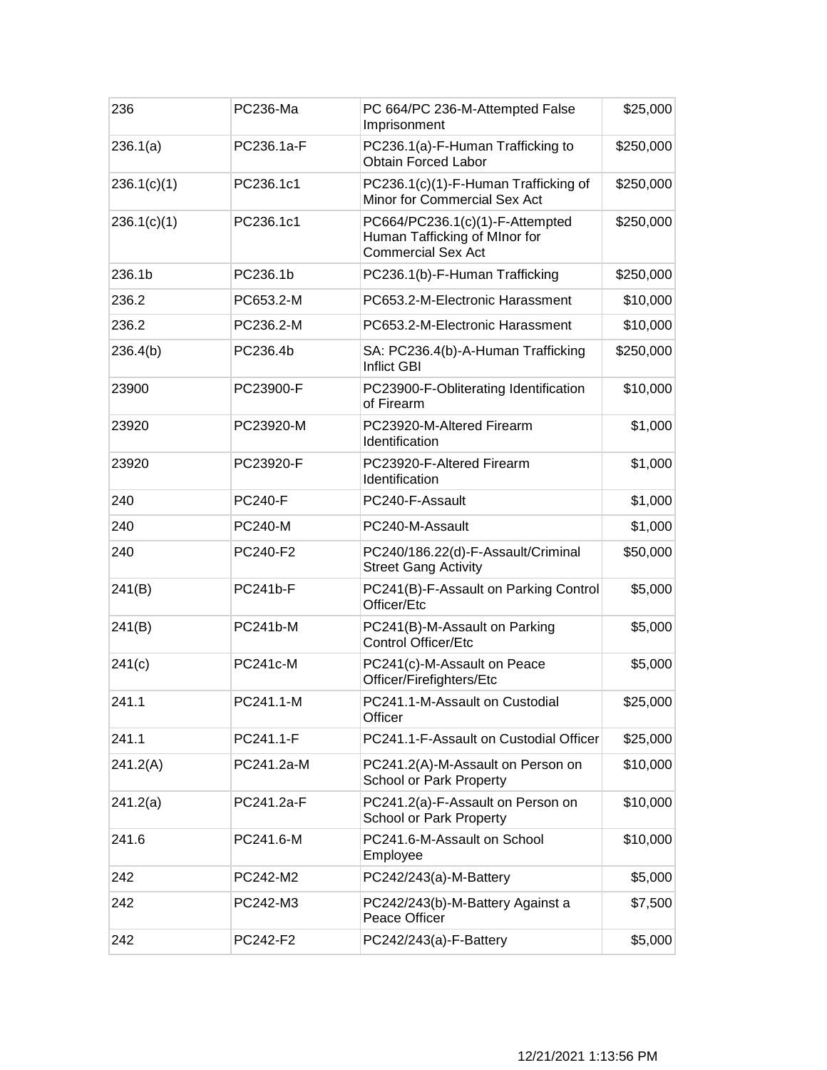| 236 | PC236-Ma | PC 664/PC 236-M-Attempted False Imprisonment | $25,000 |
|---|---|---|---|
| 236.1(a) | PC236.1a-F | PC236.1(a)-F-Human Trafficking to Obtain Forced Labor | $250,000 |
| 236.1(c)(1) | PC236.1c1 | PC236.1(c)(1)-F-Human Trafficking of Minor for Commercial Sex Act | $250,000 |
| 236.1(c)(1) | PC236.1c1 | PC664/PC236.1(c)(1)-F-Attempted Human Tafficking of MInor for Commercial Sex Act | $250,000 |
| 236.1b | PC236.1b | PC236.1(b)-F-Human Trafficking | $250,000 |
| 236.2 | PC653.2-M | PC653.2-M-Electronic Harassment | $10,000 |
| 236.2 | PC236.2-M | PC653.2-M-Electronic Harassment | $10,000 |
| 236.4(b) | PC236.4b | SA: PC236.4(b)-A-Human Trafficking Inflict GBI | $250,000 |
| 23900 | PC23900-F | PC23900-F-Obliterating Identification of Firearm | $10,000 |
| 23920 | PC23920-M | PC23920-M-Altered Firearm Identification | $1,000 |
| 23920 | PC23920-F | PC23920-F-Altered Firearm Identification | $1,000 |
| 240 | PC240-F | PC240-F-Assault | $1,000 |
| 240 | PC240-M | PC240-M-Assault | $1,000 |
| 240 | PC240-F2 | PC240/186.22(d)-F-Assault/Criminal Street Gang Activity | $50,000 |
| 241(B) | PC241b-F | PC241(B)-F-Assault on Parking Control Officer/Etc | $5,000 |
| 241(B) | PC241b-M | PC241(B)-M-Assault on Parking Control Officer/Etc | $5,000 |
| 241(c) | PC241c-M | PC241(c)-M-Assault on Peace Officer/Firefighters/Etc | $5,000 |
| 241.1 | PC241.1-M | PC241.1-M-Assault on Custodial Officer | $25,000 |
| 241.1 | PC241.1-F | PC241.1-F-Assault on Custodial Officer | $25,000 |
| 241.2(A) | PC241.2a-M | PC241.2(A)-M-Assault on Person on School or Park Property | $10,000 |
| 241.2(a) | PC241.2a-F | PC241.2(a)-F-Assault on Person on School or Park Property | $10,000 |
| 241.6 | PC241.6-M | PC241.6-M-Assault on School Employee | $10,000 |
| 242 | PC242-M2 | PC242/243(a)-M-Battery | $5,000 |
| 242 | PC242-M3 | PC242/243(b)-M-Battery Against a Peace Officer | $7,500 |
| 242 | PC242-F2 | PC242/243(a)-F-Battery | $5,000 |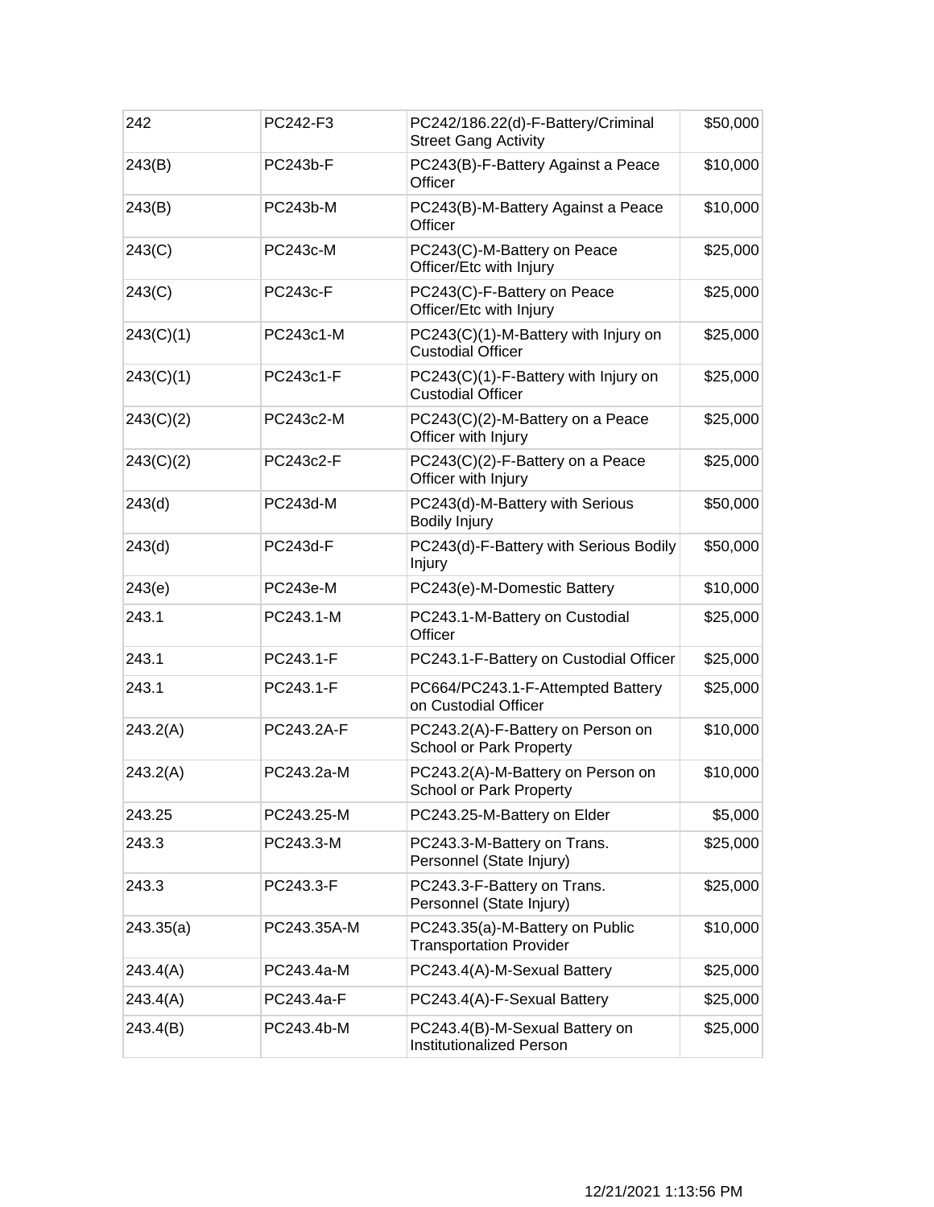| | | | |
|---|---|---|---|
| 242 | PC242-F3 | PC242/186.22(d)-F-Battery/Criminal Street Gang Activity | $50,000 |
| 243(B) | PC243b-F | PC243(B)-F-Battery Against a Peace Officer | $10,000 |
| 243(B) | PC243b-M | PC243(B)-M-Battery Against a Peace Officer | $10,000 |
| 243(C) | PC243c-M | PC243(C)-M-Battery on Peace Officer/Etc with Injury | $25,000 |
| 243(C) | PC243c-F | PC243(C)-F-Battery on Peace Officer/Etc with Injury | $25,000 |
| 243(C)(1) | PC243c1-M | PC243(C)(1)-M-Battery with Injury on Custodial Officer | $25,000 |
| 243(C)(1) | PC243c1-F | PC243(C)(1)-F-Battery with Injury on Custodial Officer | $25,000 |
| 243(C)(2) | PC243c2-M | PC243(C)(2)-M-Battery on a Peace Officer with Injury | $25,000 |
| 243(C)(2) | PC243c2-F | PC243(C)(2)-F-Battery on a Peace Officer with Injury | $25,000 |
| 243(d) | PC243d-M | PC243(d)-M-Battery with Serious Bodily Injury | $50,000 |
| 243(d) | PC243d-F | PC243(d)-F-Battery with Serious Bodily Injury | $50,000 |
| 243(e) | PC243e-M | PC243(e)-M-Domestic Battery | $10,000 |
| 243.1 | PC243.1-M | PC243.1-M-Battery on Custodial Officer | $25,000 |
| 243.1 | PC243.1-F | PC243.1-F-Battery on Custodial Officer | $25,000 |
| 243.1 | PC243.1-F | PC664/PC243.1-F-Attempted Battery on Custodial Officer | $25,000 |
| 243.2(A) | PC243.2A-F | PC243.2(A)-F-Battery on Person on School or Park Property | $10,000 |
| 243.2(A) | PC243.2a-M | PC243.2(A)-M-Battery on Person on School or Park Property | $10,000 |
| 243.25 | PC243.25-M | PC243.25-M-Battery on Elder | $5,000 |
| 243.3 | PC243.3-M | PC243.3-M-Battery on Trans. Personnel (State Injury) | $25,000 |
| 243.3 | PC243.3-F | PC243.3-F-Battery on Trans. Personnel (State Injury) | $25,000 |
| 243.35(a) | PC243.35A-M | PC243.35(a)-M-Battery on Public Transportation Provider | $10,000 |
| 243.4(A) | PC243.4a-M | PC243.4(A)-M-Sexual Battery | $25,000 |
| 243.4(A) | PC243.4a-F | PC243.4(A)-F-Sexual Battery | $25,000 |
| 243.4(B) | PC243.4b-M | PC243.4(B)-M-Sexual Battery on Institutionalized Person | $25,000 |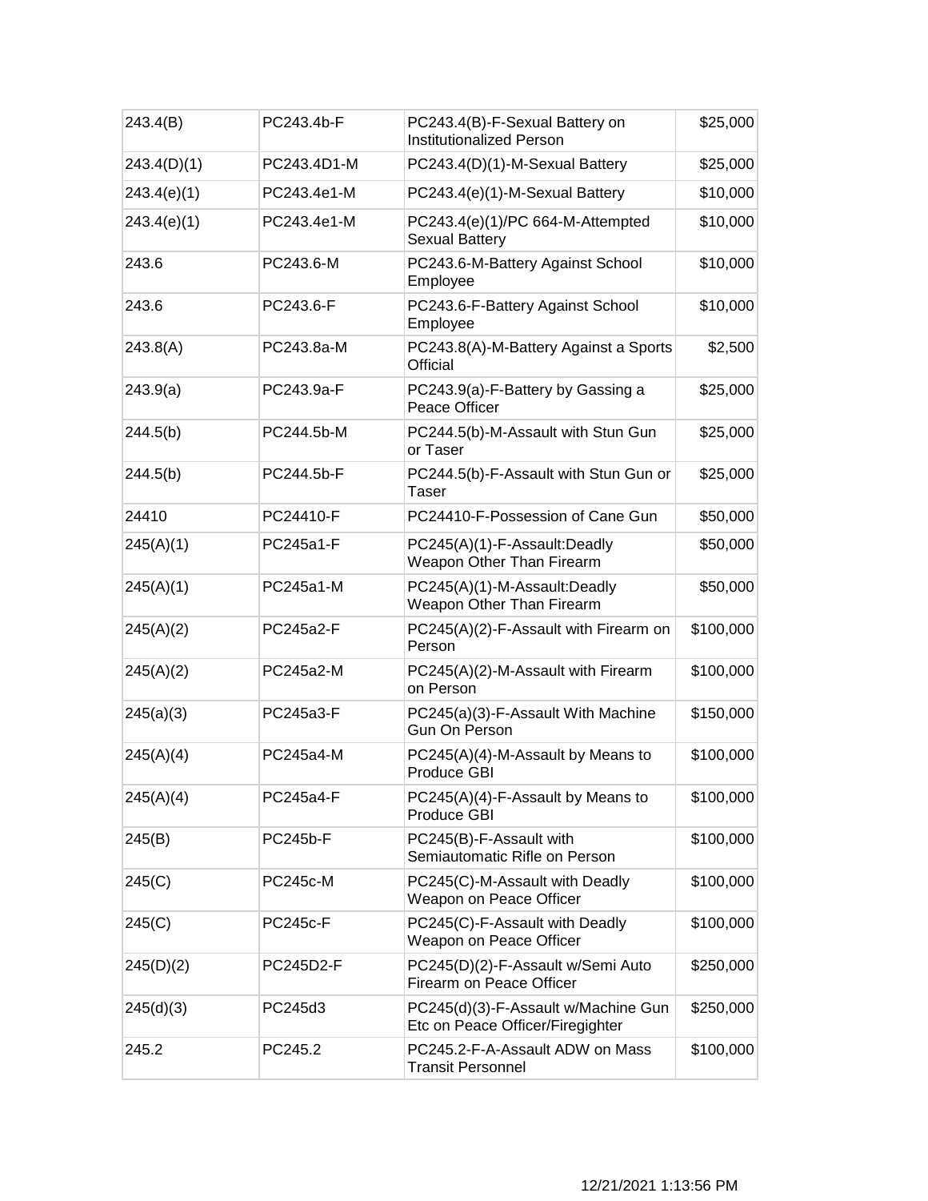| 243.4(B) | PC243.4b-F | PC243.4(B)-F-Sexual Battery on Institutionalized Person | $25,000 |
|---|---|---|---|
| 243.4(D)(1) | PC243.4D1-M | PC243.4(D)(1)-M-Sexual Battery | $25,000 |
| 243.4(e)(1) | PC243.4e1-M | PC243.4(e)(1)-M-Sexual Battery | $10,000 |
| 243.4(e)(1) | PC243.4e1-M | PC243.4(e)(1)/PC 664-M-Attempted Sexual Battery | $10,000 |
| 243.6 | PC243.6-M | PC243.6-M-Battery Against School Employee | $10,000 |
| 243.6 | PC243.6-F | PC243.6-F-Battery Against School Employee | $10,000 |
| 243.8(A) | PC243.8a-M | PC243.8(A)-M-Battery Against a Sports Official | $2,500 |
| 243.9(a) | PC243.9a-F | PC243.9(a)-F-Battery by Gassing a Peace Officer | $25,000 |
| 244.5(b) | PC244.5b-M | PC244.5(b)-M-Assault with Stun Gun or Taser | $25,000 |
| 244.5(b) | PC244.5b-F | PC244.5(b)-F-Assault with Stun Gun or Taser | $25,000 |
| 24410 | PC24410-F | PC24410-F-Possession of Cane Gun | $50,000 |
| 245(A)(1) | PC245a1-F | PC245(A)(1)-F-Assault:Deadly Weapon Other Than Firearm | $50,000 |
| 245(A)(1) | PC245a1-M | PC245(A)(1)-M-Assault:Deadly Weapon Other Than Firearm | $50,000 |
| 245(A)(2) | PC245a2-F | PC245(A)(2)-F-Assault with Firearm on Person | $100,000 |
| 245(A)(2) | PC245a2-M | PC245(A)(2)-M-Assault with Firearm on Person | $100,000 |
| 245(a)(3) | PC245a3-F | PC245(a)(3)-F-Assault With Machine Gun On Person | $150,000 |
| 245(A)(4) | PC245a4-M | PC245(A)(4)-M-Assault by Means to Produce GBI | $100,000 |
| 245(A)(4) | PC245a4-F | PC245(A)(4)-F-Assault by Means to Produce GBI | $100,000 |
| 245(B) | PC245b-F | PC245(B)-F-Assault with Semiautomatic Rifle on Person | $100,000 |
| 245(C) | PC245c-M | PC245(C)-M-Assault with Deadly Weapon on Peace Officer | $100,000 |
| 245(C) | PC245c-F | PC245(C)-F-Assault with Deadly Weapon on Peace Officer | $100,000 |
| 245(D)(2) | PC245D2-F | PC245(D)(2)-F-Assault w/Semi Auto Firearm on Peace Officer | $250,000 |
| 245(d)(3) | PC245d3 | PC245(d)(3)-F-Assault w/Machine Gun Etc on Peace Officer/Firegighter | $250,000 |
| 245.2 | PC245.2 | PC245.2-F-A-Assault ADW on Mass Transit Personnel | $100,000 |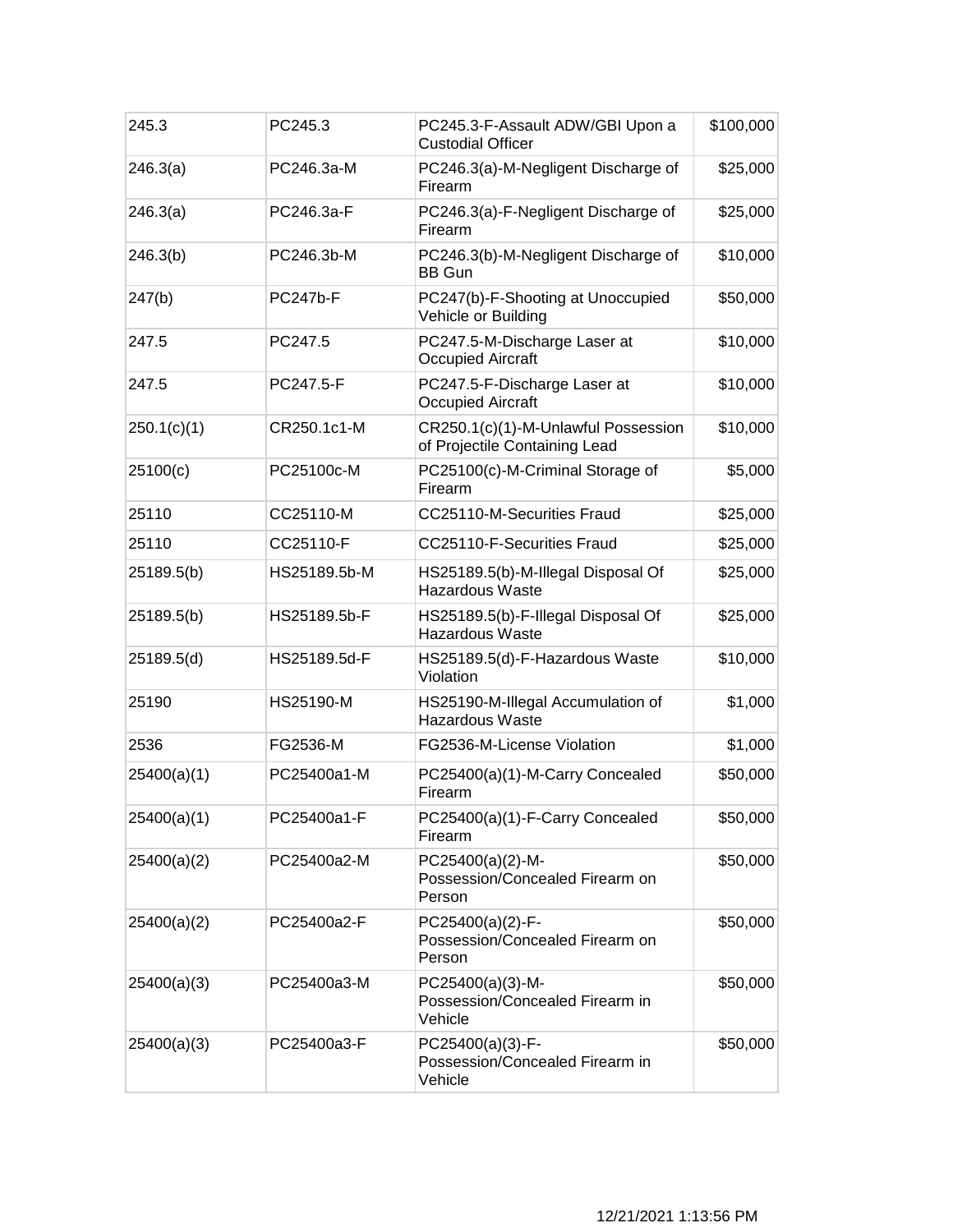| 245.3 | PC245.3 | PC245.3-F-Assault ADW/GBI Upon a Custodial Officer | $100,000 |
|---|---|---|---|
| 246.3(a) | PC246.3a-M | PC246.3(a)-M-Negligent Discharge of Firearm | $25,000 |
| 246.3(a) | PC246.3a-F | PC246.3(a)-F-Negligent Discharge of Firearm | $25,000 |
| 246.3(b) | PC246.3b-M | PC246.3(b)-M-Negligent Discharge of BB Gun | $10,000 |
| 247(b) | PC247b-F | PC247(b)-F-Shooting at Unoccupied Vehicle or Building | $50,000 |
| 247.5 | PC247.5 | PC247.5-M-Discharge Laser at Occupied Aircraft | $10,000 |
| 247.5 | PC247.5-F | PC247.5-F-Discharge Laser at Occupied Aircraft | $10,000 |
| 250.1(c)(1) | CR250.1c1-M | CR250.1(c)(1)-M-Unlawful Possession of Projectile Containing Lead | $10,000 |
| 25100(c) | PC25100c-M | PC25100(c)-M-Criminal Storage of Firearm | $5,000 |
| 25110 | CC25110-M | CC25110-M-Securities Fraud | $25,000 |
| 25110 | CC25110-F | CC25110-F-Securities Fraud | $25,000 |
| 25189.5(b) | HS25189.5b-M | HS25189.5(b)-M-Illegal Disposal Of Hazardous Waste | $25,000 |
| 25189.5(b) | HS25189.5b-F | HS25189.5(b)-F-Illegal Disposal Of Hazardous Waste | $25,000 |
| 25189.5(d) | HS25189.5d-F | HS25189.5(d)-F-Hazardous Waste Violation | $10,000 |
| 25190 | HS25190-M | HS25190-M-Illegal Accumulation of Hazardous Waste | $1,000 |
| 2536 | FG2536-M | FG2536-M-License Violation | $1,000 |
| 25400(a)(1) | PC25400a1-M | PC25400(a)(1)-M-Carry Concealed Firearm | $50,000 |
| 25400(a)(1) | PC25400a1-F | PC25400(a)(1)-F-Carry Concealed Firearm | $50,000 |
| 25400(a)(2) | PC25400a2-M | PC25400(a)(2)-M-Possession/Concealed Firearm on Person | $50,000 |
| 25400(a)(2) | PC25400a2-F | PC25400(a)(2)-F-Possession/Concealed Firearm on Person | $50,000 |
| 25400(a)(3) | PC25400a3-M | PC25400(a)(3)-M-Possession/Concealed Firearm in Vehicle | $50,000 |
| 25400(a)(3) | PC25400a3-F | PC25400(a)(3)-F-Possession/Concealed Firearm in Vehicle | $50,000 |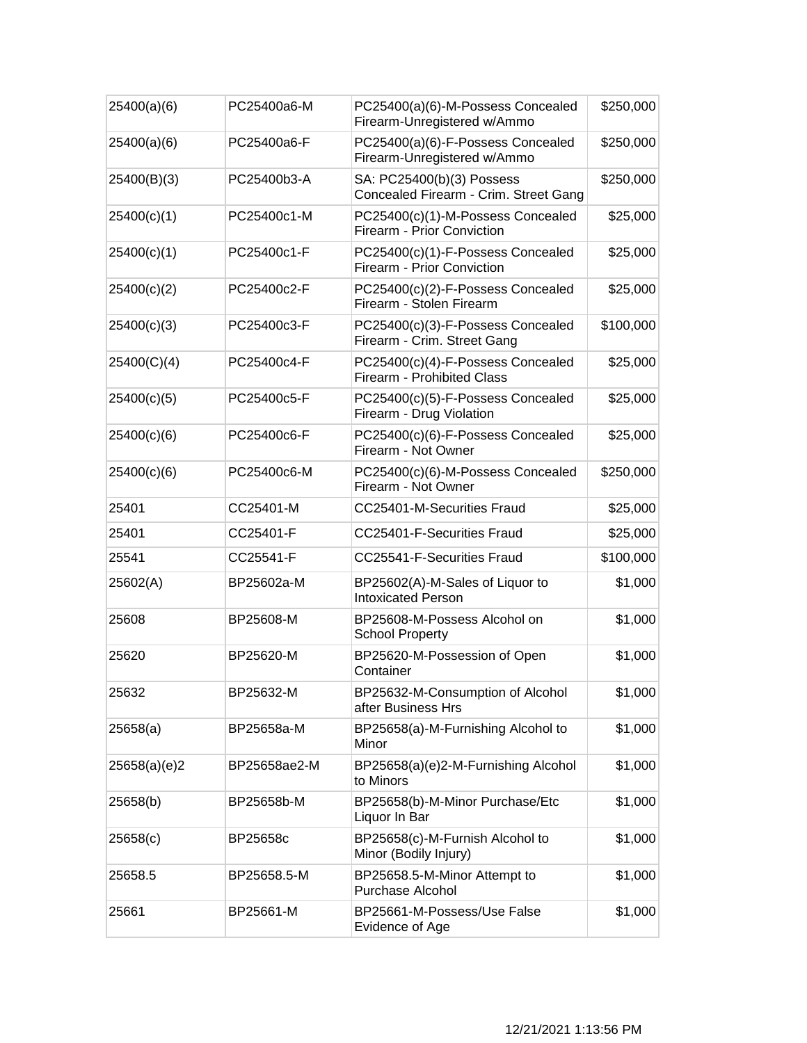| 25400(a)(6) | PC25400a6-M | PC25400(a)(6)-M-Possess Concealed Firearm-Unregistered w/Ammo | $250,000 |
|---|---|---|---|
| 25400(a)(6) | PC25400a6-F | PC25400(a)(6)-F-Possess Concealed Firearm-Unregistered w/Ammo | $250,000 |
| 25400(B)(3) | PC25400b3-A | SA: PC25400(b)(3) Possess Concealed Firearm - Crim. Street Gang | $250,000 |
| 25400(c)(1) | PC25400c1-M | PC25400(c)(1)-M-Possess Concealed Firearm - Prior Conviction | $25,000 |
| 25400(c)(1) | PC25400c1-F | PC25400(c)(1)-F-Possess Concealed Firearm - Prior Conviction | $25,000 |
| 25400(c)(2) | PC25400c2-F | PC25400(c)(2)-F-Possess Concealed Firearm - Stolen Firearm | $25,000 |
| 25400(c)(3) | PC25400c3-F | PC25400(c)(3)-F-Possess Concealed Firearm - Crim. Street Gang | $100,000 |
| 25400(C)(4) | PC25400c4-F | PC25400(c)(4)-F-Possess Concealed Firearm - Prohibited Class | $25,000 |
| 25400(c)(5) | PC25400c5-F | PC25400(c)(5)-F-Possess Concealed Firearm - Drug Violation | $25,000 |
| 25400(c)(6) | PC25400c6-F | PC25400(c)(6)-F-Possess Concealed Firearm - Not Owner | $25,000 |
| 25400(c)(6) | PC25400c6-M | PC25400(c)(6)-M-Possess Concealed Firearm - Not Owner | $250,000 |
| 25401 | CC25401-M | CC25401-M-Securities Fraud | $25,000 |
| 25401 | CC25401-F | CC25401-F-Securities Fraud | $25,000 |
| 25541 | CC25541-F | CC25541-F-Securities Fraud | $100,000 |
| 25602(A) | BP25602a-M | BP25602(A)-M-Sales of Liquor to Intoxicated Person | $1,000 |
| 25608 | BP25608-M | BP25608-M-Possess Alcohol on School Property | $1,000 |
| 25620 | BP25620-M | BP25620-M-Possession of Open Container | $1,000 |
| 25632 | BP25632-M | BP25632-M-Consumption of Alcohol after Business Hrs | $1,000 |
| 25658(a) | BP25658a-M | BP25658(a)-M-Furnishing Alcohol to Minor | $1,000 |
| 25658(a)(e)2 | BP25658ae2-M | BP25658(a)(e)2-M-Furnishing Alcohol to Minors | $1,000 |
| 25658(b) | BP25658b-M | BP25658(b)-M-Minor Purchase/Etc Liquor In Bar | $1,000 |
| 25658(c) | BP25658c | BP25658(c)-M-Furnish Alcohol to Minor (Bodily Injury) | $1,000 |
| 25658.5 | BP25658.5-M | BP25658.5-M-Minor Attempt to Purchase Alcohol | $1,000 |
| 25661 | BP25661-M | BP25661-M-Possess/Use False Evidence of Age | $1,000 |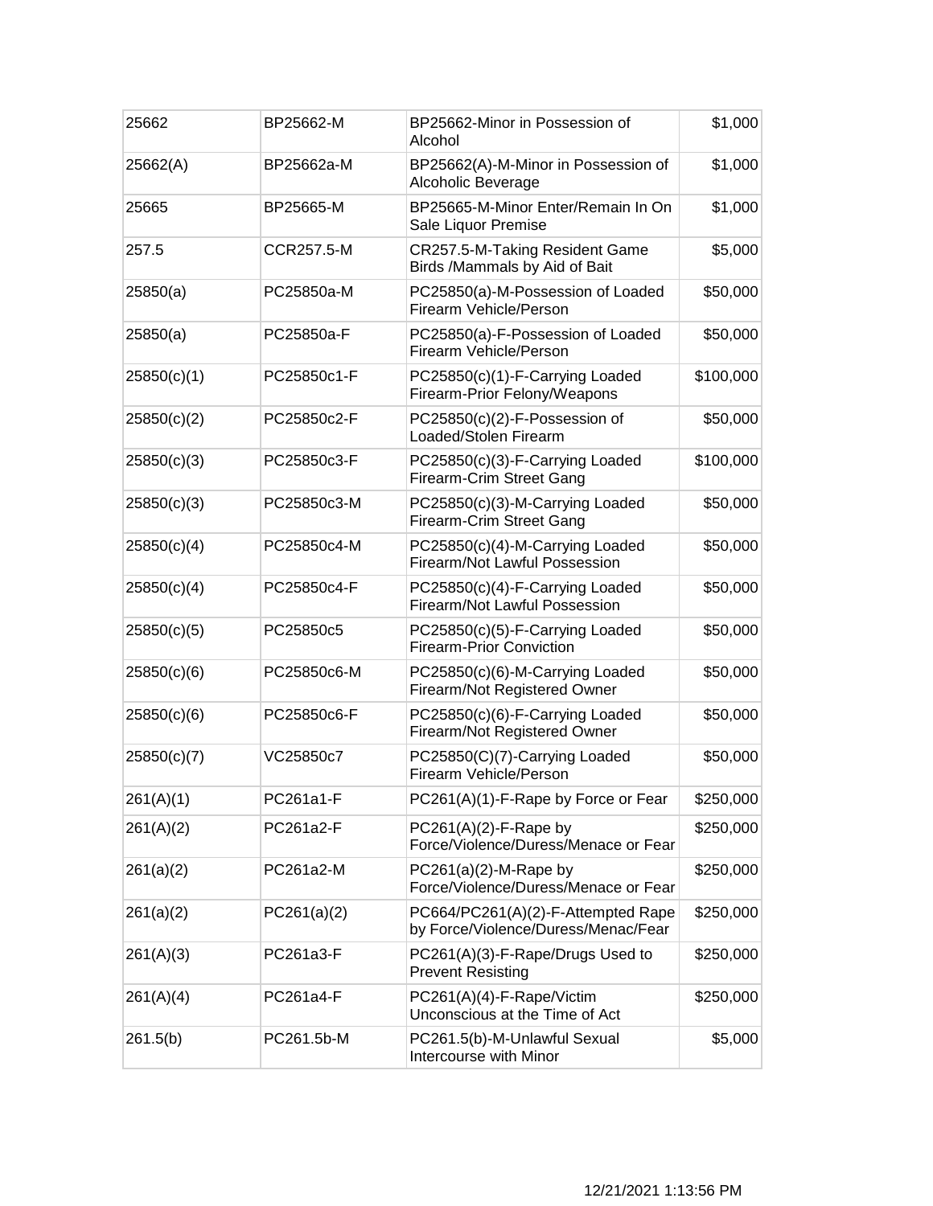| 25662 | BP25662-M | BP25662-Minor in Possession of Alcohol | $1,000 |
|---|---|---|---|
| 25662(A) | BP25662a-M | BP25662(A)-M-Minor in Possession of Alcoholic Beverage | $1,000 |
| 25665 | BP25665-M | BP25665-M-Minor Enter/Remain In On Sale Liquor Premise | $1,000 |
| 257.5 | CCR257.5-M | CR257.5-M-Taking Resident Game Birds /Mammals by Aid of Bait | $5,000 |
| 25850(a) | PC25850a-M | PC25850(a)-M-Possession of Loaded Firearm Vehicle/Person | $50,000 |
| 25850(a) | PC25850a-F | PC25850(a)-F-Possession of Loaded Firearm Vehicle/Person | $50,000 |
| 25850(c)(1) | PC25850c1-F | PC25850(c)(1)-F-Carrying Loaded Firearm-Prior Felony/Weapons | $100,000 |
| 25850(c)(2) | PC25850c2-F | PC25850(c)(2)-F-Possession of Loaded/Stolen Firearm | $50,000 |
| 25850(c)(3) | PC25850c3-F | PC25850(c)(3)-F-Carrying Loaded Firearm-Crim Street Gang | $100,000 |
| 25850(c)(3) | PC25850c3-M | PC25850(c)(3)-M-Carrying Loaded Firearm-Crim Street Gang | $50,000 |
| 25850(c)(4) | PC25850c4-M | PC25850(c)(4)-M-Carrying Loaded Firearm/Not Lawful Possession | $50,000 |
| 25850(c)(4) | PC25850c4-F | PC25850(c)(4)-F-Carrying Loaded Firearm/Not Lawful Possession | $50,000 |
| 25850(c)(5) | PC25850c5 | PC25850(c)(5)-F-Carrying Loaded Firearm-Prior Conviction | $50,000 |
| 25850(c)(6) | PC25850c6-M | PC25850(c)(6)-M-Carrying Loaded Firearm/Not Registered Owner | $50,000 |
| 25850(c)(6) | PC25850c6-F | PC25850(c)(6)-F-Carrying Loaded Firearm/Not Registered Owner | $50,000 |
| 25850(c)(7) | VC25850c7 | PC25850(C)(7)-Carrying Loaded Firearm Vehicle/Person | $50,000 |
| 261(A)(1) | PC261a1-F | PC261(A)(1)-F-Rape by Force or Fear | $250,000 |
| 261(A)(2) | PC261a2-F | PC261(A)(2)-F-Rape by Force/Violence/Duress/Menace or Fear | $250,000 |
| 261(a)(2) | PC261a2-M | PC261(a)(2)-M-Rape by Force/Violence/Duress/Menace or Fear | $250,000 |
| 261(a)(2) | PC261(a)(2) | PC664/PC261(A)(2)-F-Attempted Rape by Force/Violence/Duress/Menac/Fear | $250,000 |
| 261(A)(3) | PC261a3-F | PC261(A)(3)-F-Rape/Drugs Used to Prevent Resisting | $250,000 |
| 261(A)(4) | PC261a4-F | PC261(A)(4)-F-Rape/Victim Unconscious at the Time of Act | $250,000 |
| 261.5(b) | PC261.5b-M | PC261.5(b)-M-Unlawful Sexual Intercourse with Minor | $5,000 |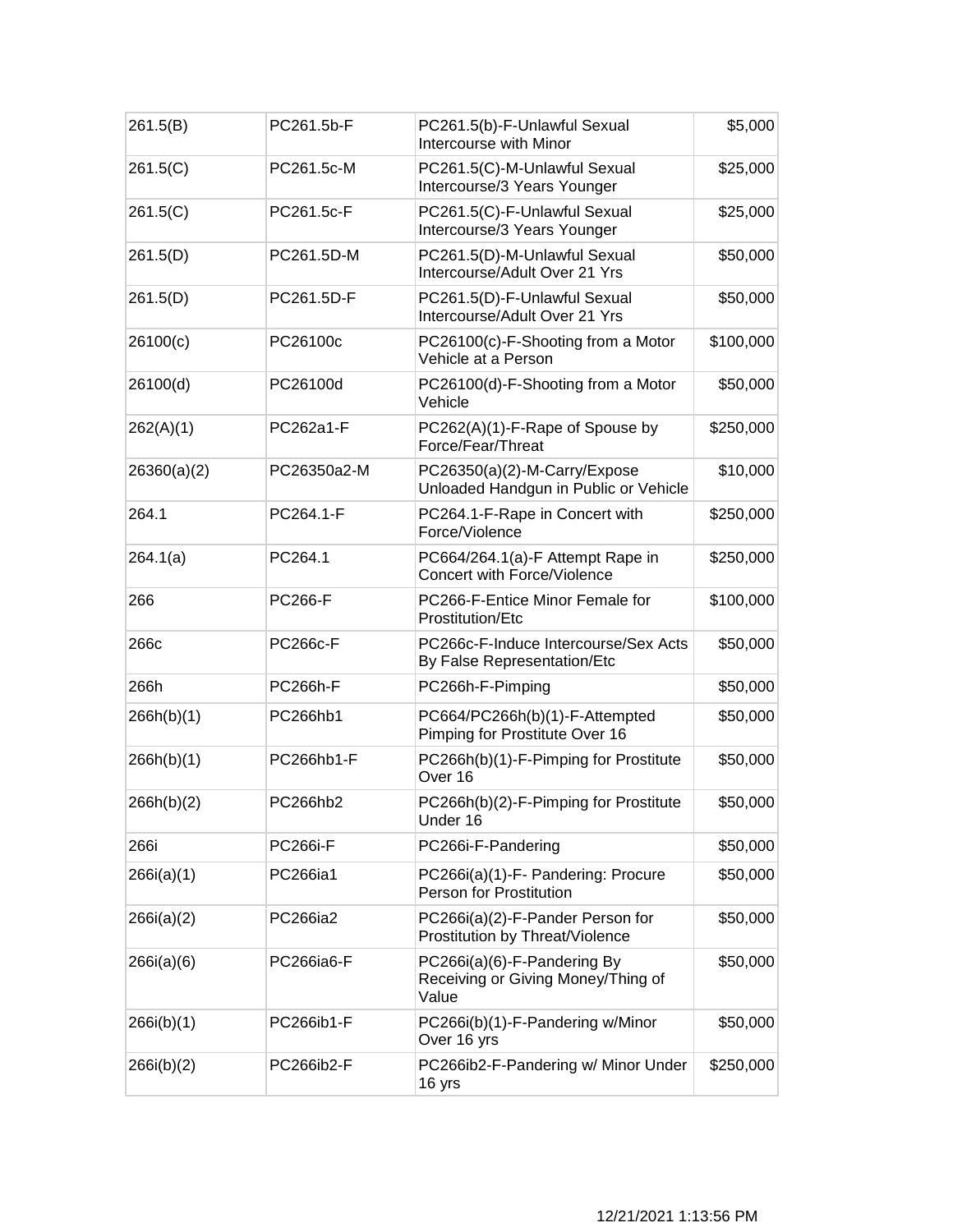| 261.5(B) | PC261.5b-F | PC261.5(b)-F-Unlawful Sexual Intercourse with Minor | $5,000 |
|---|---|---|---|
| 261.5(C) | PC261.5c-M | PC261.5(C)-M-Unlawful Sexual Intercourse/3 Years Younger | $25,000 |
| 261.5(C) | PC261.5c-F | PC261.5(C)-F-Unlawful Sexual Intercourse/3 Years Younger | $25,000 |
| 261.5(D) | PC261.5D-M | PC261.5(D)-M-Unlawful Sexual Intercourse/Adult Over 21 Yrs | $50,000 |
| 261.5(D) | PC261.5D-F | PC261.5(D)-F-Unlawful Sexual Intercourse/Adult Over 21 Yrs | $50,000 |
| 26100(c) | PC26100c | PC26100(c)-F-Shooting from a Motor Vehicle at a Person | $100,000 |
| 26100(d) | PC26100d | PC26100(d)-F-Shooting from a Motor Vehicle | $50,000 |
| 262(A)(1) | PC262a1-F | PC262(A)(1)-F-Rape of Spouse by Force/Fear/Threat | $250,000 |
| 26360(a)(2) | PC26350a2-M | PC26350(a)(2)-M-Carry/Expose Unloaded Handgun in Public or Vehicle | $10,000 |
| 264.1 | PC264.1-F | PC264.1-F-Rape in Concert with Force/Violence | $250,000 |
| 264.1(a) | PC264.1 | PC664/264.1(a)-F Attempt Rape in Concert with Force/Violence | $250,000 |
| 266 | PC266-F | PC266-F-Entice Minor Female for Prostitution/Etc | $100,000 |
| 266c | PC266c-F | PC266c-F-Induce Intercourse/Sex Acts By False Representation/Etc | $50,000 |
| 266h | PC266h-F | PC266h-F-Pimping | $50,000 |
| 266h(b)(1) | PC266hb1 | PC664/PC266h(b)(1)-F-Attempted Pimping for Prostitute Over 16 | $50,000 |
| 266h(b)(1) | PC266hb1-F | PC266h(b)(1)-F-Pimping for Prostitute Over 16 | $50,000 |
| 266h(b)(2) | PC266hb2 | PC266h(b)(2)-F-Pimping for Prostitute Under 16 | $50,000 |
| 266i | PC266i-F | PC266i-F-Pandering | $50,000 |
| 266i(a)(1) | PC266ia1 | PC266i(a)(1)-F- Pandering: Procure Person for Prostitution | $50,000 |
| 266i(a)(2) | PC266ia2 | PC266i(a)(2)-F-Pander Person for Prostitution by Threat/Violence | $50,000 |
| 266i(a)(6) | PC266ia6-F | PC266i(a)(6)-F-Pandering By Receiving or Giving Money/Thing of Value | $50,000 |
| 266i(b)(1) | PC266ib1-F | PC266i(b)(1)-F-Pandering w/Minor Over 16 yrs | $50,000 |
| 266i(b)(2) | PC266ib2-F | PC266ib2-F-Pandering w/ Minor Under 16 yrs | $250,000 |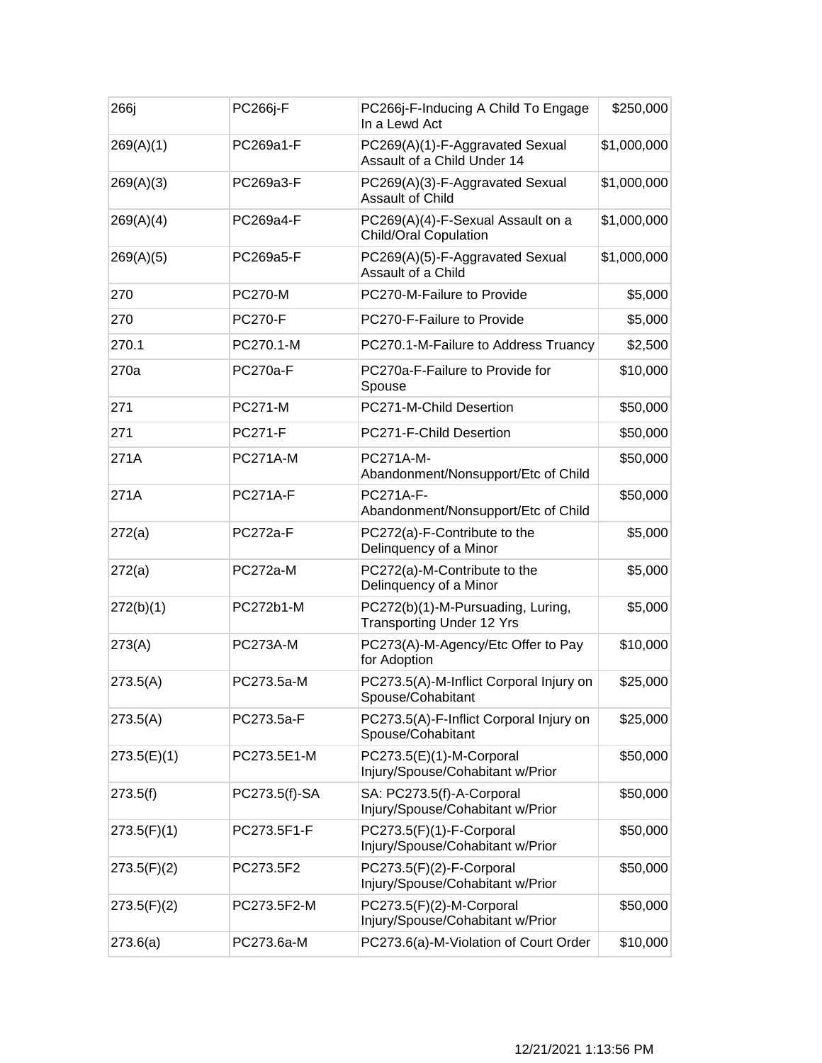| 266j | PC266j-F | PC266j-F-Inducing A Child To Engage In a Lewd Act | $250,000 |
|---|---|---|---|
| 269(A)(1) | PC269a1-F | PC269(A)(1)-F-Aggravated Sexual Assault of a Child Under 14 | $1,000,000 |
| 269(A)(3) | PC269a3-F | PC269(A)(3)-F-Aggravated Sexual Assault of Child | $1,000,000 |
| 269(A)(4) | PC269a4-F | PC269(A)(4)-F-Sexual Assault on a Child/Oral Copulation | $1,000,000 |
| 269(A)(5) | PC269a5-F | PC269(A)(5)-F-Aggravated Sexual Assault of a Child | $1,000,000 |
| 270 | PC270-M | PC270-M-Failure to Provide | $5,000 |
| 270 | PC270-F | PC270-F-Failure to Provide | $5,000 |
| 270.1 | PC270.1-M | PC270.1-M-Failure to Address Truancy | $2,500 |
| 270a | PC270a-F | PC270a-F-Failure to Provide for Spouse | $10,000 |
| 271 | PC271-M | PC271-M-Child Desertion | $50,000 |
| 271 | PC271-F | PC271-F-Child Desertion | $50,000 |
| 271A | PC271A-M | PC271A-M-Abandonment/Nonsupport/Etc of Child | $50,000 |
| 271A | PC271A-F | PC271A-F-Abandonment/Nonsupport/Etc of Child | $50,000 |
| 272(a) | PC272a-F | PC272(a)-F-Contribute to the Delinquency of a Minor | $5,000 |
| 272(a) | PC272a-M | PC272(a)-M-Contribute to the Delinquency of a Minor | $5,000 |
| 272(b)(1) | PC272b1-M | PC272(b)(1)-M-Pursuading, Luring, Transporting Under 12 Yrs | $5,000 |
| 273(A) | PC273A-M | PC273(A)-M-Agency/Etc Offer to Pay for Adoption | $10,000 |
| 273.5(A) | PC273.5a-M | PC273.5(A)-M-Inflict Corporal Injury on Spouse/Cohabitant | $25,000 |
| 273.5(A) | PC273.5a-F | PC273.5(A)-F-Inflict Corporal Injury on Spouse/Cohabitant | $25,000 |
| 273.5(E)(1) | PC273.5E1-M | PC273.5(E)(1)-M-Corporal Injury/Spouse/Cohabitant w/Prior | $50,000 |
| 273.5(f) | PC273.5(f)-SA | SA: PC273.5(f)-A-Corporal Injury/Spouse/Cohabitant w/Prior | $50,000 |
| 273.5(F)(1) | PC273.5F1-F | PC273.5(F)(1)-F-Corporal Injury/Spouse/Cohabitant w/Prior | $50,000 |
| 273.5(F)(2) | PC273.5F2 | PC273.5(F)(2)-F-Corporal Injury/Spouse/Cohabitant w/Prior | $50,000 |
| 273.5(F)(2) | PC273.5F2-M | PC273.5(F)(2)-M-Corporal Injury/Spouse/Cohabitant w/Prior | $50,000 |
| 273.6(a) | PC273.6a-M | PC273.6(a)-M-Violation of Court Order | $10,000 |

12/21/2021 1:13:56 PM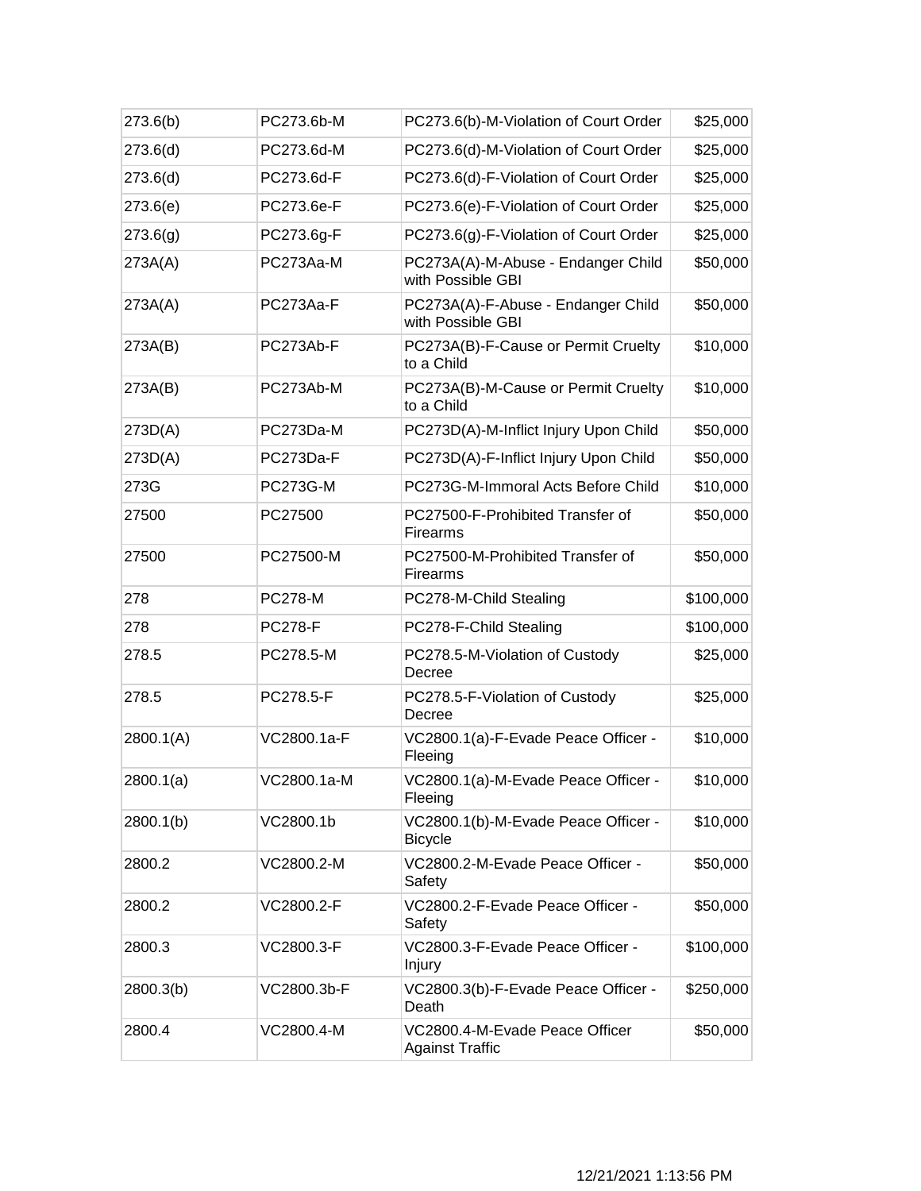| 273.6(b) | PC273.6b-M | PC273.6(b)-M-Violation of Court Order | $25,000 |
|---|---|---|---|
| 273.6(d) | PC273.6d-M | PC273.6(d)-M-Violation of Court Order | $25,000 |
| 273.6(d) | PC273.6d-F | PC273.6(d)-F-Violation of Court Order | $25,000 |
| 273.6(e) | PC273.6e-F | PC273.6(e)-F-Violation of Court Order | $25,000 |
| 273.6(g) | PC273.6g-F | PC273.6(g)-F-Violation of Court Order | $25,000 |
| 273A(A) | PC273Aa-M | PC273A(A)-M-Abuse - Endanger Child with Possible GBI | $50,000 |
| 273A(A) | PC273Aa-F | PC273A(A)-F-Abuse - Endanger Child with Possible GBI | $50,000 |
| 273A(B) | PC273Ab-F | PC273A(B)-F-Cause or Permit Cruelty to a Child | $10,000 |
| 273A(B) | PC273Ab-M | PC273A(B)-M-Cause or Permit Cruelty to a Child | $10,000 |
| 273D(A) | PC273Da-M | PC273D(A)-M-Inflict Injury Upon Child | $50,000 |
| 273D(A) | PC273Da-F | PC273D(A)-F-Inflict Injury Upon Child | $50,000 |
| 273G | PC273G-M | PC273G-M-Immoral Acts Before Child | $10,000 |
| 27500 | PC27500 | PC27500-F-Prohibited Transfer of Firearms | $50,000 |
| 27500 | PC27500-M | PC27500-M-Prohibited Transfer of Firearms | $50,000 |
| 278 | PC278-M | PC278-M-Child Stealing | $100,000 |
| 278 | PC278-F | PC278-F-Child Stealing | $100,000 |
| 278.5 | PC278.5-M | PC278.5-M-Violation of Custody Decree | $25,000 |
| 278.5 | PC278.5-F | PC278.5-F-Violation of Custody Decree | $25,000 |
| 2800.1(A) | VC2800.1a-F | VC2800.1(a)-F-Evade Peace Officer - Fleeing | $10,000 |
| 2800.1(a) | VC2800.1a-M | VC2800.1(a)-M-Evade Peace Officer - Fleeing | $10,000 |
| 2800.1(b) | VC2800.1b | VC2800.1(b)-M-Evade Peace Officer - Bicycle | $10,000 |
| 2800.2 | VC2800.2-M | VC2800.2-M-Evade Peace Officer - Safety | $50,000 |
| 2800.2 | VC2800.2-F | VC2800.2-F-Evade Peace Officer - Safety | $50,000 |
| 2800.3 | VC2800.3-F | VC2800.3-F-Evade Peace Officer - Injury | $100,000 |
| 2800.3(b) | VC2800.3b-F | VC2800.3(b)-F-Evade Peace Officer - Death | $250,000 |
| 2800.4 | VC2800.4-M | VC2800.4-M-Evade Peace Officer Against Traffic | $50,000 |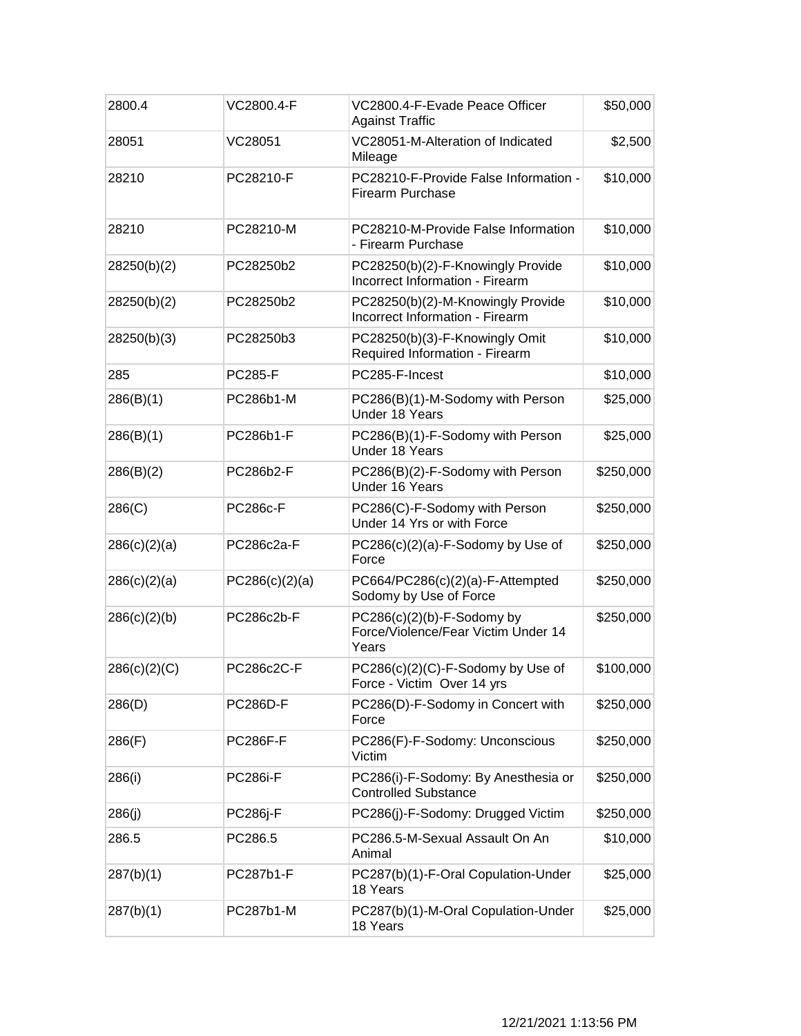| | | | |
|---|---|---|---|
| 2800.4 | VC2800.4-F | VC2800.4-F-Evade Peace Officer Against Traffic | $50,000 |
| 28051 | VC28051 | VC28051-M-Alteration of Indicated Mileage | $2,500 |
| 28210 | PC28210-F | PC28210-F-Provide False Information - Firearm Purchase | $10,000 |
| 28210 | PC28210-M | PC28210-M-Provide False Information - Firearm Purchase | $10,000 |
| 28250(b)(2) | PC28250b2 | PC28250(b)(2)-F-Knowingly Provide Incorrect Information - Firearm | $10,000 |
| 28250(b)(2) | PC28250b2 | PC28250(b)(2)-M-Knowingly Provide Incorrect Information - Firearm | $10,000 |
| 28250(b)(3) | PC28250b3 | PC28250(b)(3)-F-Knowingly Omit Required Information - Firearm | $10,000 |
| 285 | PC285-F | PC285-F-Incest | $10,000 |
| 286(B)(1) | PC286b1-M | PC286(B)(1)-M-Sodomy with Person Under 18 Years | $25,000 |
| 286(B)(1) | PC286b1-F | PC286(B)(1)-F-Sodomy with Person Under 18 Years | $25,000 |
| 286(B)(2) | PC286b2-F | PC286(B)(2)-F-Sodomy with Person Under 16 Years | $250,000 |
| 286(C) | PC286c-F | PC286(C)-F-Sodomy with Person Under 14 Yrs or with Force | $250,000 |
| 286(c)(2)(a) | PC286c2a-F | PC286(c)(2)(a)-F-Sodomy by Use of Force | $250,000 |
| 286(c)(2)(a) | PC286(c)(2)(a) | PC664/PC286(c)(2)(a)-F-Attempted Sodomy by Use of Force | $250,000 |
| 286(c)(2)(b) | PC286c2b-F | PC286(c)(2)(b)-F-Sodomy by Force/Violence/Fear Victim Under 14 Years | $250,000 |
| 286(c)(2)(C) | PC286c2C-F | PC286(c)(2)(C)-F-Sodomy by Use of Force - Victim Over 14 yrs | $100,000 |
| 286(D) | PC286D-F | PC286(D)-F-Sodomy in Concert with Force | $250,000 |
| 286(F) | PC286F-F | PC286(F)-F-Sodomy: Unconscious Victim | $250,000 |
| 286(i) | PC286i-F | PC286(i)-F-Sodomy: By Anesthesia or Controlled Substance | $250,000 |
| 286(j) | PC286j-F | PC286(j)-F-Sodomy: Drugged Victim | $250,000 |
| 286.5 | PC286.5 | PC286.5-M-Sexual Assault On An Animal | $10,000 |
| 287(b)(1) | PC287b1-F | PC287(b)(1)-F-Oral Copulation-Under 18 Years | $25,000 |
| 287(b)(1) | PC287b1-M | PC287(b)(1)-M-Oral Copulation-Under 18 Years | $25,000 |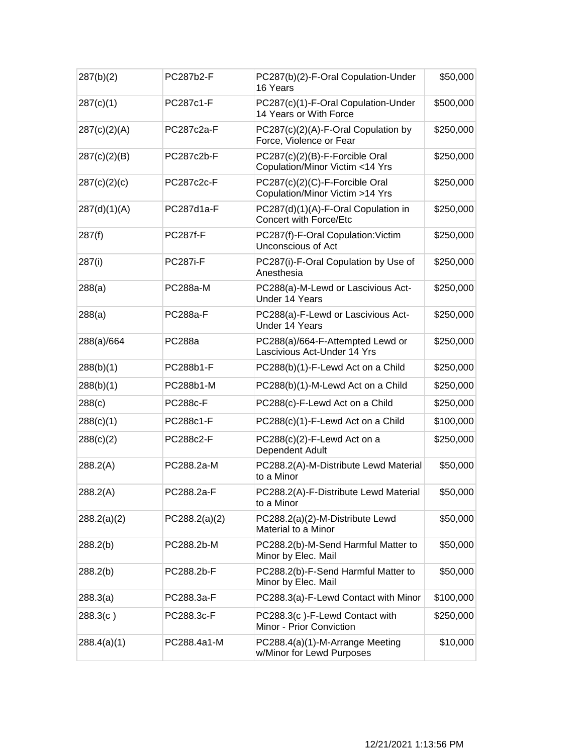| 287(b)(2) | PC287b2-F | PC287(b)(2)-F-Oral Copulation-Under 16 Years | $50,000 |
|---|---|---|---|
| 287(c)(1) | PC287c1-F | PC287(c)(1)-F-Oral Copulation-Under 14 Years or With Force | $500,000 |
| 287(c)(2)(A) | PC287c2a-F | PC287(c)(2)(A)-F-Oral Copulation by Force, Violence or Fear | $250,000 |
| 287(c)(2)(B) | PC287c2b-F | PC287(c)(2)(B)-F-Forcible Oral Copulation/Minor Victim <14 Yrs | $250,000 |
| 287(c)(2)(c) | PC287c2c-F | PC287(c)(2)(C)-F-Forcible Oral Copulation/Minor Victim >14 Yrs | $250,000 |
| 287(d)(1)(A) | PC287d1a-F | PC287(d)(1)(A)-F-Oral Copulation in Concert with Force/Etc | $250,000 |
| 287(f) | PC287f-F | PC287(f)-F-Oral Copulation:Victim Unconscious of Act | $250,000 |
| 287(i) | PC287i-F | PC287(i)-F-Oral Copulation by Use of Anesthesia | $250,000 |
| 288(a) | PC288a-M | PC288(a)-M-Lewd or Lascivious Act-Under 14 Years | $250,000 |
| 288(a) | PC288a-F | PC288(a)-F-Lewd or Lascivious Act-Under 14 Years | $250,000 |
| 288(a)/664 | PC288a | PC288(a)/664-F-Attempted Lewd or Lascivious Act-Under 14 Yrs | $250,000 |
| 288(b)(1) | PC288b1-F | PC288(b)(1)-F-Lewd Act on a Child | $250,000 |
| 288(b)(1) | PC288b1-M | PC288(b)(1)-M-Lewd Act on a Child | $250,000 |
| 288(c) | PC288c-F | PC288(c)-F-Lewd Act on a Child | $250,000 |
| 288(c)(1) | PC288c1-F | PC288(c)(1)-F-Lewd Act on a Child | $100,000 |
| 288(c)(2) | PC288c2-F | PC288(c)(2)-F-Lewd Act on a Dependent Adult | $250,000 |
| 288.2(A) | PC288.2a-M | PC288.2(A)-M-Distribute Lewd Material to a Minor | $50,000 |
| 288.2(A) | PC288.2a-F | PC288.2(A)-F-Distribute Lewd Material to a Minor | $50,000 |
| 288.2(a)(2) | PC288.2(a)(2) | PC288.2(a)(2)-M-Distribute Lewd Material to a Minor | $50,000 |
| 288.2(b) | PC288.2b-M | PC288.2(b)-M-Send Harmful Matter to Minor by Elec. Mail | $50,000 |
| 288.2(b) | PC288.2b-F | PC288.2(b)-F-Send Harmful Matter to Minor by Elec. Mail | $50,000 |
| 288.3(a) | PC288.3a-F | PC288.3(a)-F-Lewd Contact with Minor | $100,000 |
| 288.3(c ) | PC288.3c-F | PC288.3(c )-F-Lewd Contact with Minor - Prior Conviction | $250,000 |
| 288.4(a)(1) | PC288.4a1-M | PC288.4(a)(1)-M-Arrange Meeting w/Minor for Lewd Purposes | $10,000 |

12/21/2021 1:13:56 PM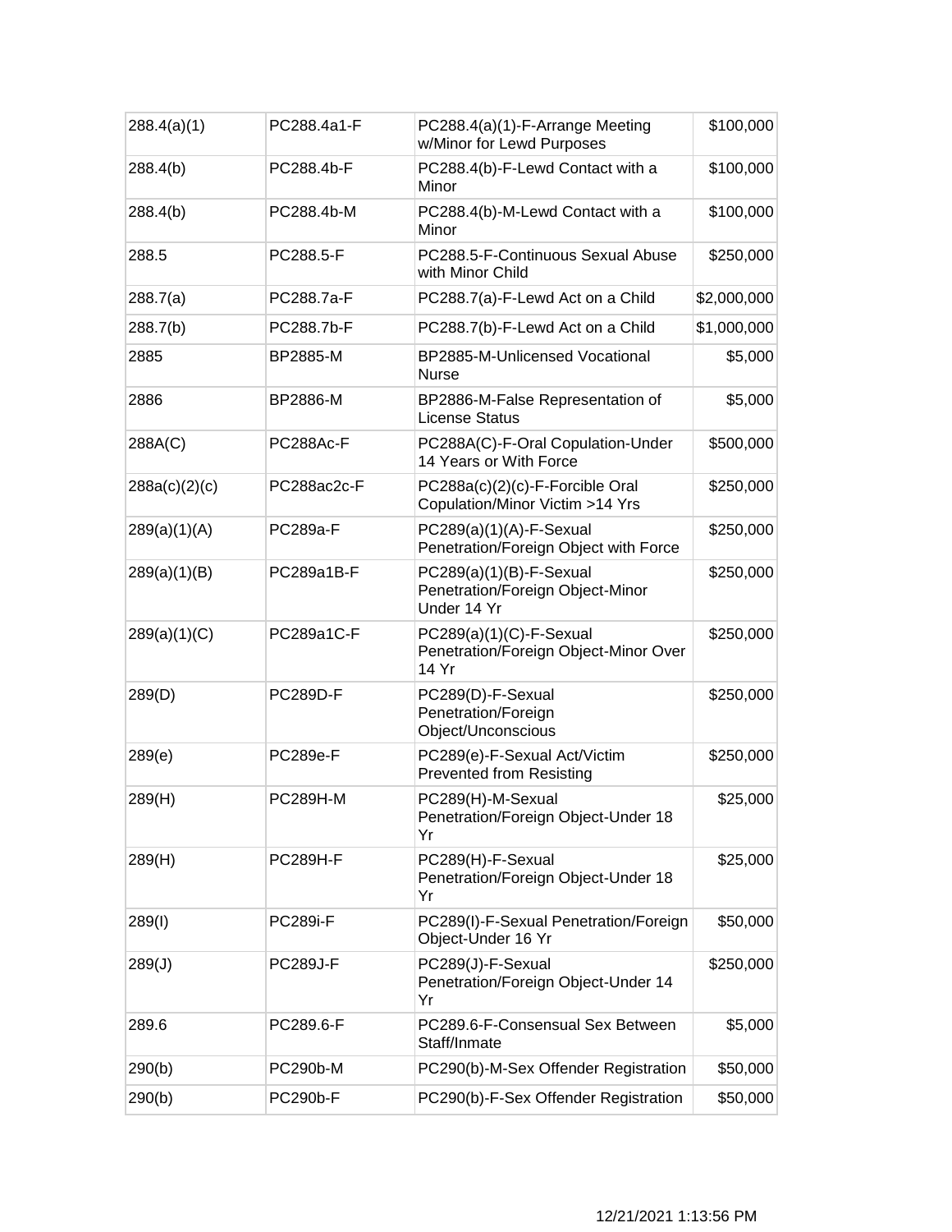| 288.4(a)(1) | PC288.4a1-F | PC288.4(a)(1)-F-Arrange Meeting w/Minor for Lewd Purposes | $100,000 |
|---|---|---|---|
| 288.4(b) | PC288.4b-F | PC288.4(b)-F-Lewd Contact with a Minor | $100,000 |
| 288.4(b) | PC288.4b-M | PC288.4(b)-M-Lewd Contact with a Minor | $100,000 |
| 288.5 | PC288.5-F | PC288.5-F-Continuous Sexual Abuse with Minor Child | $250,000 |
| 288.7(a) | PC288.7a-F | PC288.7(a)-F-Lewd Act on a Child | $2,000,000 |
| 288.7(b) | PC288.7b-F | PC288.7(b)-F-Lewd Act on a Child | $1,000,000 |
| 2885 | BP2885-M | BP2885-M-Unlicensed Vocational Nurse | $5,000 |
| 2886 | BP2886-M | BP2886-M-False Representation of License Status | $5,000 |
| 288A(C) | PC288Ac-F | PC288A(C)-F-Oral Copulation-Under 14 Years or With Force | $500,000 |
| 288a(c)(2)(c) | PC288ac2c-F | PC288a(c)(2)(c)-F-Forcible Oral Copulation/Minor Victim >14 Yrs | $250,000 |
| 289(a)(1)(A) | PC289a-F | PC289(a)(1)(A)-F-Sexual Penetration/Foreign Object with Force | $250,000 |
| 289(a)(1)(B) | PC289a1B-F | PC289(a)(1)(B)-F-Sexual Penetration/Foreign Object-Minor Under 14 Yr | $250,000 |
| 289(a)(1)(C) | PC289a1C-F | PC289(a)(1)(C)-F-Sexual Penetration/Foreign Object-Minor Over 14 Yr | $250,000 |
| 289(D) | PC289D-F | PC289(D)-F-Sexual Penetration/Foreign Object/Unconscious | $250,000 |
| 289(e) | PC289e-F | PC289(e)-F-Sexual Act/Victim Prevented from Resisting | $250,000 |
| 289(H) | PC289H-M | PC289(H)-M-Sexual Penetration/Foreign Object-Under 18 Yr | $25,000 |
| 289(H) | PC289H-F | PC289(H)-F-Sexual Penetration/Foreign Object-Under 18 Yr | $25,000 |
| 289(I) | PC289i-F | PC289(I)-F-Sexual Penetration/Foreign Object-Under 16 Yr | $50,000 |
| 289(J) | PC289J-F | PC289(J)-F-Sexual Penetration/Foreign Object-Under 14 Yr | $250,000 |
| 289.6 | PC289.6-F | PC289.6-F-Consensual Sex Between Staff/Inmate | $5,000 |
| 290(b) | PC290b-M | PC290(b)-M-Sex Offender Registration | $50,000 |
| 290(b) | PC290b-F | PC290(b)-F-Sex Offender Registration | $50,000 |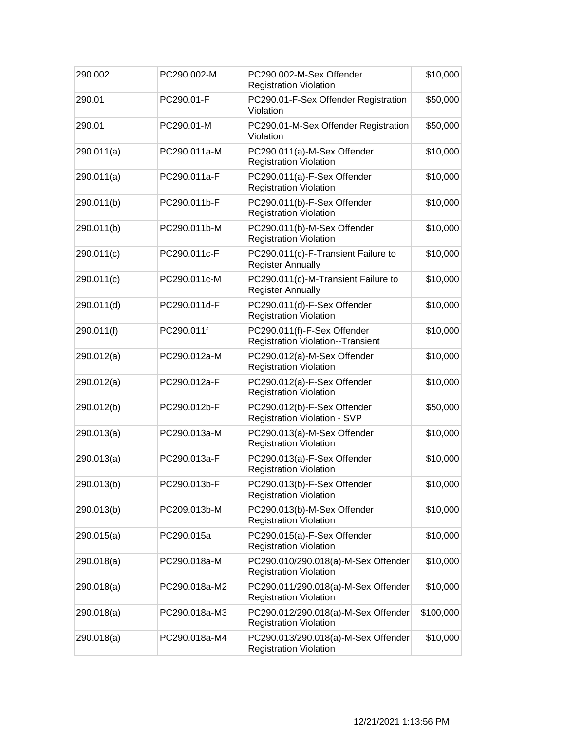| | | | |
|---|---|---|---|
| 290.002 | PC290.002-M | PC290.002-M-Sex Offender Registration Violation | $10,000 |
| 290.01 | PC290.01-F | PC290.01-F-Sex Offender Registration Violation | $50,000 |
| 290.01 | PC290.01-M | PC290.01-M-Sex Offender Registration Violation | $50,000 |
| 290.011(a) | PC290.011a-M | PC290.011(a)-M-Sex Offender Registration Violation | $10,000 |
| 290.011(a) | PC290.011a-F | PC290.011(a)-F-Sex Offender Registration Violation | $10,000 |
| 290.011(b) | PC290.011b-F | PC290.011(b)-F-Sex Offender Registration Violation | $10,000 |
| 290.011(b) | PC290.011b-M | PC290.011(b)-M-Sex Offender Registration Violation | $10,000 |
| 290.011(c) | PC290.011c-F | PC290.011(c)-F-Transient Failure to Register Annually | $10,000 |
| 290.011(c) | PC290.011c-M | PC290.011(c)-M-Transient Failure to Register Annually | $10,000 |
| 290.011(d) | PC290.011d-F | PC290.011(d)-F-Sex Offender Registration Violation | $10,000 |
| 290.011(f) | PC290.011f | PC290.011(f)-F-Sex Offender Registration Violation--Transient | $10,000 |
| 290.012(a) | PC290.012a-M | PC290.012(a)-M-Sex Offender Registration Violation | $10,000 |
| 290.012(a) | PC290.012a-F | PC290.012(a)-F-Sex Offender Registration Violation | $10,000 |
| 290.012(b) | PC290.012b-F | PC290.012(b)-F-Sex Offender Registration Violation - SVP | $50,000 |
| 290.013(a) | PC290.013a-M | PC290.013(a)-M-Sex Offender Registration Violation | $10,000 |
| 290.013(a) | PC290.013a-F | PC290.013(a)-F-Sex Offender Registration Violation | $10,000 |
| 290.013(b) | PC290.013b-F | PC290.013(b)-F-Sex Offender Registration Violation | $10,000 |
| 290.013(b) | PC209.013b-M | PC290.013(b)-M-Sex Offender Registration Violation | $10,000 |
| 290.015(a) | PC290.015a | PC290.015(a)-F-Sex Offender Registration Violation | $10,000 |
| 290.018(a) | PC290.018a-M | PC290.010/290.018(a)-M-Sex Offender Registration Violation | $10,000 |
| 290.018(a) | PC290.018a-M2 | PC290.011/290.018(a)-M-Sex Offender Registration Violation | $10,000 |
| 290.018(a) | PC290.018a-M3 | PC290.012/290.018(a)-M-Sex Offender Registration Violation | $100,000 |
| 290.018(a) | PC290.018a-M4 | PC290.013/290.018(a)-M-Sex Offender Registration Violation | $10,000 |

12/21/2021 1:13:56 PM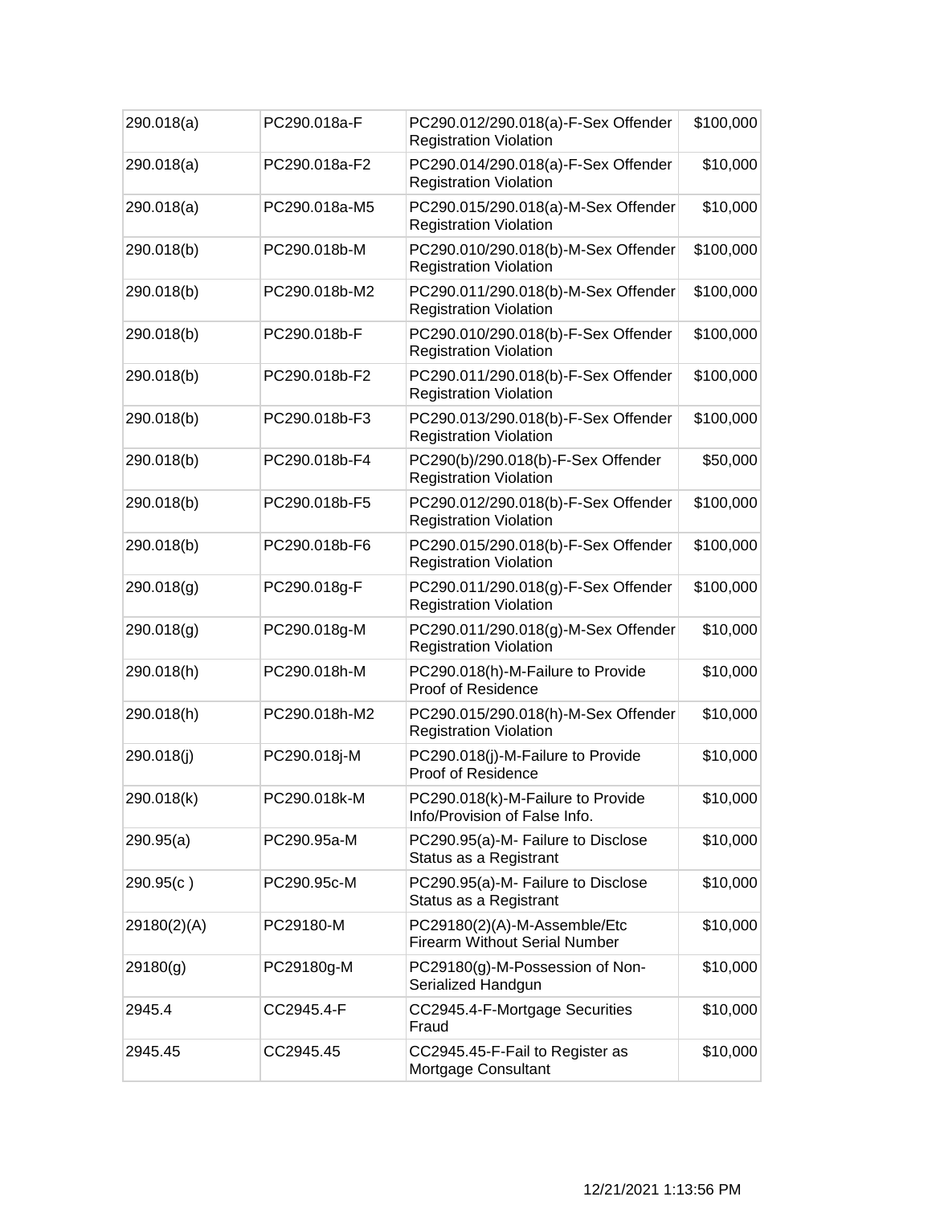| 290.018(a) | PC290.018a-F | PC290.012/290.018(a)-F-Sex Offender Registration Violation | $100,000 |
|---|---|---|---|
| 290.018(a) | PC290.018a-F2 | PC290.014/290.018(a)-F-Sex Offender Registration Violation | $10,000 |
| 290.018(a) | PC290.018a-M5 | PC290.015/290.018(a)-M-Sex Offender Registration Violation | $10,000 |
| 290.018(b) | PC290.018b-M | PC290.010/290.018(b)-M-Sex Offender Registration Violation | $100,000 |
| 290.018(b) | PC290.018b-M2 | PC290.011/290.018(b)-M-Sex Offender Registration Violation | $100,000 |
| 290.018(b) | PC290.018b-F | PC290.010/290.018(b)-F-Sex Offender Registration Violation | $100,000 |
| 290.018(b) | PC290.018b-F2 | PC290.011/290.018(b)-F-Sex Offender Registration Violation | $100,000 |
| 290.018(b) | PC290.018b-F3 | PC290.013/290.018(b)-F-Sex Offender Registration Violation | $100,000 |
| 290.018(b) | PC290.018b-F4 | PC290(b)/290.018(b)-F-Sex Offender Registration Violation | $50,000 |
| 290.018(b) | PC290.018b-F5 | PC290.012/290.018(b)-F-Sex Offender Registration Violation | $100,000 |
| 290.018(b) | PC290.018b-F6 | PC290.015/290.018(b)-F-Sex Offender Registration Violation | $100,000 |
| 290.018(g) | PC290.018g-F | PC290.011/290.018(g)-F-Sex Offender Registration Violation | $100,000 |
| 290.018(g) | PC290.018g-M | PC290.011/290.018(g)-M-Sex Offender Registration Violation | $10,000 |
| 290.018(h) | PC290.018h-M | PC290.018(h)-M-Failure to Provide Proof of Residence | $10,000 |
| 290.018(h) | PC290.018h-M2 | PC290.015/290.018(h)-M-Sex Offender Registration Violation | $10,000 |
| 290.018(j) | PC290.018j-M | PC290.018(j)-M-Failure to Provide Proof of Residence | $10,000 |
| 290.018(k) | PC290.018k-M | PC290.018(k)-M-Failure to Provide Info/Provision of False Info. | $10,000 |
| 290.95(a) | PC290.95a-M | PC290.95(a)-M- Failure to Disclose Status as a Registrant | $10,000 |
| 290.95(c ) | PC290.95c-M | PC290.95(a)-M- Failure to Disclose Status as a Registrant | $10,000 |
| 29180(2)(A) | PC29180-M | PC29180(2)(A)-M-Assemble/Etc Firearm Without Serial Number | $10,000 |
| 29180(g) | PC29180g-M | PC29180(g)-M-Possession of Non-Serialized Handgun | $10,000 |
| 2945.4 | CC2945.4-F | CC2945.4-F-Mortgage Securities Fraud | $10,000 |
| 2945.45 | CC2945.45 | CC2945.45-F-Fail to Register as Mortgage Consultant | $10,000 |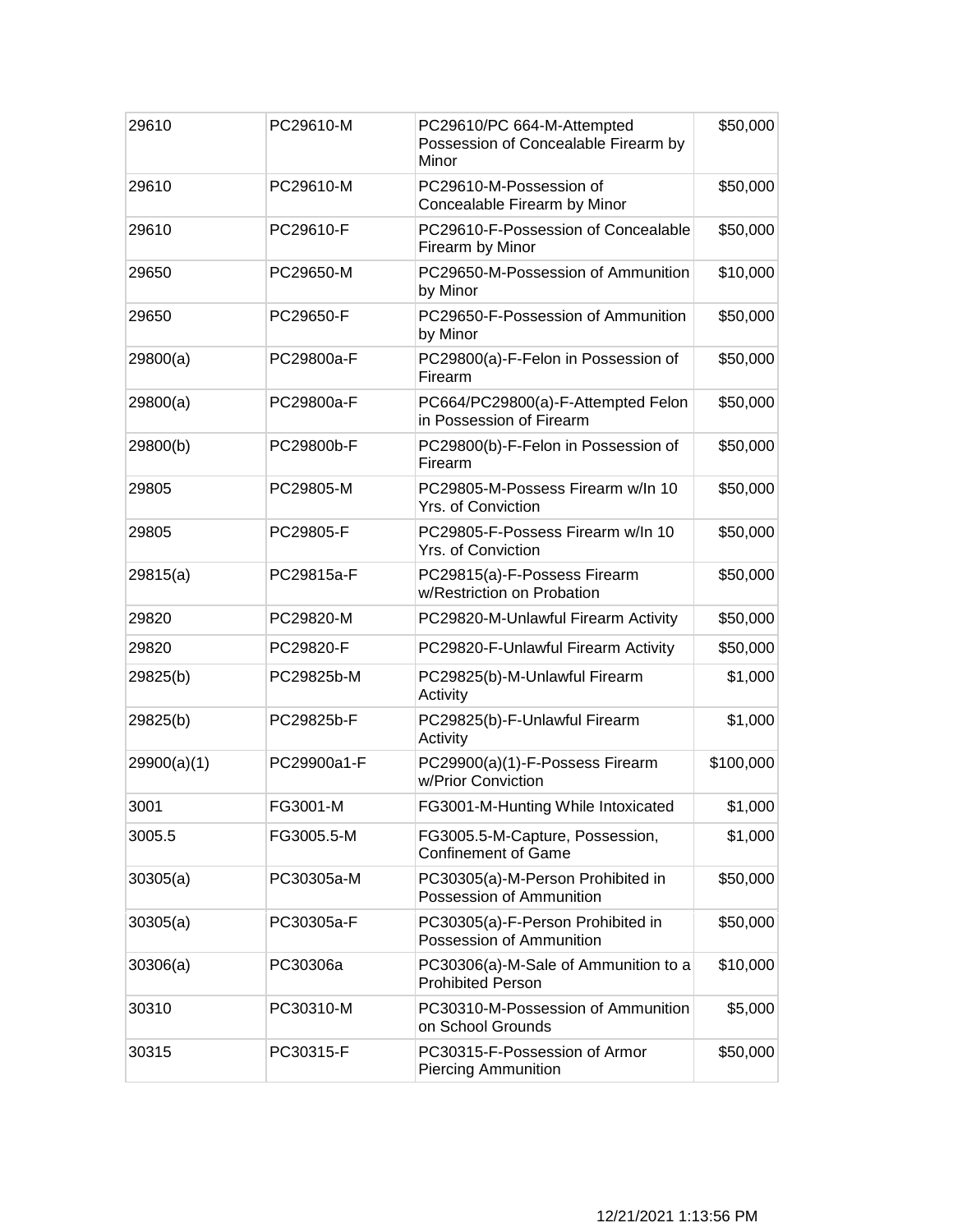| 29610 | PC29610-M | PC29610/PC 664-M-Attempted Possession of Concealable Firearm by Minor | $50,000 |
|---|---|---|---|
| 29610 | PC29610-M | PC29610-M-Possession of Concealable Firearm by Minor | $50,000 |
| 29610 | PC29610-F | PC29610-F-Possession of Concealable Firearm by Minor | $50,000 |
| 29650 | PC29650-M | PC29650-M-Possession of Ammunition by Minor | $10,000 |
| 29650 | PC29650-F | PC29650-F-Possession of Ammunition by Minor | $50,000 |
| 29800(a) | PC29800a-F | PC29800(a)-F-Felon in Possession of Firearm | $50,000 |
| 29800(a) | PC29800a-F | PC664/PC29800(a)-F-Attempted Felon in Possession of Firearm | $50,000 |
| 29800(b) | PC29800b-F | PC29800(b)-F-Felon in Possession of Firearm | $50,000 |
| 29805 | PC29805-M | PC29805-M-Possess Firearm w/In 10 Yrs. of Conviction | $50,000 |
| 29805 | PC29805-F | PC29805-F-Possess Firearm w/In 10 Yrs. of Conviction | $50,000 |
| 29815(a) | PC29815a-F | PC29815(a)-F-Possess Firearm w/Restriction on Probation | $50,000 |
| 29820 | PC29820-M | PC29820-M-Unlawful Firearm Activity | $50,000 |
| 29820 | PC29820-F | PC29820-F-Unlawful Firearm Activity | $50,000 |
| 29825(b) | PC29825b-M | PC29825(b)-M-Unlawful Firearm Activity | $1,000 |
| 29825(b) | PC29825b-F | PC29825(b)-F-Unlawful Firearm Activity | $1,000 |
| 29900(a)(1) | PC29900a1-F | PC29900(a)(1)-F-Possess Firearm w/Prior Conviction | $100,000 |
| 3001 | FG3001-M | FG3001-M-Hunting While Intoxicated | $1,000 |
| 3005.5 | FG3005.5-M | FG3005.5-M-Capture, Possession, Confinement of Game | $1,000 |
| 30305(a) | PC30305a-M | PC30305(a)-M-Person Prohibited in Possession of Ammunition | $50,000 |
| 30305(a) | PC30305a-F | PC30305(a)-F-Person Prohibited in Possession of Ammunition | $50,000 |
| 30306(a) | PC30306a | PC30306(a)-M-Sale of Ammunition to a Prohibited Person | $10,000 |
| 30310 | PC30310-M | PC30310-M-Possession of Ammunition on School Grounds | $5,000 |
| 30315 | PC30315-F | PC30315-F-Possession of Armor Piercing Ammunition | $50,000 |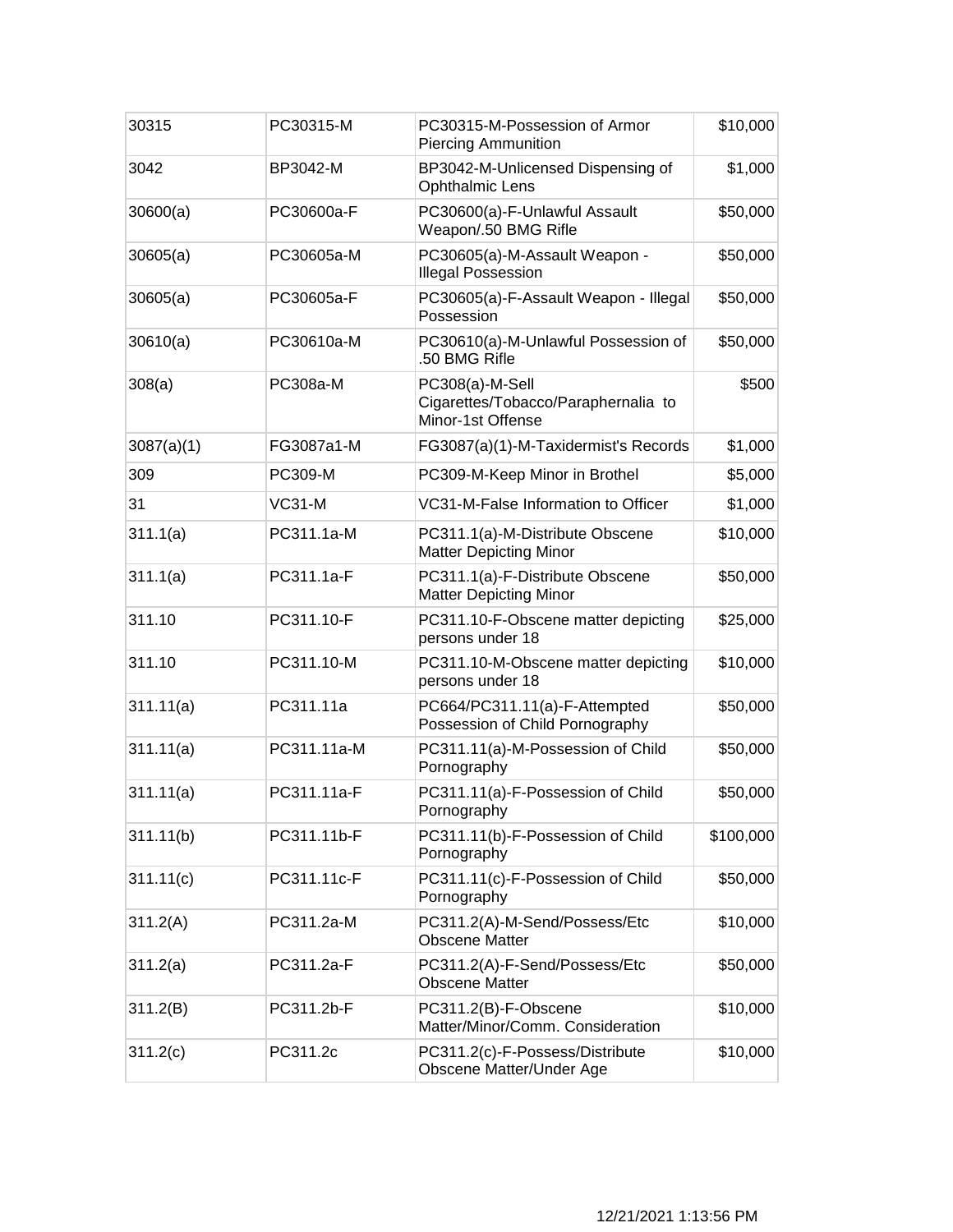| | | | |
|---|---|---|---|
| 30315 | PC30315-M | PC30315-M-Possession of Armor Piercing Ammunition | $10,000 |
| 3042 | BP3042-M | BP3042-M-Unlicensed Dispensing of Ophthalmic Lens | $1,000 |
| 30600(a) | PC30600a-F | PC30600(a)-F-Unlawful Assault Weapon/.50 BMG Rifle | $50,000 |
| 30605(a) | PC30605a-M | PC30605(a)-M-Assault Weapon - Illegal Possession | $50,000 |
| 30605(a) | PC30605a-F | PC30605(a)-F-Assault Weapon - Illegal Possession | $50,000 |
| 30610(a) | PC30610a-M | PC30610(a)-M-Unlawful Possession of .50 BMG Rifle | $50,000 |
| 308(a) | PC308a-M | PC308(a)-M-Sell Cigarettes/Tobacco/Paraphernalia to Minor-1st Offense | $500 |
| 3087(a)(1) | FG3087a1-M | FG3087(a)(1)-M-Taxidermist's Records | $1,000 |
| 309 | PC309-M | PC309-M-Keep Minor in Brothel | $5,000 |
| 31 | VC31-M | VC31-M-False Information to Officer | $1,000 |
| 311.1(a) | PC311.1a-M | PC311.1(a)-M-Distribute Obscene Matter Depicting Minor | $10,000 |
| 311.1(a) | PC311.1a-F | PC311.1(a)-F-Distribute Obscene Matter Depicting Minor | $50,000 |
| 311.10 | PC311.10-F | PC311.10-F-Obscene matter depicting persons under 18 | $25,000 |
| 311.10 | PC311.10-M | PC311.10-M-Obscene matter depicting persons under 18 | $10,000 |
| 311.11(a) | PC311.11a | PC664/PC311.11(a)-F-Attempted Possession of Child Pornography | $50,000 |
| 311.11(a) | PC311.11a-M | PC311.11(a)-M-Possession of Child Pornography | $50,000 |
| 311.11(a) | PC311.11a-F | PC311.11(a)-F-Possession of Child Pornography | $50,000 |
| 311.11(b) | PC311.11b-F | PC311.11(b)-F-Possession of Child Pornography | $100,000 |
| 311.11(c) | PC311.11c-F | PC311.11(c)-F-Possession of Child Pornography | $50,000 |
| 311.2(A) | PC311.2a-M | PC311.2(A)-M-Send/Possess/Etc Obscene Matter | $10,000 |
| 311.2(a) | PC311.2a-F | PC311.2(A)-F-Send/Possess/Etc Obscene Matter | $50,000 |
| 311.2(B) | PC311.2b-F | PC311.2(B)-F-Obscene Matter/Minor/Comm. Consideration | $10,000 |
| 311.2(c) | PC311.2c | PC311.2(c)-F-Possess/Distribute Obscene Matter/Under Age | $10,000 |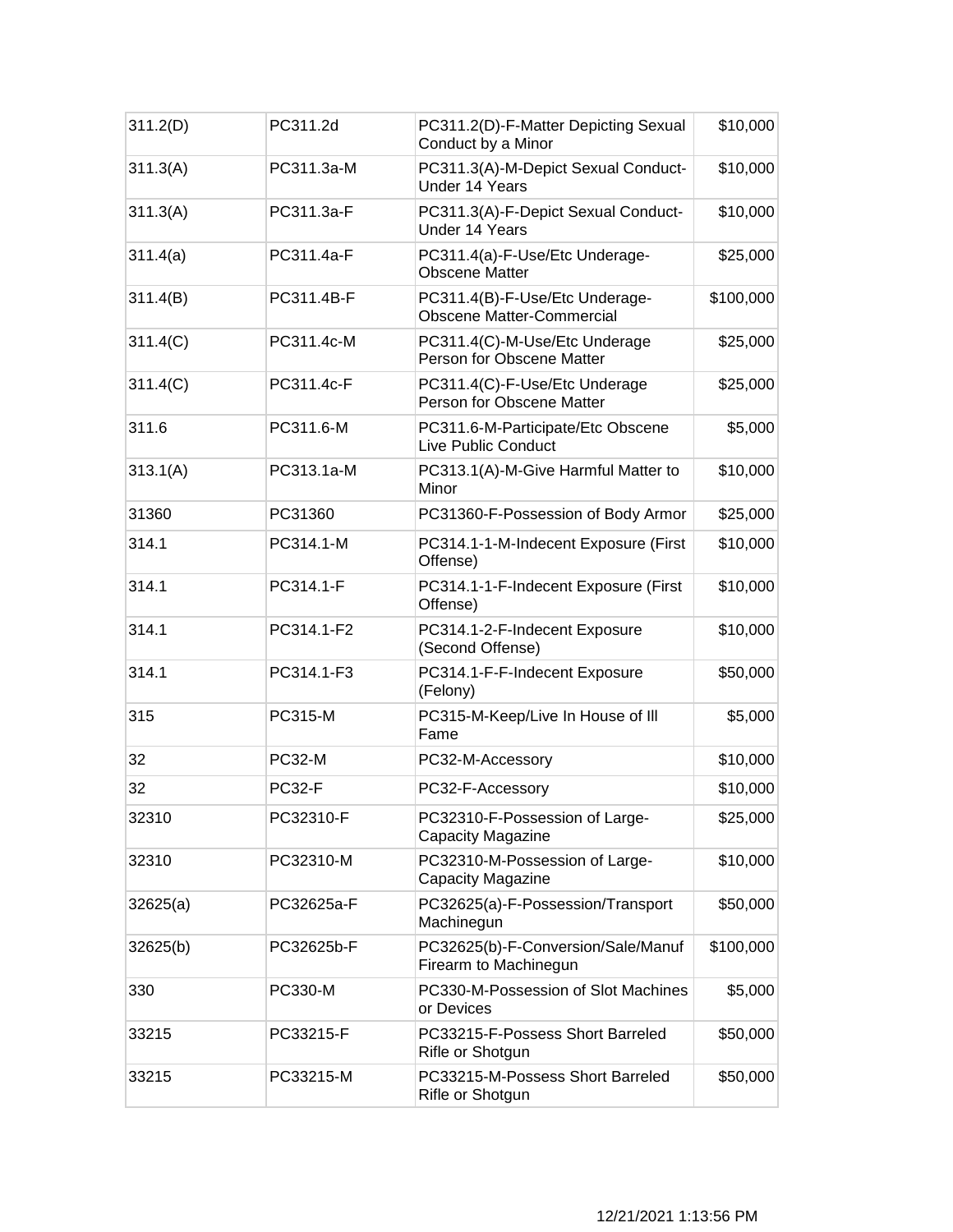| 311.2(D) | PC311.2d | PC311.2(D)-F-Matter Depicting Sexual Conduct by a Minor | $10,000 |
|---|---|---|---|
| 311.3(A) | PC311.3a-M | PC311.3(A)-M-Depict Sexual Conduct-Under 14 Years | $10,000 |
| 311.3(A) | PC311.3a-F | PC311.3(A)-F-Depict Sexual Conduct-Under 14 Years | $10,000 |
| 311.4(a) | PC311.4a-F | PC311.4(a)-F-Use/Etc Underage-Obscene Matter | $25,000 |
| 311.4(B) | PC311.4B-F | PC311.4(B)-F-Use/Etc Underage-Obscene Matter-Commercial | $100,000 |
| 311.4(C) | PC311.4c-M | PC311.4(C)-M-Use/Etc Underage Person for Obscene Matter | $25,000 |
| 311.4(C) | PC311.4c-F | PC311.4(C)-F-Use/Etc Underage Person for Obscene Matter | $25,000 |
| 311.6 | PC311.6-M | PC311.6-M-Participate/Etc Obscene Live Public Conduct | $5,000 |
| 313.1(A) | PC313.1a-M | PC313.1(A)-M-Give Harmful Matter to Minor | $10,000 |
| 31360 | PC31360 | PC31360-F-Possession of Body Armor | $25,000 |
| 314.1 | PC314.1-M | PC314.1-1-M-Indecent Exposure (First Offense) | $10,000 |
| 314.1 | PC314.1-F | PC314.1-1-F-Indecent Exposure (First Offense) | $10,000 |
| 314.1 | PC314.1-F2 | PC314.1-2-F-Indecent Exposure (Second Offense) | $10,000 |
| 314.1 | PC314.1-F3 | PC314.1-F-F-Indecent Exposure (Felony) | $50,000 |
| 315 | PC315-M | PC315-M-Keep/Live In House of Ill Fame | $5,000 |
| 32 | PC32-M | PC32-M-Accessory | $10,000 |
| 32 | PC32-F | PC32-F-Accessory | $10,000 |
| 32310 | PC32310-F | PC32310-F-Possession of Large-Capacity Magazine | $25,000 |
| 32310 | PC32310-M | PC32310-M-Possession of Large-Capacity Magazine | $10,000 |
| 32625(a) | PC32625a-F | PC32625(a)-F-Possession/Transport Machinegun | $50,000 |
| 32625(b) | PC32625b-F | PC32625(b)-F-Conversion/Sale/Manuf Firearm to Machinegun | $100,000 |
| 330 | PC330-M | PC330-M-Possession of Slot Machines or Devices | $5,000 |
| 33215 | PC33215-F | PC33215-F-Possess Short Barreled Rifle or Shotgun | $50,000 |
| 33215 | PC33215-M | PC33215-M-Possess Short Barreled Rifle or Shotgun | $50,000 |

12/21/2021 1:13:56 PM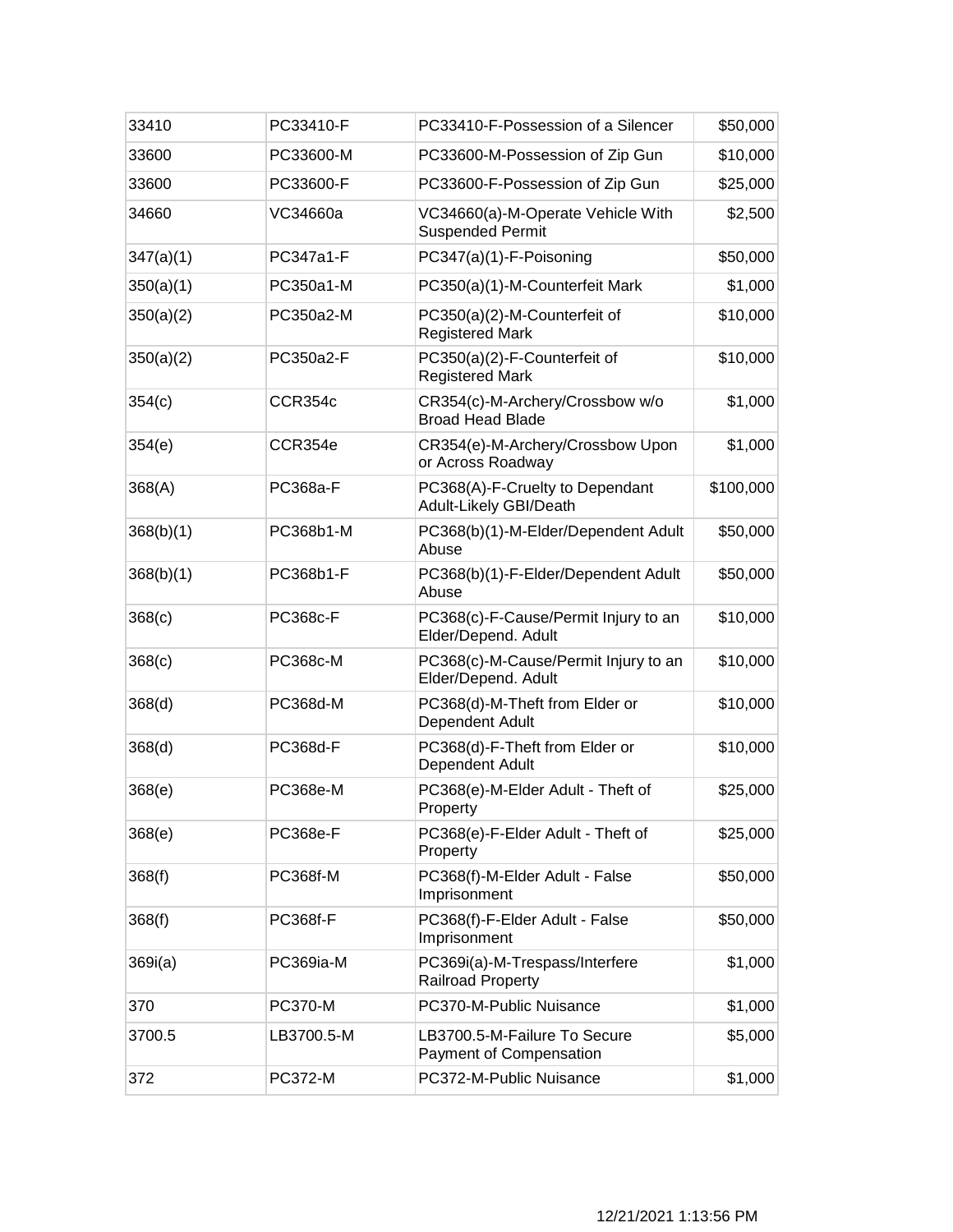| | | | |
|---|---|---|---|
| 33410 | PC33410-F | PC33410-F-Possession of a Silencer | $50,000 |
| 33600 | PC33600-M | PC33600-M-Possession of Zip Gun | $10,000 |
| 33600 | PC33600-F | PC33600-F-Possession of Zip Gun | $25,000 |
| 34660 | VC34660a | VC34660(a)-M-Operate Vehicle With Suspended Permit | $2,500 |
| 347(a)(1) | PC347a1-F | PC347(a)(1)-F-Poisoning | $50,000 |
| 350(a)(1) | PC350a1-M | PC350(a)(1)-M-Counterfeit Mark | $1,000 |
| 350(a)(2) | PC350a2-M | PC350(a)(2)-M-Counterfeit of Registered Mark | $10,000 |
| 350(a)(2) | PC350a2-F | PC350(a)(2)-F-Counterfeit of Registered Mark | $10,000 |
| 354(c) | CCR354c | CR354(c)-M-Archery/Crossbow w/o Broad Head Blade | $1,000 |
| 354(e) | CCR354e | CR354(e)-M-Archery/Crossbow Upon or Across Roadway | $1,000 |
| 368(A) | PC368a-F | PC368(A)-F-Cruelty to Dependant Adult-Likely GBI/Death | $100,000 |
| 368(b)(1) | PC368b1-M | PC368(b)(1)-M-Elder/Dependent Adult Abuse | $50,000 |
| 368(b)(1) | PC368b1-F | PC368(b)(1)-F-Elder/Dependent Adult Abuse | $50,000 |
| 368(c) | PC368c-F | PC368(c)-F-Cause/Permit Injury to an Elder/Depend. Adult | $10,000 |
| 368(c) | PC368c-M | PC368(c)-M-Cause/Permit Injury to an Elder/Depend. Adult | $10,000 |
| 368(d) | PC368d-M | PC368(d)-M-Theft from Elder or Dependent Adult | $10,000 |
| 368(d) | PC368d-F | PC368(d)-F-Theft from Elder or Dependent Adult | $10,000 |
| 368(e) | PC368e-M | PC368(e)-M-Elder Adult - Theft of Property | $25,000 |
| 368(e) | PC368e-F | PC368(e)-F-Elder Adult - Theft of Property | $25,000 |
| 368(f) | PC368f-M | PC368(f)-M-Elder Adult - False Imprisonment | $50,000 |
| 368(f) | PC368f-F | PC368(f)-F-Elder Adult - False Imprisonment | $50,000 |
| 369i(a) | PC369ia-M | PC369i(a)-M-Trespass/Interfere Railroad Property | $1,000 |
| 370 | PC370-M | PC370-M-Public Nuisance | $1,000 |
| 3700.5 | LB3700.5-M | LB3700.5-M-Failure To Secure Payment of Compensation | $5,000 |
| 372 | PC372-M | PC372-M-Public Nuisance | $1,000 |

12/21/2021 1:13:56 PM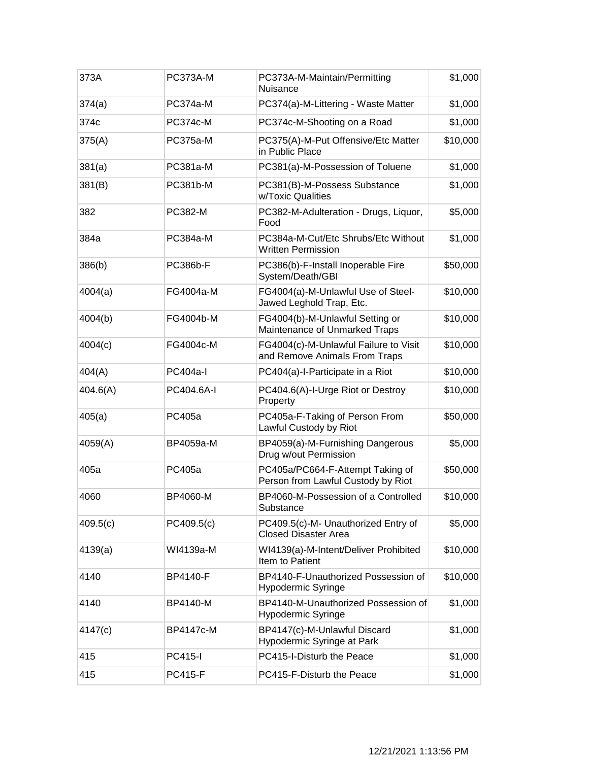| 373A | PC373A-M | PC373A-M-Maintain/Permitting Nuisance | $1,000 |
|---|---|---|---|
| 374(a) | PC374a-M | PC374(a)-M-Littering - Waste Matter | $1,000 |
| 374c | PC374c-M | PC374c-M-Shooting on a Road | $1,000 |
| 375(A) | PC375a-M | PC375(A)-M-Put Offensive/Etc Matter in Public Place | $10,000 |
| 381(a) | PC381a-M | PC381(a)-M-Possession of Toluene | $1,000 |
| 381(B) | PC381b-M | PC381(B)-M-Possess Substance w/Toxic Qualities | $1,000 |
| 382 | PC382-M | PC382-M-Adulteration - Drugs, Liquor, Food | $5,000 |
| 384a | PC384a-M | PC384a-M-Cut/Etc Shrubs/Etc Without Written Permission | $1,000 |
| 386(b) | PC386b-F | PC386(b)-F-Install Inoperable Fire System/Death/GBI | $50,000 |
| 4004(a) | FG4004a-M | FG4004(a)-M-Unlawful Use of Steel-Jawed Leghold Trap, Etc. | $10,000 |
| 4004(b) | FG4004b-M | FG4004(b)-M-Unlawful Setting or Maintenance of Unmarked Traps | $10,000 |
| 4004(c) | FG4004c-M | FG4004(c)-M-Unlawful Failure to Visit and Remove Animals From Traps | $10,000 |
| 404(A) | PC404a-I | PC404(a)-I-Participate in a Riot | $10,000 |
| 404.6(A) | PC404.6A-I | PC404.6(A)-I-Urge Riot or Destroy Property | $10,000 |
| 405(a) | PC405a | PC405a-F-Taking of Person From Lawful Custody by Riot | $50,000 |
| 4059(A) | BP4059a-M | BP4059(a)-M-Furnishing Dangerous Drug w/out Permission | $5,000 |
| 405a | PC405a | PC405a/PC664-F-Attempt Taking of Person from Lawful Custody by Riot | $50,000 |
| 4060 | BP4060-M | BP4060-M-Possession of a Controlled Substance | $10,000 |
| 409.5(c) | PC409.5(c) | PC409.5(c)-M- Unauthorized Entry of Closed Disaster Area | $5,000 |
| 4139(a) | WI4139a-M | WI4139(a)-M-Intent/Deliver Prohibited Item to Patient | $10,000 |
| 4140 | BP4140-F | BP4140-F-Unauthorized Possession of Hypodermic Syringe | $10,000 |
| 4140 | BP4140-M | BP4140-M-Unauthorized Possession of Hypodermic Syringe | $1,000 |
| 4147(c) | BP4147c-M | BP4147(c)-M-Unlawful Discard Hypodermic Syringe at Park | $1,000 |
| 415 | PC415-I | PC415-I-Disturb the Peace | $1,000 |
| 415 | PC415-F | PC415-F-Disturb the Peace | $1,000 |

12/21/2021 1:13:56 PM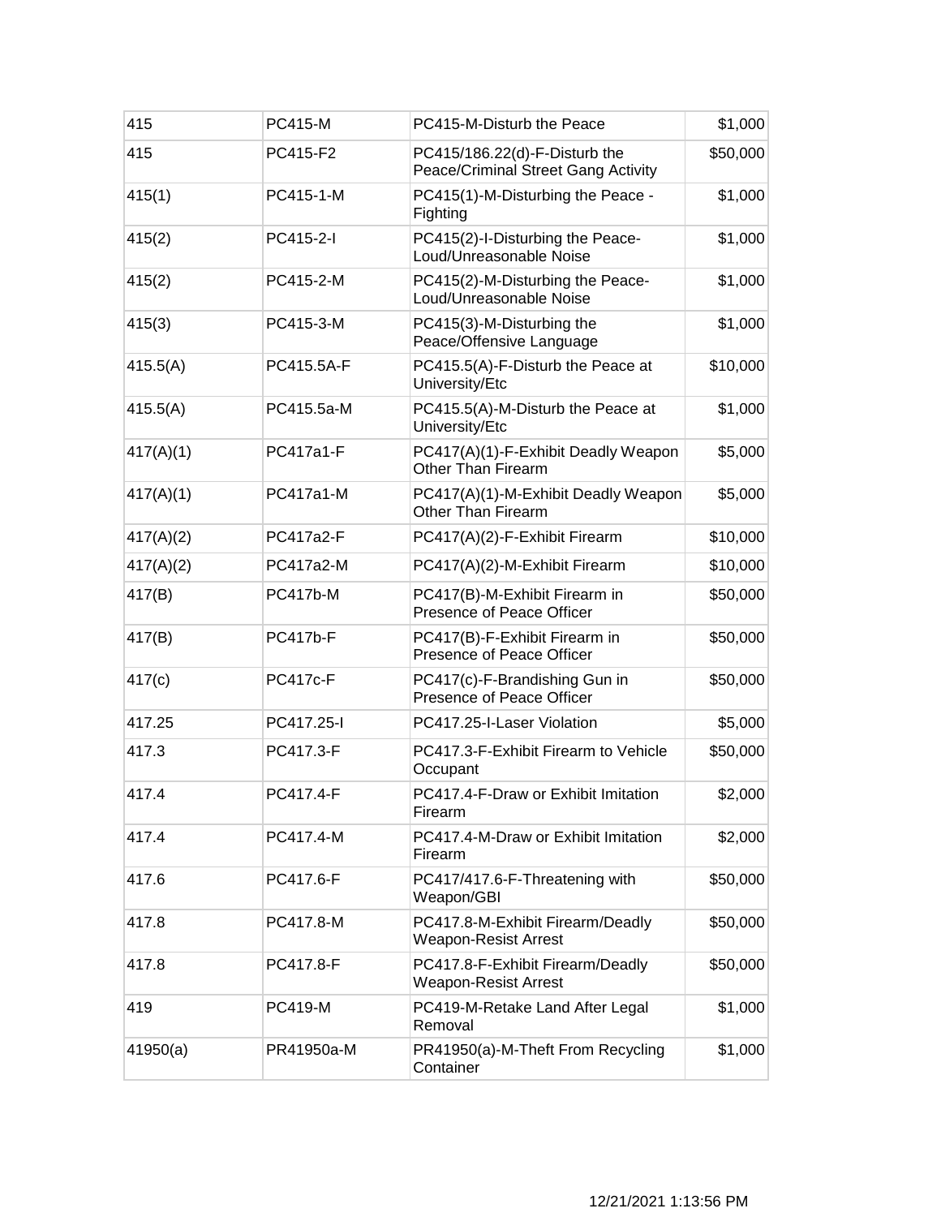| 415 | PC415-M | PC415-M-Disturb the Peace | $1,000 |
|---|---|---|---|
| 415 | PC415-F2 | PC415/186.22(d)-F-Disturb the Peace/Criminal Street Gang Activity | $50,000 |
| 415(1) | PC415-1-M | PC415(1)-M-Disturbing the Peace - Fighting | $1,000 |
| 415(2) | PC415-2-I | PC415(2)-I-Disturbing the Peace-Loud/Unreasonable Noise | $1,000 |
| 415(2) | PC415-2-M | PC415(2)-M-Disturbing the Peace-Loud/Unreasonable Noise | $1,000 |
| 415(3) | PC415-3-M | PC415(3)-M-Disturbing the Peace/Offensive Language | $1,000 |
| 415.5(A) | PC415.5A-F | PC415.5(A)-F-Disturb the Peace at University/Etc | $10,000 |
| 415.5(A) | PC415.5a-M | PC415.5(A)-M-Disturb the Peace at University/Etc | $1,000 |
| 417(A)(1) | PC417a1-F | PC417(A)(1)-F-Exhibit Deadly Weapon Other Than Firearm | $5,000 |
| 417(A)(1) | PC417a1-M | PC417(A)(1)-M-Exhibit Deadly Weapon Other Than Firearm | $5,000 |
| 417(A)(2) | PC417a2-F | PC417(A)(2)-F-Exhibit Firearm | $10,000 |
| 417(A)(2) | PC417a2-M | PC417(A)(2)-M-Exhibit Firearm | $10,000 |
| 417(B) | PC417b-M | PC417(B)-M-Exhibit Firearm in Presence of Peace Officer | $50,000 |
| 417(B) | PC417b-F | PC417(B)-F-Exhibit Firearm in Presence of Peace Officer | $50,000 |
| 417(c) | PC417c-F | PC417(c)-F-Brandishing Gun in Presence of Peace Officer | $50,000 |
| 417.25 | PC417.25-I | PC417.25-I-Laser Violation | $5,000 |
| 417.3 | PC417.3-F | PC417.3-F-Exhibit Firearm to Vehicle Occupant | $50,000 |
| 417.4 | PC417.4-F | PC417.4-F-Draw or Exhibit Imitation Firearm | $2,000 |
| 417.4 | PC417.4-M | PC417.4-M-Draw or Exhibit Imitation Firearm | $2,000 |
| 417.6 | PC417.6-F | PC417/417.6-F-Threatening with Weapon/GBI | $50,000 |
| 417.8 | PC417.8-M | PC417.8-M-Exhibit Firearm/Deadly Weapon-Resist Arrest | $50,000 |
| 417.8 | PC417.8-F | PC417.8-F-Exhibit Firearm/Deadly Weapon-Resist Arrest | $50,000 |
| 419 | PC419-M | PC419-M-Retake Land After Legal Removal | $1,000 |
| 41950(a) | PR41950a-M | PR41950(a)-M-Theft From Recycling Container | $1,000 |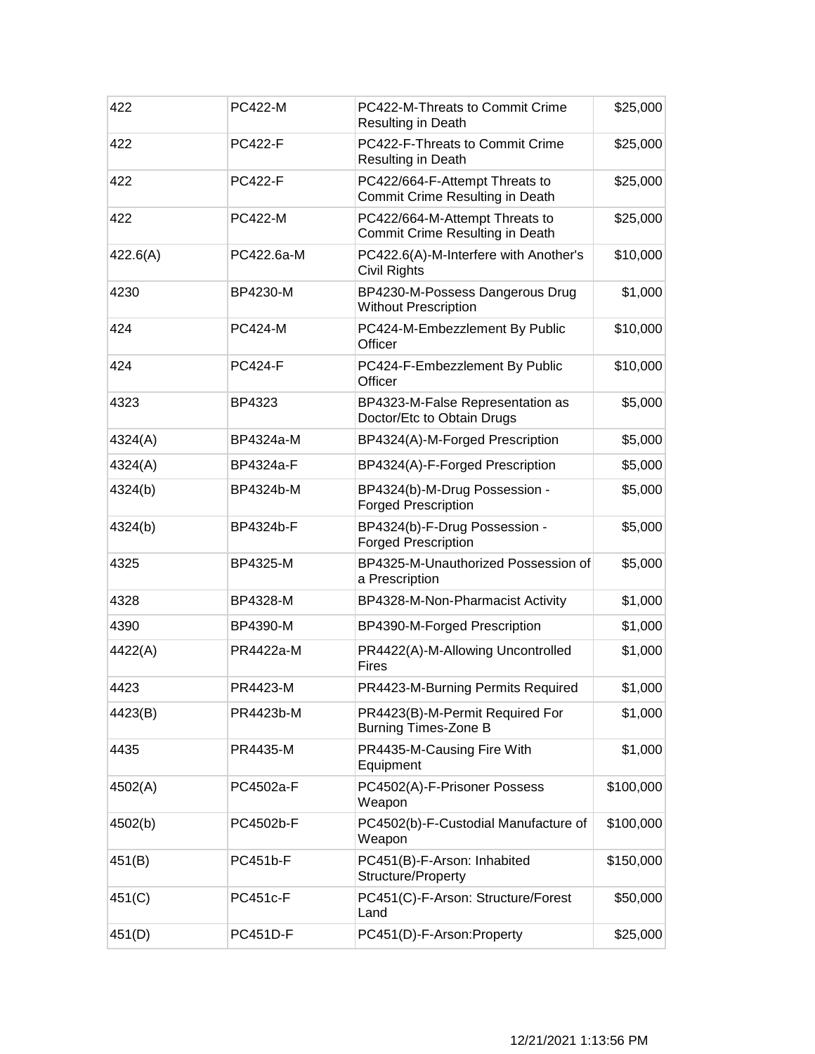| 422 | PC422-M | PC422-M-Threats to Commit Crime Resulting in Death | $25,000 |
|---|---|---|---|
| 422 | PC422-F | PC422-F-Threats to Commit Crime Resulting in Death | $25,000 |
| 422 | PC422-F | PC422/664-F-Attempt Threats to Commit Crime Resulting in Death | $25,000 |
| 422 | PC422-M | PC422/664-M-Attempt Threats to Commit Crime Resulting in Death | $25,000 |
| 422.6(A) | PC422.6a-M | PC422.6(A)-M-Interfere with Another's Civil Rights | $10,000 |
| 4230 | BP4230-M | BP4230-M-Possess Dangerous Drug Without Prescription | $1,000 |
| 424 | PC424-M | PC424-M-Embezzlement By Public Officer | $10,000 |
| 424 | PC424-F | PC424-F-Embezzlement By Public Officer | $10,000 |
| 4323 | BP4323 | BP4323-M-False Representation as Doctor/Etc to Obtain Drugs | $5,000 |
| 4324(A) | BP4324a-M | BP4324(A)-M-Forged Prescription | $5,000 |
| 4324(A) | BP4324a-F | BP4324(A)-F-Forged Prescription | $5,000 |
| 4324(b) | BP4324b-M | BP4324(b)-M-Drug Possession - Forged Prescription | $5,000 |
| 4324(b) | BP4324b-F | BP4324(b)-F-Drug Possession - Forged Prescription | $5,000 |
| 4325 | BP4325-M | BP4325-M-Unauthorized Possession of a Prescription | $5,000 |
| 4328 | BP4328-M | BP4328-M-Non-Pharmacist Activity | $1,000 |
| 4390 | BP4390-M | BP4390-M-Forged Prescription | $1,000 |
| 4422(A) | PR4422a-M | PR4422(A)-M-Allowing Uncontrolled Fires | $1,000 |
| 4423 | PR4423-M | PR4423-M-Burning Permits Required | $1,000 |
| 4423(B) | PR4423b-M | PR4423(B)-M-Permit Required For Burning Times-Zone B | $1,000 |
| 4435 | PR4435-M | PR4435-M-Causing Fire With Equipment | $1,000 |
| 4502(A) | PC4502a-F | PC4502(A)-F-Prisoner Possess Weapon | $100,000 |
| 4502(b) | PC4502b-F | PC4502(b)-F-Custodial Manufacture of Weapon | $100,000 |
| 451(B) | PC451b-F | PC451(B)-F-Arson: Inhabited Structure/Property | $150,000 |
| 451(C) | PC451c-F | PC451(C)-F-Arson: Structure/Forest Land | $50,000 |
| 451(D) | PC451D-F | PC451(D)-F-Arson:Property | $25,000 |

12/21/2021 1:13:56 PM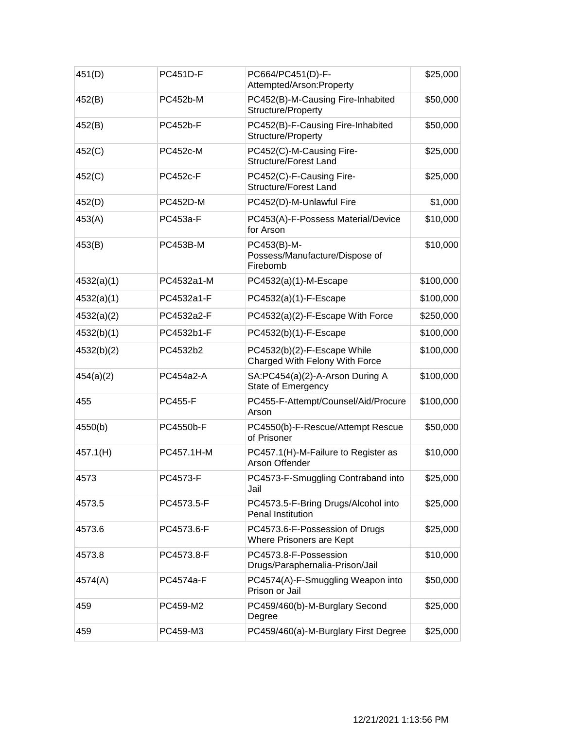| 451(D) | PC451D-F | PC664/PC451(D)-F-Attempted/Arson:Property | $25,000 |
|---|---|---|---|
| 452(B) | PC452b-M | PC452(B)-M-Causing Fire-Inhabited Structure/Property | $50,000 |
| 452(B) | PC452b-F | PC452(B)-F-Causing Fire-Inhabited Structure/Property | $50,000 |
| 452(C) | PC452c-M | PC452(C)-M-Causing Fire-Structure/Forest Land | $25,000 |
| 452(C) | PC452c-F | PC452(C)-F-Causing Fire-Structure/Forest Land | $25,000 |
| 452(D) | PC452D-M | PC452(D)-M-Unlawful Fire | $1,000 |
| 453(A) | PC453a-F | PC453(A)-F-Possess Material/Device for Arson | $10,000 |
| 453(B) | PC453B-M | PC453(B)-M-Possess/Manufacture/Dispose of Firebomb | $10,000 |
| 4532(a)(1) | PC4532a1-M | PC4532(a)(1)-M-Escape | $100,000 |
| 4532(a)(1) | PC4532a1-F | PC4532(a)(1)-F-Escape | $100,000 |
| 4532(a)(2) | PC4532a2-F | PC4532(a)(2)-F-Escape With Force | $250,000 |
| 4532(b)(1) | PC4532b1-F | PC4532(b)(1)-F-Escape | $100,000 |
| 4532(b)(2) | PC4532b2 | PC4532(b)(2)-F-Escape While Charged With Felony With Force | $100,000 |
| 454(a)(2) | PC454a2-A | SA:PC454(a)(2)-A-Arson During A State of Emergency | $100,000 |
| 455 | PC455-F | PC455-F-Attempt/Counsel/Aid/Procure Arson | $100,000 |
| 4550(b) | PC4550b-F | PC4550(b)-F-Rescue/Attempt Rescue of Prisoner | $50,000 |
| 457.1(H) | PC457.1H-M | PC457.1(H)-M-Failure to Register as Arson Offender | $10,000 |
| 4573 | PC4573-F | PC4573-F-Smuggling Contraband into Jail | $25,000 |
| 4573.5 | PC4573.5-F | PC4573.5-F-Bring Drugs/Alcohol into Penal Institution | $25,000 |
| 4573.6 | PC4573.6-F | PC4573.6-F-Possession of Drugs Where Prisoners are Kept | $25,000 |
| 4573.8 | PC4573.8-F | PC4573.8-F-Possession Drugs/Paraphernalia-Prison/Jail | $10,000 |
| 4574(A) | PC4574a-F | PC4574(A)-F-Smuggling Weapon into Prison or Jail | $50,000 |
| 459 | PC459-M2 | PC459/460(b)-M-Burglary Second Degree | $25,000 |
| 459 | PC459-M3 | PC459/460(a)-M-Burglary First Degree | $25,000 |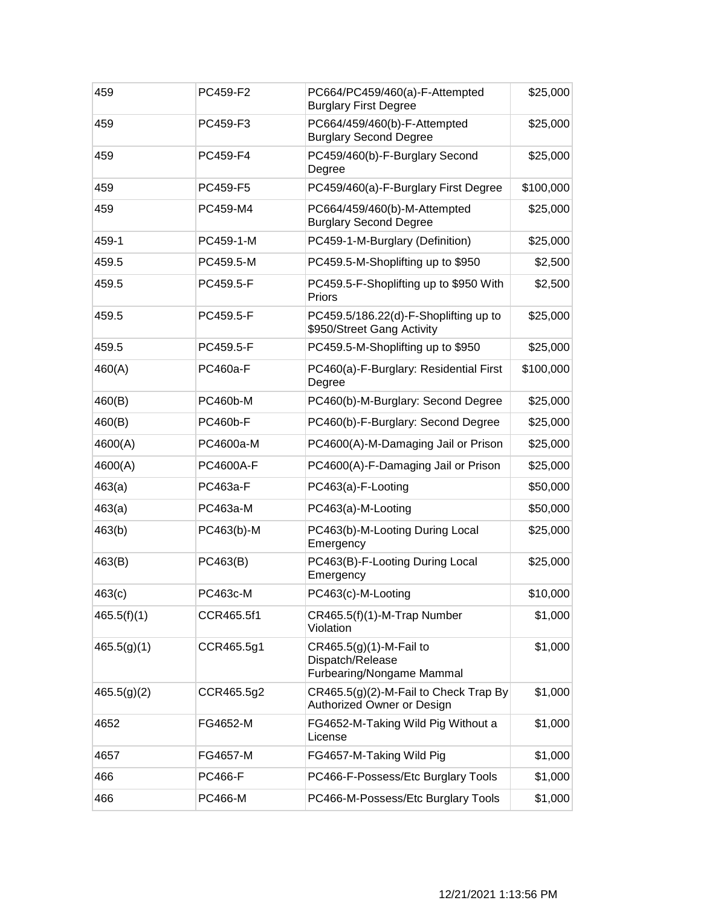| 459 | PC459-F2 | PC664/PC459/460(a)-F-Attempted Burglary First Degree | $25,000 |
|---|---|---|---|
| 459 | PC459-F3 | PC664/459/460(b)-F-Attempted Burglary Second Degree | $25,000 |
| 459 | PC459-F4 | PC459/460(b)-F-Burglary Second Degree | $25,000 |
| 459 | PC459-F5 | PC459/460(a)-F-Burglary First Degree | $100,000 |
| 459 | PC459-M4 | PC664/459/460(b)-M-Attempted Burglary Second Degree | $25,000 |
| 459-1 | PC459-1-M | PC459-1-M-Burglary (Definition) | $25,000 |
| 459.5 | PC459.5-M | PC459.5-M-Shoplifting up to $950 | $2,500 |
| 459.5 | PC459.5-F | PC459.5-F-Shoplifting up to $950 With Priors | $2,500 |
| 459.5 | PC459.5-F | PC459.5/186.22(d)-F-Shoplifting up to $950/Street Gang Activity | $25,000 |
| 459.5 | PC459.5-F | PC459.5-M-Shoplifting up to $950 | $25,000 |
| 460(A) | PC460a-F | PC460(a)-F-Burglary: Residential First Degree | $100,000 |
| 460(B) | PC460b-M | PC460(b)-M-Burglary: Second Degree | $25,000 |
| 460(B) | PC460b-F | PC460(b)-F-Burglary: Second Degree | $25,000 |
| 4600(A) | PC4600a-M | PC4600(A)-M-Damaging Jail or Prison | $25,000 |
| 4600(A) | PC4600A-F | PC4600(A)-F-Damaging Jail or Prison | $25,000 |
| 463(a) | PC463a-F | PC463(a)-F-Looting | $50,000 |
| 463(a) | PC463a-M | PC463(a)-M-Looting | $50,000 |
| 463(b) | PC463(b)-M | PC463(b)-M-Looting During Local Emergency | $25,000 |
| 463(B) | PC463(B) | PC463(B)-F-Looting During Local Emergency | $25,000 |
| 463(c) | PC463c-M | PC463(c)-M-Looting | $10,000 |
| 465.5(f)(1) | CCR465.5f1 | CR465.5(f)(1)-M-Trap Number Violation | $1,000 |
| 465.5(g)(1) | CCR465.5g1 | CR465.5(g)(1)-M-Fail to Dispatch/Release Furbearing/Nongame Mammal | $1,000 |
| 465.5(g)(2) | CCR465.5g2 | CR465.5(g)(2)-M-Fail to Check Trap By Authorized Owner or Design | $1,000 |
| 4652 | FG4652-M | FG4652-M-Taking Wild Pig Without a License | $1,000 |
| 4657 | FG4657-M | FG4657-M-Taking Wild Pig | $1,000 |
| 466 | PC466-F | PC466-F-Possess/Etc Burglary Tools | $1,000 |
| 466 | PC466-M | PC466-M-Possess/Etc Burglary Tools | $1,000 |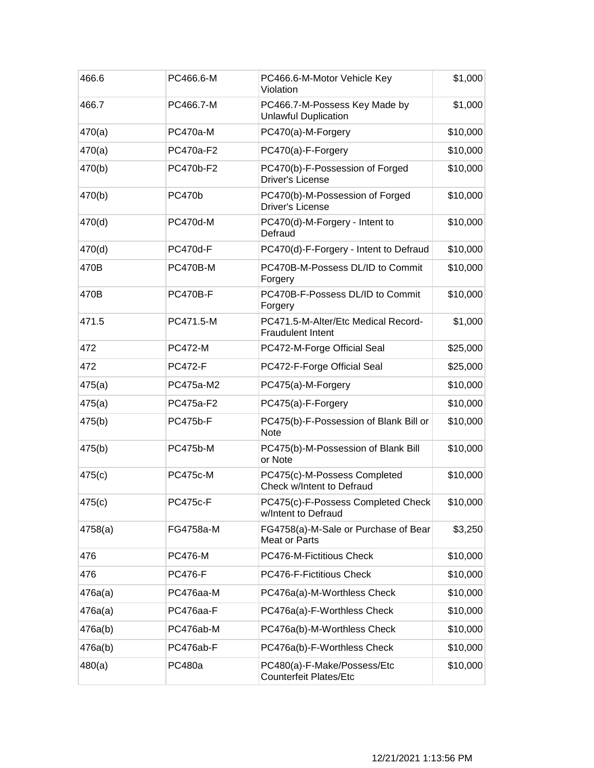| 466.6 | PC466.6-M | PC466.6-M-Motor Vehicle Key Violation | $1,000 |
|---|---|---|---|
| 466.7 | PC466.7-M | PC466.7-M-Possess Key Made by Unlawful Duplication | $1,000 |
| 470(a) | PC470a-M | PC470(a)-M-Forgery | $10,000 |
| 470(a) | PC470a-F2 | PC470(a)-F-Forgery | $10,000 |
| 470(b) | PC470b-F2 | PC470(b)-F-Possession of Forged Driver's License | $10,000 |
| 470(b) | PC470b | PC470(b)-M-Possession of Forged Driver's License | $10,000 |
| 470(d) | PC470d-M | PC470(d)-M-Forgery - Intent to Defraud | $10,000 |
| 470(d) | PC470d-F | PC470(d)-F-Forgery - Intent to Defraud | $10,000 |
| 470B | PC470B-M | PC470B-M-Possess DL/ID to Commit Forgery | $10,000 |
| 470B | PC470B-F | PC470B-F-Possess DL/ID to Commit Forgery | $10,000 |
| 471.5 | PC471.5-M | PC471.5-M-Alter/Etc Medical Record-Fraudulent Intent | $1,000 |
| 472 | PC472-M | PC472-M-Forge Official Seal | $25,000 |
| 472 | PC472-F | PC472-F-Forge Official Seal | $25,000 |
| 475(a) | PC475a-M2 | PC475(a)-M-Forgery | $10,000 |
| 475(a) | PC475a-F2 | PC475(a)-F-Forgery | $10,000 |
| 475(b) | PC475b-F | PC475(b)-F-Possession of Blank Bill or Note | $10,000 |
| 475(b) | PC475b-M | PC475(b)-M-Possession of Blank Bill or Note | $10,000 |
| 475(c) | PC475c-M | PC475(c)-M-Possess Completed Check w/Intent to Defraud | $10,000 |
| 475(c) | PC475c-F | PC475(c)-F-Possess Completed Check w/Intent to Defraud | $10,000 |
| 4758(a) | FG4758a-M | FG4758(a)-M-Sale or Purchase of Bear Meat or Parts | $3,250 |
| 476 | PC476-M | PC476-M-Fictitious Check | $10,000 |
| 476 | PC476-F | PC476-F-Fictitious Check | $10,000 |
| 476a(a) | PC476aa-M | PC476a(a)-M-Worthless Check | $10,000 |
| 476a(a) | PC476aa-F | PC476a(a)-F-Worthless Check | $10,000 |
| 476a(b) | PC476ab-M | PC476a(b)-M-Worthless Check | $10,000 |
| 476a(b) | PC476ab-F | PC476a(b)-F-Worthless Check | $10,000 |
| 480(a) | PC480a | PC480(a)-F-Make/Possess/Etc Counterfeit Plates/Etc | $10,000 |

12/21/2021 1:13:56 PM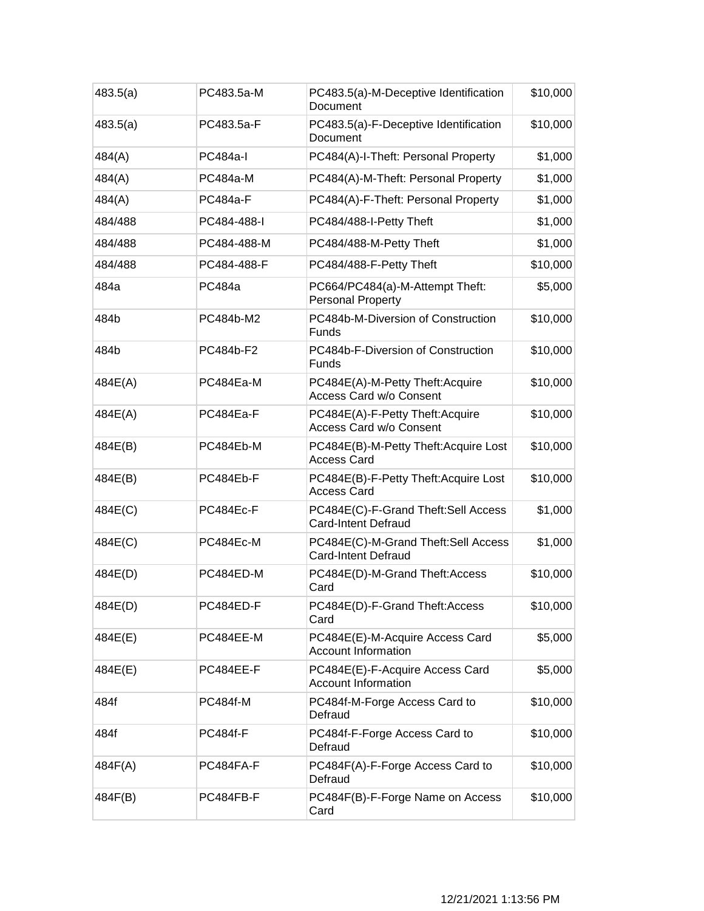| 483.5(a) | PC483.5a-M | PC483.5(a)-M-Deceptive Identification Document | $10,000 |
|---|---|---|---|
| 483.5(a) | PC483.5a-F | PC483.5(a)-F-Deceptive Identification Document | $10,000 |
| 484(A) | PC484a-I | PC484(A)-I-Theft: Personal Property | $1,000 |
| 484(A) | PC484a-M | PC484(A)-M-Theft: Personal Property | $1,000 |
| 484(A) | PC484a-F | PC484(A)-F-Theft: Personal Property | $1,000 |
| 484/488 | PC484-488-I | PC484/488-I-Petty Theft | $1,000 |
| 484/488 | PC484-488-M | PC484/488-M-Petty Theft | $1,000 |
| 484/488 | PC484-488-F | PC484/488-F-Petty Theft | $10,000 |
| 484a | PC484a | PC664/PC484(a)-M-Attempt Theft: Personal Property | $5,000 |
| 484b | PC484b-M2 | PC484b-M-Diversion of Construction Funds | $10,000 |
| 484b | PC484b-F2 | PC484b-F-Diversion of Construction Funds | $10,000 |
| 484E(A) | PC484Ea-M | PC484E(A)-M-Petty Theft:Acquire Access Card w/o Consent | $10,000 |
| 484E(A) | PC484Ea-F | PC484E(A)-F-Petty Theft:Acquire Access Card w/o Consent | $10,000 |
| 484E(B) | PC484Eb-M | PC484E(B)-M-Petty Theft:Acquire Lost Access Card | $10,000 |
| 484E(B) | PC484Eb-F | PC484E(B)-F-Petty Theft:Acquire Lost Access Card | $10,000 |
| 484E(C) | PC484Ec-F | PC484E(C)-F-Grand Theft:Sell Access Card-Intent Defraud | $1,000 |
| 484E(C) | PC484Ec-M | PC484E(C)-M-Grand Theft:Sell Access Card-Intent Defraud | $1,000 |
| 484E(D) | PC484ED-M | PC484E(D)-M-Grand Theft:Access Card | $10,000 |
| 484E(D) | PC484ED-F | PC484E(D)-F-Grand Theft:Access Card | $10,000 |
| 484E(E) | PC484EE-M | PC484E(E)-M-Acquire Access Card Account Information | $5,000 |
| 484E(E) | PC484EE-F | PC484E(E)-F-Acquire Access Card Account Information | $5,000 |
| 484f | PC484f-M | PC484f-M-Forge Access Card to Defraud | $10,000 |
| 484f | PC484f-F | PC484f-F-Forge Access Card to Defraud | $10,000 |
| 484F(A) | PC484FA-F | PC484F(A)-F-Forge Access Card to Defraud | $10,000 |
| 484F(B) | PC484FB-F | PC484F(B)-F-Forge Name on Access Card | $10,000 |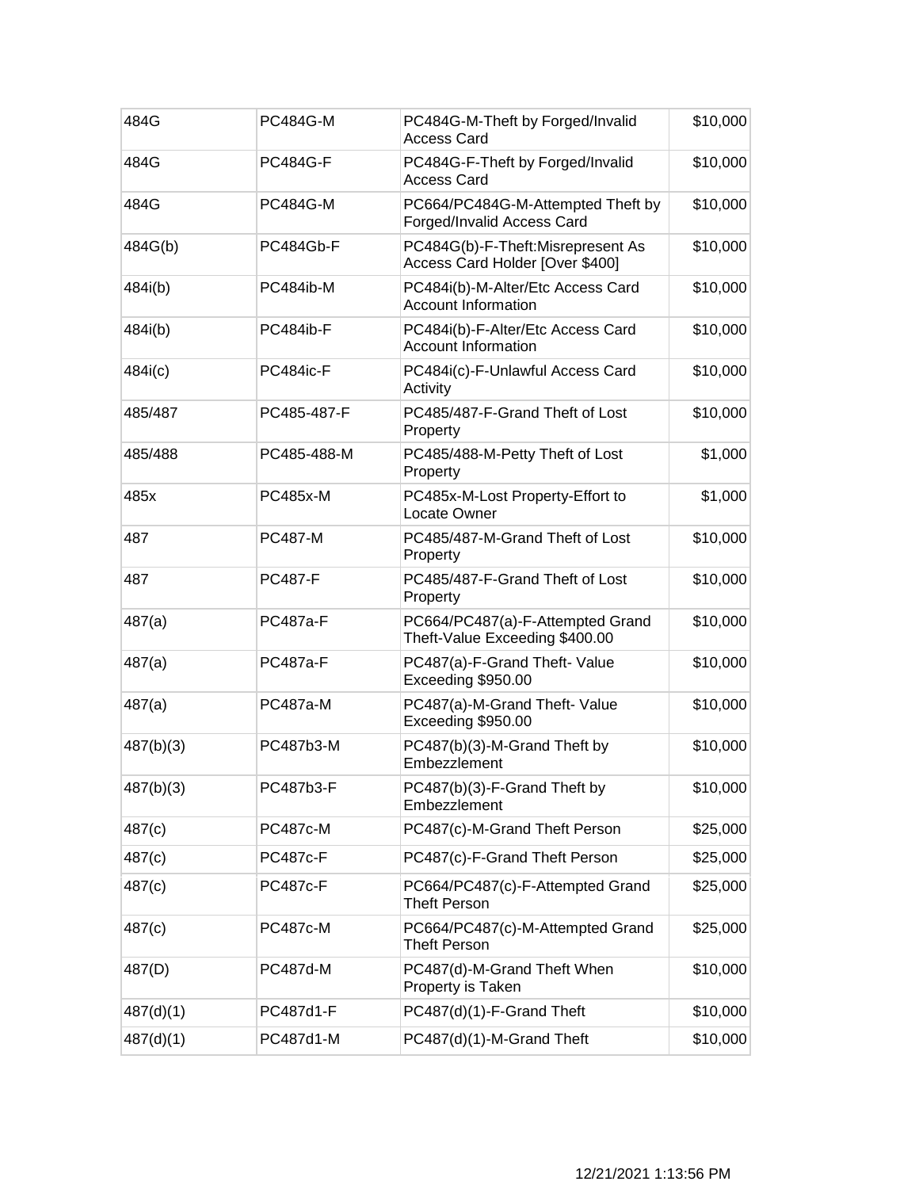| 484G | PC484G-M | PC484G-M-Theft by Forged/Invalid Access Card | $10,000 |
|---|---|---|---|
| 484G | PC484G-F | PC484G-F-Theft by Forged/Invalid Access Card | $10,000 |
| 484G | PC484G-M | PC664/PC484G-M-Attempted Theft by Forged/Invalid Access Card | $10,000 |
| 484G(b) | PC484Gb-F | PC484G(b)-F-Theft:Misrepresent As Access Card Holder [Over $400] | $10,000 |
| 484i(b) | PC484ib-M | PC484i(b)-M-Alter/Etc Access Card Account Information | $10,000 |
| 484i(b) | PC484ib-F | PC484i(b)-F-Alter/Etc Access Card Account Information | $10,000 |
| 484i(c) | PC484ic-F | PC484i(c)-F-Unlawful Access Card Activity | $10,000 |
| 485/487 | PC485-487-F | PC485/487-F-Grand Theft of Lost Property | $10,000 |
| 485/488 | PC485-488-M | PC485/488-M-Petty Theft of Lost Property | $1,000 |
| 485x | PC485x-M | PC485x-M-Lost Property-Effort to Locate Owner | $1,000 |
| 487 | PC487-M | PC485/487-M-Grand Theft of Lost Property | $10,000 |
| 487 | PC487-F | PC485/487-F-Grand Theft of Lost Property | $10,000 |
| 487(a) | PC487a-F | PC664/PC487(a)-F-Attempted Grand Theft-Value Exceeding $400.00 | $10,000 |
| 487(a) | PC487a-F | PC487(a)-F-Grand Theft- Value Exceeding $950.00 | $10,000 |
| 487(a) | PC487a-M | PC487(a)-M-Grand Theft- Value Exceeding $950.00 | $10,000 |
| 487(b)(3) | PC487b3-M | PC487(b)(3)-M-Grand Theft by Embezzlement | $10,000 |
| 487(b)(3) | PC487b3-F | PC487(b)(3)-F-Grand Theft by Embezzlement | $10,000 |
| 487(c) | PC487c-M | PC487(c)-M-Grand Theft Person | $25,000 |
| 487(c) | PC487c-F | PC487(c)-F-Grand Theft Person | $25,000 |
| 487(c) | PC487c-F | PC664/PC487(c)-F-Attempted Grand Theft Person | $25,000 |
| 487(c) | PC487c-M | PC664/PC487(c)-M-Attempted Grand Theft Person | $25,000 |
| 487(D) | PC487d-M | PC487(d)-M-Grand Theft When Property is Taken | $10,000 |
| 487(d)(1) | PC487d1-F | PC487(d)(1)-F-Grand Theft | $10,000 |
| 487(d)(1) | PC487d1-M | PC487(d)(1)-M-Grand Theft | $10,000 |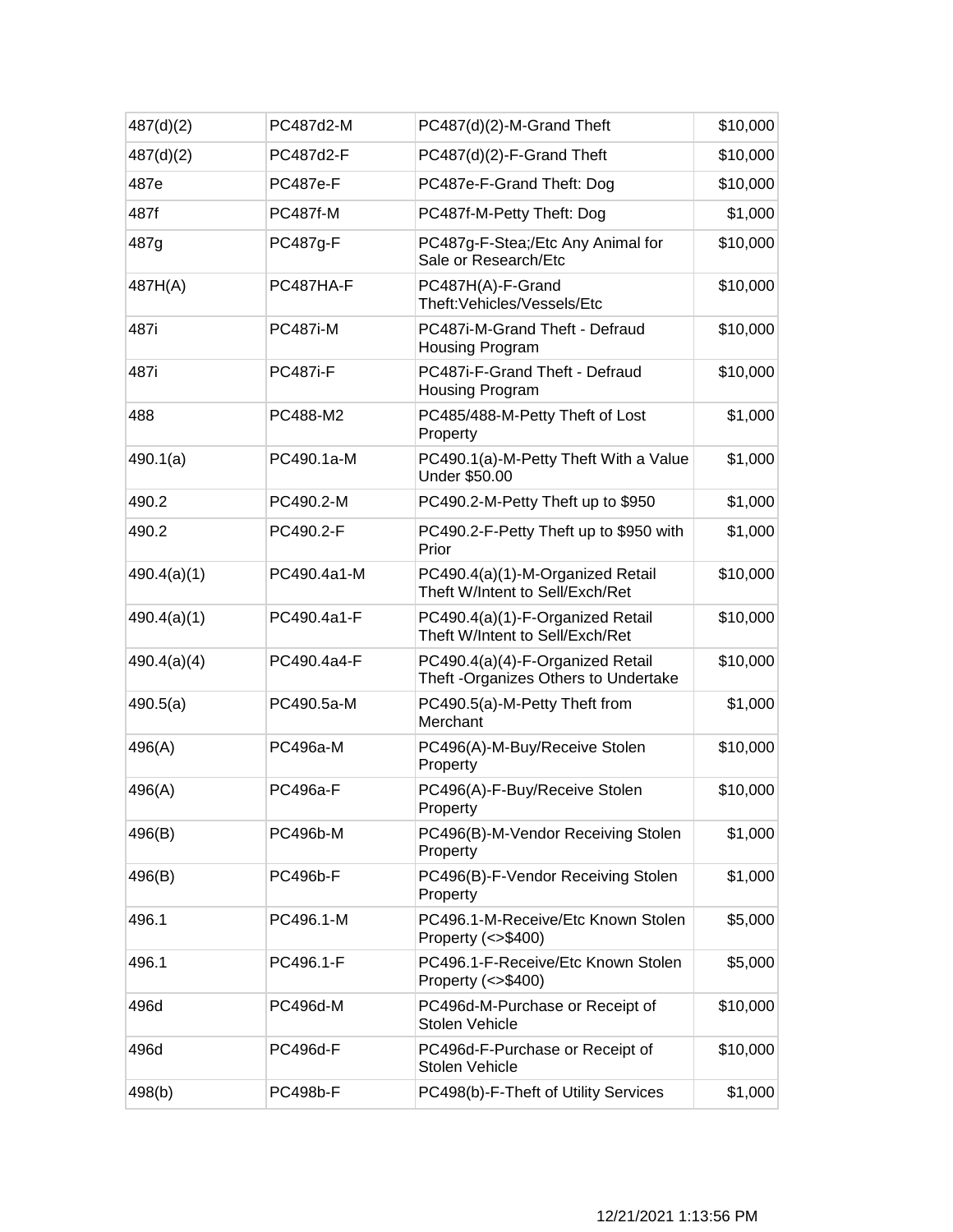| 487(d)(2) | PC487d2-M | PC487(d)(2)-M-Grand Theft | $10,000 |
|---|---|---|---|
| 487(d)(2) | PC487d2-F | PC487(d)(2)-F-Grand Theft | $10,000 |
| 487e | PC487e-F | PC487e-F-Grand Theft: Dog | $10,000 |
| 487f | PC487f-M | PC487f-M-Petty Theft: Dog | $1,000 |
| 487g | PC487g-F | PC487g-F-Stea;/Etc Any Animal for Sale or Research/Etc | $10,000 |
| 487H(A) | PC487HA-F | PC487H(A)-F-Grand Theft:Vehicles/Vessels/Etc | $10,000 |
| 487i | PC487i-M | PC487i-M-Grand Theft - Defraud Housing Program | $10,000 |
| 487i | PC487i-F | PC487i-F-Grand Theft - Defraud Housing Program | $10,000 |
| 488 | PC488-M2 | PC485/488-M-Petty Theft of Lost Property | $1,000 |
| 490.1(a) | PC490.1a-M | PC490.1(a)-M-Petty Theft With a Value Under $50.00 | $1,000 |
| 490.2 | PC490.2-M | PC490.2-M-Petty Theft up to $950 | $1,000 |
| 490.2 | PC490.2-F | PC490.2-F-Petty Theft up to $950 with Prior | $1,000 |
| 490.4(a)(1) | PC490.4a1-M | PC490.4(a)(1)-M-Organized Retail Theft W/Intent to Sell/Exch/Ret | $10,000 |
| 490.4(a)(1) | PC490.4a1-F | PC490.4(a)(1)-F-Organized Retail Theft W/Intent to Sell/Exch/Ret | $10,000 |
| 490.4(a)(4) | PC490.4a4-F | PC490.4(a)(4)-F-Organized Retail Theft -Organizes Others to Undertake | $10,000 |
| 490.5(a) | PC490.5a-M | PC490.5(a)-M-Petty Theft from Merchant | $1,000 |
| 496(A) | PC496a-M | PC496(A)-M-Buy/Receive Stolen Property | $10,000 |
| 496(A) | PC496a-F | PC496(A)-F-Buy/Receive Stolen Property | $10,000 |
| 496(B) | PC496b-M | PC496(B)-M-Vendor Receiving Stolen Property | $1,000 |
| 496(B) | PC496b-F | PC496(B)-F-Vendor Receiving Stolen Property | $1,000 |
| 496.1 | PC496.1-M | PC496.1-M-Receive/Etc Known Stolen Property (<>$400) | $5,000 |
| 496.1 | PC496.1-F | PC496.1-F-Receive/Etc Known Stolen Property (<>$400) | $5,000 |
| 496d | PC496d-M | PC496d-M-Purchase or Receipt of Stolen Vehicle | $10,000 |
| 496d | PC496d-F | PC496d-F-Purchase or Receipt of Stolen Vehicle | $10,000 |
| 498(b) | PC498b-F | PC498(b)-F-Theft of Utility Services | $1,000 |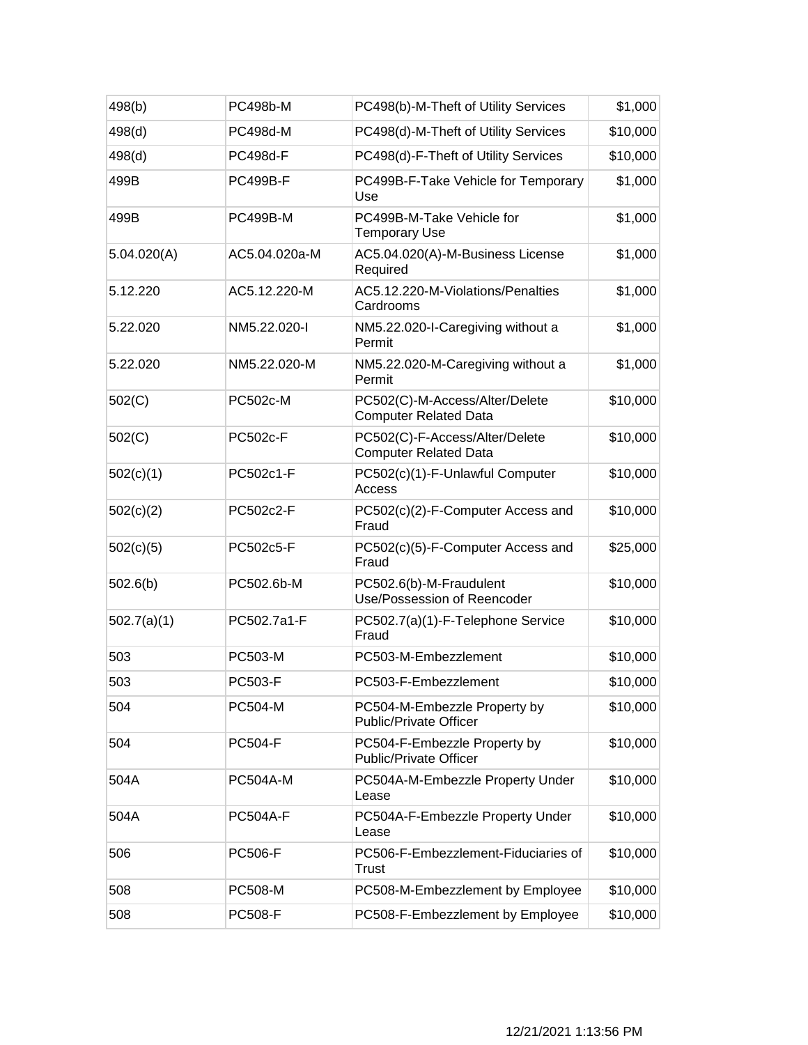| 498(b) | PC498b-M | PC498(b)-M-Theft of Utility Services | $1,000 |
|---|---|---|---|
| 498(d) | PC498d-M | PC498(d)-M-Theft of Utility Services | $10,000 |
| 498(d) | PC498d-F | PC498(d)-F-Theft of Utility Services | $10,000 |
| 499B | PC499B-F | PC499B-F-Take Vehicle for Temporary Use | $1,000 |
| 499B | PC499B-M | PC499B-M-Take Vehicle for Temporary Use | $1,000 |
| 5.04.020(A) | AC5.04.020a-M | AC5.04.020(A)-M-Business License Required | $1,000 |
| 5.12.220 | AC5.12.220-M | AC5.12.220-M-Violations/Penalties Cardrooms | $1,000 |
| 5.22.020 | NM5.22.020-I | NM5.22.020-I-Caregiving without a Permit | $1,000 |
| 5.22.020 | NM5.22.020-M | NM5.22.020-M-Caregiving without a Permit | $1,000 |
| 502(C) | PC502c-M | PC502(C)-M-Access/Alter/Delete Computer Related Data | $10,000 |
| 502(C) | PC502c-F | PC502(C)-F-Access/Alter/Delete Computer Related Data | $10,000 |
| 502(c)(1) | PC502c1-F | PC502(c)(1)-F-Unlawful Computer Access | $10,000 |
| 502(c)(2) | PC502c2-F | PC502(c)(2)-F-Computer Access and Fraud | $10,000 |
| 502(c)(5) | PC502c5-F | PC502(c)(5)-F-Computer Access and Fraud | $25,000 |
| 502.6(b) | PC502.6b-M | PC502.6(b)-M-Fraudulent Use/Possession of Reencoder | $10,000 |
| 502.7(a)(1) | PC502.7a1-F | PC502.7(a)(1)-F-Telephone Service Fraud | $10,000 |
| 503 | PC503-M | PC503-M-Embezzlement | $10,000 |
| 503 | PC503-F | PC503-F-Embezzlement | $10,000 |
| 504 | PC504-M | PC504-M-Embezzle Property by Public/Private Officer | $10,000 |
| 504 | PC504-F | PC504-F-Embezzle Property by Public/Private Officer | $10,000 |
| 504A | PC504A-M | PC504A-M-Embezzle Property Under Lease | $10,000 |
| 504A | PC504A-F | PC504A-F-Embezzle Property Under Lease | $10,000 |
| 506 | PC506-F | PC506-F-Embezzlement-Fiduciaries of Trust | $10,000 |
| 508 | PC508-M | PC508-M-Embezzlement by Employee | $10,000 |
| 508 | PC508-F | PC508-F-Embezzlement by Employee | $10,000 |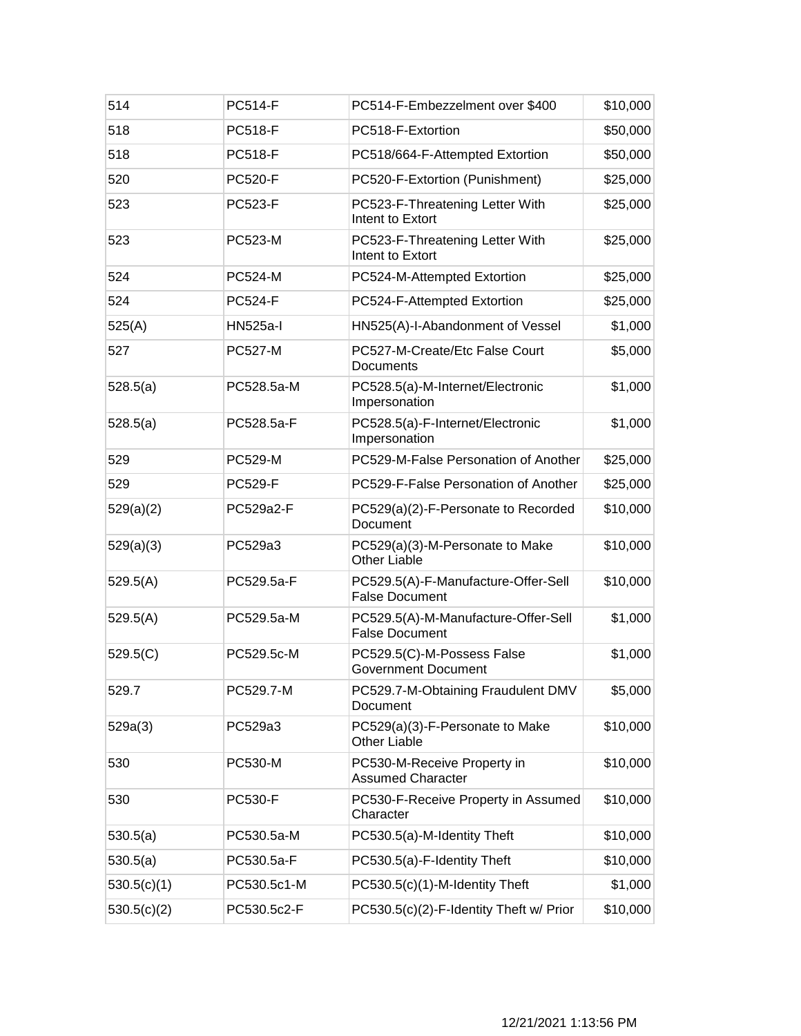| 514 | PC514-F | PC514-F-Embezzelment over $400 | $10,000 |
|---|---|---|---|
| 518 | PC518-F | PC518-F-Extortion | $50,000 |
| 518 | PC518-F | PC518/664-F-Attempted Extortion | $50,000 |
| 520 | PC520-F | PC520-F-Extortion (Punishment) | $25,000 |
| 523 | PC523-F | PC523-F-Threatening Letter With Intent to Extort | $25,000 |
| 523 | PC523-M | PC523-F-Threatening Letter With Intent to Extort | $25,000 |
| 524 | PC524-M | PC524-M-Attempted Extortion | $25,000 |
| 524 | PC524-F | PC524-F-Attempted Extortion | $25,000 |
| 525(A) | HN525a-I | HN525(A)-I-Abandonment of Vessel | $1,000 |
| 527 | PC527-M | PC527-M-Create/Etc False Court Documents | $5,000 |
| 528.5(a) | PC528.5a-M | PC528.5(a)-M-Internet/Electronic Impersonation | $1,000 |
| 528.5(a) | PC528.5a-F | PC528.5(a)-F-Internet/Electronic Impersonation | $1,000 |
| 529 | PC529-M | PC529-M-False Personation of Another | $25,000 |
| 529 | PC529-F | PC529-F-False Personation of Another | $25,000 |
| 529(a)(2) | PC529a2-F | PC529(a)(2)-F-Personate to Recorded Document | $10,000 |
| 529(a)(3) | PC529a3 | PC529(a)(3)-M-Personate to Make Other Liable | $10,000 |
| 529.5(A) | PC529.5a-F | PC529.5(A)-F-Manufacture-Offer-Sell False Document | $10,000 |
| 529.5(A) | PC529.5a-M | PC529.5(A)-M-Manufacture-Offer-Sell False Document | $1,000 |
| 529.5(C) | PC529.5c-M | PC529.5(C)-M-Possess False Government Document | $1,000 |
| 529.7 | PC529.7-M | PC529.7-M-Obtaining Fraudulent DMV Document | $5,000 |
| 529a(3) | PC529a3 | PC529(a)(3)-F-Personate to Make Other Liable | $10,000 |
| 530 | PC530-M | PC530-M-Receive Property in Assumed Character | $10,000 |
| 530 | PC530-F | PC530-F-Receive Property in Assumed Character | $10,000 |
| 530.5(a) | PC530.5a-M | PC530.5(a)-M-Identity Theft | $10,000 |
| 530.5(a) | PC530.5a-F | PC530.5(a)-F-Identity Theft | $10,000 |
| 530.5(c)(1) | PC530.5c1-M | PC530.5(c)(1)-M-Identity Theft | $1,000 |
| 530.5(c)(2) | PC530.5c2-F | PC530.5(c)(2)-F-Identity Theft w/ Prior | $10,000 |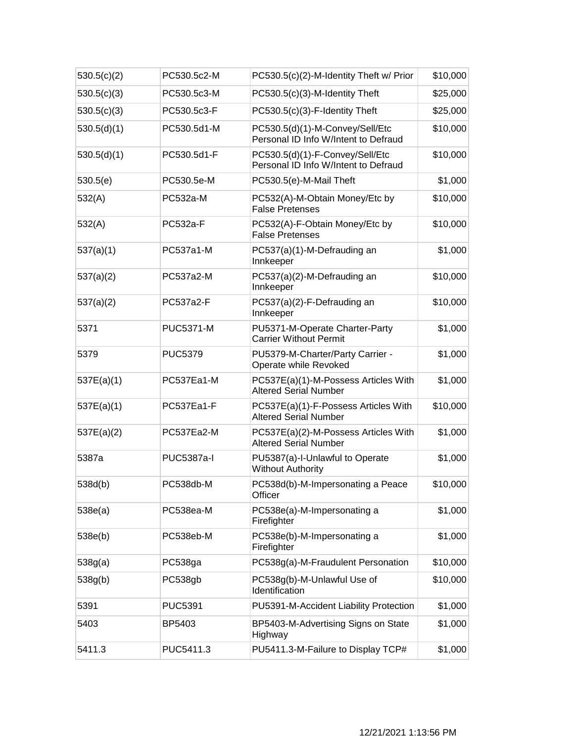| 530.5(c)(2) | PC530.5c2-M | PC530.5(c)(2)-M-Identity Theft w/ Prior | $10,000 |
|---|---|---|---|
| 530.5(c)(3) | PC530.5c3-M | PC530.5(c)(3)-M-Identity Theft | $25,000 |
| 530.5(c)(3) | PC530.5c3-F | PC530.5(c)(3)-F-Identity Theft | $25,000 |
| 530.5(d)(1) | PC530.5d1-M | PC530.5(d)(1)-M-Convey/Sell/Etc Personal ID Info W/Intent to Defraud | $10,000 |
| 530.5(d)(1) | PC530.5d1-F | PC530.5(d)(1)-F-Convey/Sell/Etc Personal ID Info W/Intent to Defraud | $10,000 |
| 530.5(e) | PC530.5e-M | PC530.5(e)-M-Mail Theft | $1,000 |
| 532(A) | PC532a-M | PC532(A)-M-Obtain Money/Etc by False Pretenses | $10,000 |
| 532(A) | PC532a-F | PC532(A)-F-Obtain Money/Etc by False Pretenses | $10,000 |
| 537(a)(1) | PC537a1-M | PC537(a)(1)-M-Defrauding an Innkeeper | $1,000 |
| 537(a)(2) | PC537a2-M | PC537(a)(2)-M-Defrauding an Innkeeper | $10,000 |
| 537(a)(2) | PC537a2-F | PC537(a)(2)-F-Defrauding an Innkeeper | $10,000 |
| 5371 | PUC5371-M | PU5371-M-Operate Charter-Party Carrier Without Permit | $1,000 |
| 5379 | PUC5379 | PU5379-M-Charter/Party Carrier - Operate while Revoked | $1,000 |
| 537E(a)(1) | PC537Ea1-M | PC537E(a)(1)-M-Possess Articles With Altered Serial Number | $1,000 |
| 537E(a)(1) | PC537Ea1-F | PC537E(a)(1)-F-Possess Articles With Altered Serial Number | $10,000 |
| 537E(a)(2) | PC537Ea2-M | PC537E(a)(2)-M-Possess Articles With Altered Serial Number | $1,000 |
| 5387a | PUC5387a-I | PU5387(a)-I-Unlawful to Operate Without Authority | $1,000 |
| 538d(b) | PC538db-M | PC538d(b)-M-Impersonating a Peace Officer | $10,000 |
| 538e(a) | PC538ea-M | PC538e(a)-M-Impersonating a Firefighter | $1,000 |
| 538e(b) | PC538eb-M | PC538e(b)-M-Impersonating a Firefighter | $1,000 |
| 538g(a) | PC538ga | PC538g(a)-M-Fraudulent Personation | $10,000 |
| 538g(b) | PC538gb | PC538g(b)-M-Unlawful Use of Identification | $10,000 |
| 5391 | PUC5391 | PU5391-M-Accident Liability Protection | $1,000 |
| 5403 | BP5403 | BP5403-M-Advertising Signs on State Highway | $1,000 |
| 5411.3 | PUC5411.3 | PU5411.3-M-Failure to Display TCP# | $1,000 |

12/21/2021 1:13:56 PM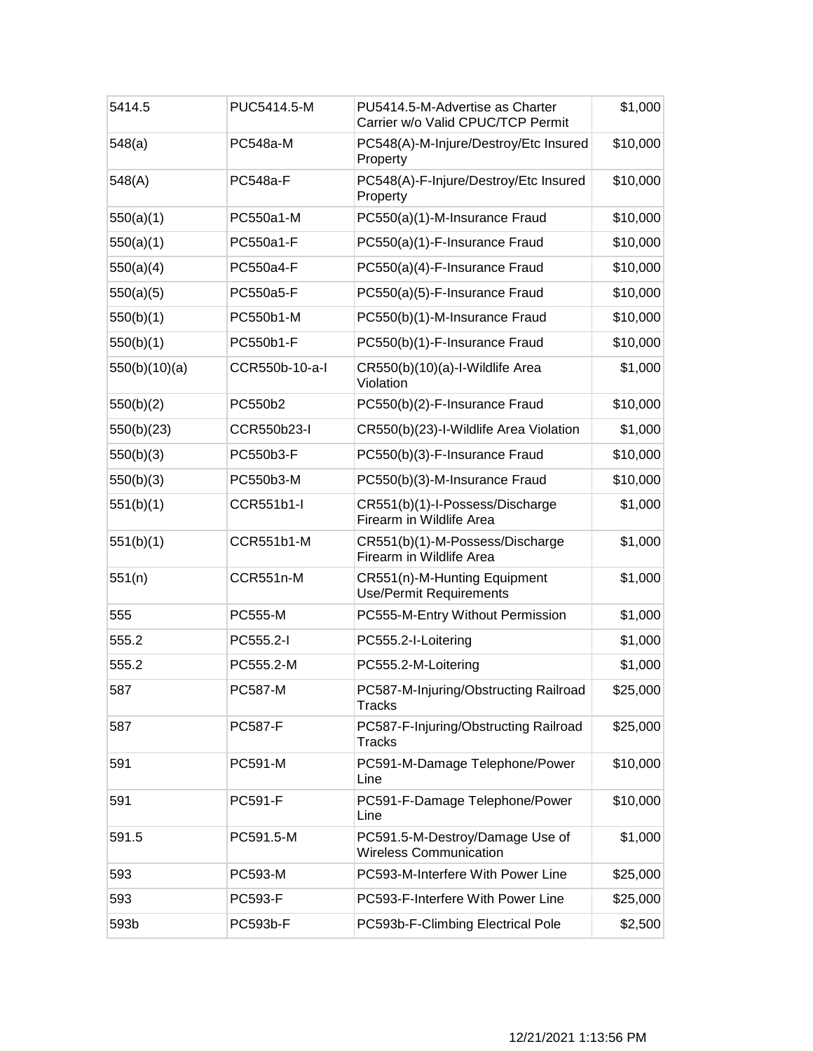| 5414.5 | PUC5414.5-M | PU5414.5-M-Advertise as Charter Carrier w/o Valid CPUC/TCP Permit | $1,000 |
|---|---|---|---|
| 548(a) | PC548a-M | PC548(A)-M-Injure/Destroy/Etc Insured Property | $10,000 |
| 548(A) | PC548a-F | PC548(A)-F-Injure/Destroy/Etc Insured Property | $10,000 |
| 550(a)(1) | PC550a1-M | PC550(a)(1)-M-Insurance Fraud | $10,000 |
| 550(a)(1) | PC550a1-F | PC550(a)(1)-F-Insurance Fraud | $10,000 |
| 550(a)(4) | PC550a4-F | PC550(a)(4)-F-Insurance Fraud | $10,000 |
| 550(a)(5) | PC550a5-F | PC550(a)(5)-F-Insurance Fraud | $10,000 |
| 550(b)(1) | PC550b1-M | PC550(b)(1)-M-Insurance Fraud | $10,000 |
| 550(b)(1) | PC550b1-F | PC550(b)(1)-F-Insurance Fraud | $10,000 |
| 550(b)(10)(a) | CCR550b-10-a-I | CR550(b)(10)(a)-I-Wildlife Area Violation | $1,000 |
| 550(b)(2) | PC550b2 | PC550(b)(2)-F-Insurance Fraud | $10,000 |
| 550(b)(23) | CCR550b23-I | CR550(b)(23)-I-Wildlife Area Violation | $1,000 |
| 550(b)(3) | PC550b3-F | PC550(b)(3)-F-Insurance Fraud | $10,000 |
| 550(b)(3) | PC550b3-M | PC550(b)(3)-M-Insurance Fraud | $10,000 |
| 551(b)(1) | CCR551b1-I | CR551(b)(1)-I-Possess/Discharge Firearm in Wildlife Area | $1,000 |
| 551(b)(1) | CCR551b1-M | CR551(b)(1)-M-Possess/Discharge Firearm in Wildlife Area | $1,000 |
| 551(n) | CCR551n-M | CR551(n)-M-Hunting Equipment Use/Permit Requirements | $1,000 |
| 555 | PC555-M | PC555-M-Entry Without Permission | $1,000 |
| 555.2 | PC555.2-I | PC555.2-I-Loitering | $1,000 |
| 555.2 | PC555.2-M | PC555.2-M-Loitering | $1,000 |
| 587 | PC587-M | PC587-M-Injuring/Obstructing Railroad Tracks | $25,000 |
| 587 | PC587-F | PC587-F-Injuring/Obstructing Railroad Tracks | $25,000 |
| 591 | PC591-M | PC591-M-Damage Telephone/Power Line | $10,000 |
| 591 | PC591-F | PC591-F-Damage Telephone/Power Line | $10,000 |
| 591.5 | PC591.5-M | PC591.5-M-Destroy/Damage Use of Wireless Communication | $1,000 |
| 593 | PC593-M | PC593-M-Interfere With Power Line | $25,000 |
| 593 | PC593-F | PC593-F-Interfere With Power Line | $25,000 |
| 593b | PC593b-F | PC593b-F-Climbing Electrical Pole | $2,500 |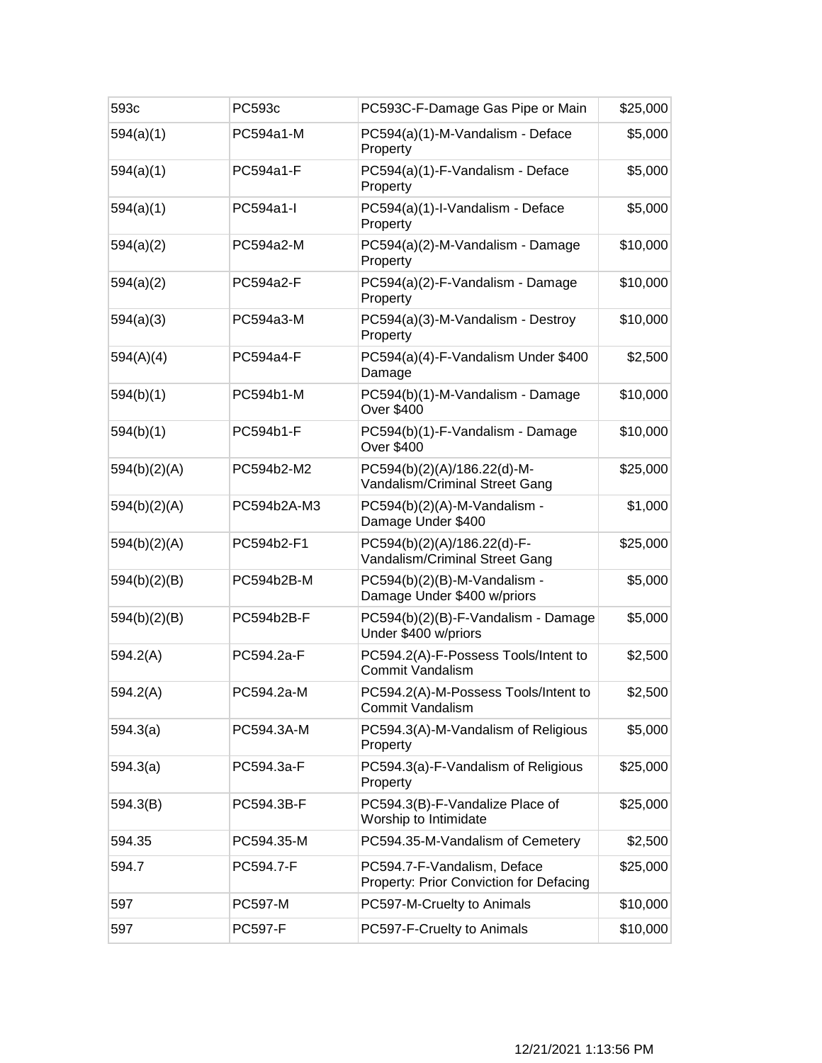| | | | |
|---|---|---|---|
| 593c | PC593c | PC593C-F-Damage Gas Pipe or Main | $25,000 |
| 594(a)(1) | PC594a1-M | PC594(a)(1)-M-Vandalism - Deface Property | $5,000 |
| 594(a)(1) | PC594a1-F | PC594(a)(1)-F-Vandalism - Deface Property | $5,000 |
| 594(a)(1) | PC594a1-I | PC594(a)(1)-I-Vandalism - Deface Property | $5,000 |
| 594(a)(2) | PC594a2-M | PC594(a)(2)-M-Vandalism - Damage Property | $10,000 |
| 594(a)(2) | PC594a2-F | PC594(a)(2)-F-Vandalism - Damage Property | $10,000 |
| 594(a)(3) | PC594a3-M | PC594(a)(3)-M-Vandalism - Destroy Property | $10,000 |
| 594(A)(4) | PC594a4-F | PC594(a)(4)-F-Vandalism Under $400 Damage | $2,500 |
| 594(b)(1) | PC594b1-M | PC594(b)(1)-M-Vandalism - Damage Over $400 | $10,000 |
| 594(b)(1) | PC594b1-F | PC594(b)(1)-F-Vandalism - Damage Over $400 | $10,000 |
| 594(b)(2)(A) | PC594b2-M2 | PC594(b)(2)(A)/186.22(d)-M-Vandalism/Criminal Street Gang | $25,000 |
| 594(b)(2)(A) | PC594b2A-M3 | PC594(b)(2)(A)-M-Vandalism - Damage Under $400 | $1,000 |
| 594(b)(2)(A) | PC594b2-F1 | PC594(b)(2)(A)/186.22(d)-F-Vandalism/Criminal Street Gang | $25,000 |
| 594(b)(2)(B) | PC594b2B-M | PC594(b)(2)(B)-M-Vandalism - Damage Under $400 w/priors | $5,000 |
| 594(b)(2)(B) | PC594b2B-F | PC594(b)(2)(B)-F-Vandalism - Damage Under $400 w/priors | $5,000 |
| 594.2(A) | PC594.2a-F | PC594.2(A)-F-Possess Tools/Intent to Commit Vandalism | $2,500 |
| 594.2(A) | PC594.2a-M | PC594.2(A)-M-Possess Tools/Intent to Commit Vandalism | $2,500 |
| 594.3(a) | PC594.3A-M | PC594.3(A)-M-Vandalism of Religious Property | $5,000 |
| 594.3(a) | PC594.3a-F | PC594.3(a)-F-Vandalism of Religious Property | $25,000 |
| 594.3(B) | PC594.3B-F | PC594.3(B)-F-Vandalize Place of Worship to Intimidate | $25,000 |
| 594.35 | PC594.35-M | PC594.35-M-Vandalism of Cemetery | $2,500 |
| 594.7 | PC594.7-F | PC594.7-F-Vandalism, Deface Property: Prior Conviction for Defacing | $25,000 |
| 597 | PC597-M | PC597-M-Cruelty to Animals | $10,000 |
| 597 | PC597-F | PC597-F-Cruelty to Animals | $10,000 |

12/21/2021 1:13:56 PM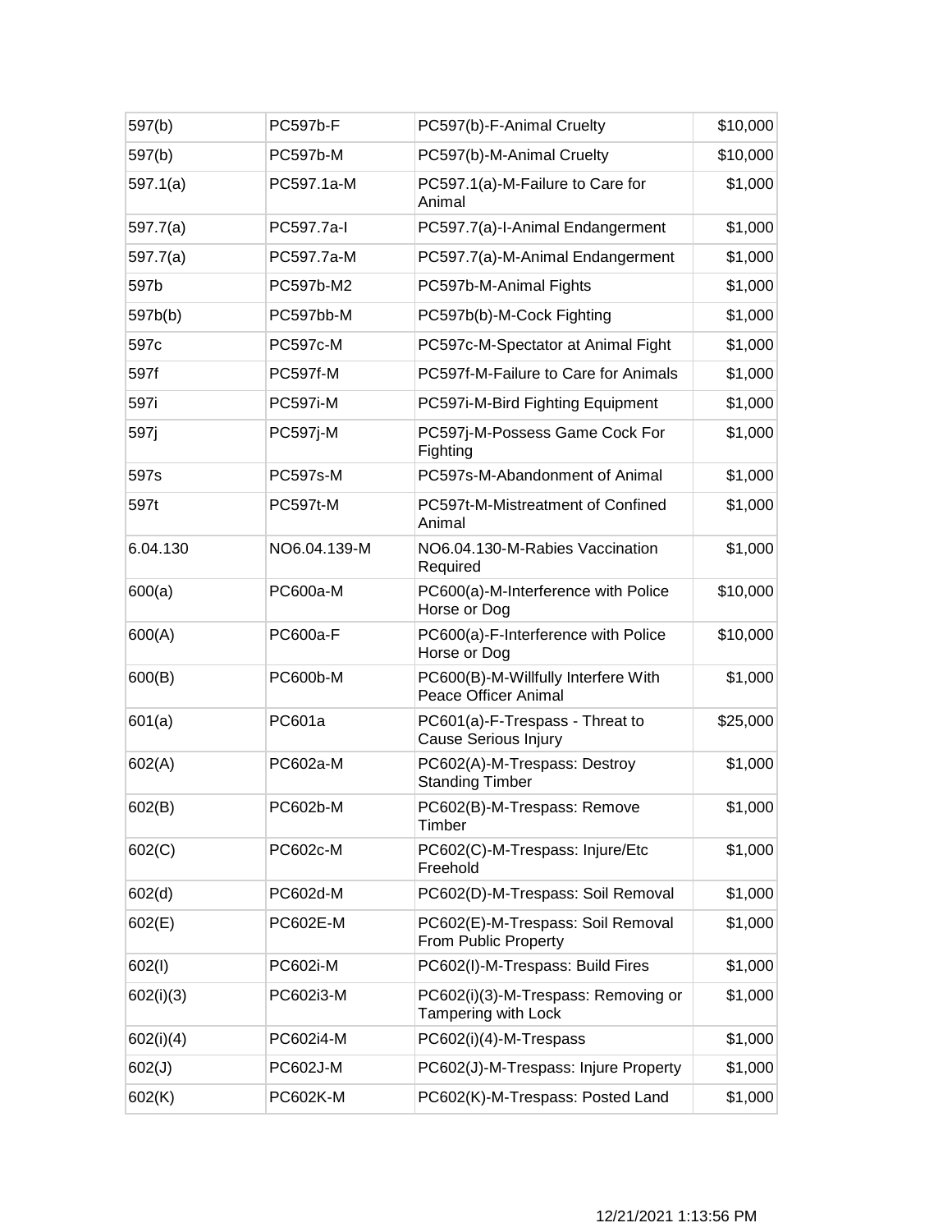| 597(b) | PC597b-F | PC597(b)-F-Animal Cruelty | $10,000 |
|---|---|---|---|
| 597(b) | PC597b-M | PC597(b)-M-Animal Cruelty | $10,000 |
| 597.1(a) | PC597.1a-M | PC597.1(a)-M-Failure to Care for Animal | $1,000 |
| 597.7(a) | PC597.7a-I | PC597.7(a)-I-Animal Endangerment | $1,000 |
| 597.7(a) | PC597.7a-M | PC597.7(a)-M-Animal Endangerment | $1,000 |
| 597b | PC597b-M2 | PC597b-M-Animal Fights | $1,000 |
| 597b(b) | PC597bb-M | PC597b(b)-M-Cock Fighting | $1,000 |
| 597c | PC597c-M | PC597c-M-Spectator at Animal Fight | $1,000 |
| 597f | PC597f-M | PC597f-M-Failure to Care for Animals | $1,000 |
| 597i | PC597i-M | PC597i-M-Bird Fighting Equipment | $1,000 |
| 597j | PC597j-M | PC597j-M-Possess Game Cock For Fighting | $1,000 |
| 597s | PC597s-M | PC597s-M-Abandonment of Animal | $1,000 |
| 597t | PC597t-M | PC597t-M-Mistreatment of Confined Animal | $1,000 |
| 6.04.130 | NO6.04.139-M | NO6.04.130-M-Rabies Vaccination Required | $1,000 |
| 600(a) | PC600a-M | PC600(a)-M-Interference with Police Horse or Dog | $10,000 |
| 600(A) | PC600a-F | PC600(a)-F-Interference with Police Horse or Dog | $10,000 |
| 600(B) | PC600b-M | PC600(B)-M-Willfully Interfere With Peace Officer Animal | $1,000 |
| 601(a) | PC601a | PC601(a)-F-Trespass - Threat to Cause Serious Injury | $25,000 |
| 602(A) | PC602a-M | PC602(A)-M-Trespass: Destroy Standing Timber | $1,000 |
| 602(B) | PC602b-M | PC602(B)-M-Trespass: Remove Timber | $1,000 |
| 602(C) | PC602c-M | PC602(C)-M-Trespass: Injure/Etc Freehold | $1,000 |
| 602(d) | PC602d-M | PC602(D)-M-Trespass: Soil Removal | $1,000 |
| 602(E) | PC602E-M | PC602(E)-M-Trespass: Soil Removal From Public Property | $1,000 |
| 602(I) | PC602i-M | PC602(I)-M-Trespass: Build Fires | $1,000 |
| 602(i)(3) | PC602i3-M | PC602(i)(3)-M-Trespass: Removing or Tampering with Lock | $1,000 |
| 602(i)(4) | PC602i4-M | PC602(i)(4)-M-Trespass | $1,000 |
| 602(J) | PC602J-M | PC602(J)-M-Trespass: Injure Property | $1,000 |
| 602(K) | PC602K-M | PC602(K)-M-Trespass: Posted Land | $1,000 |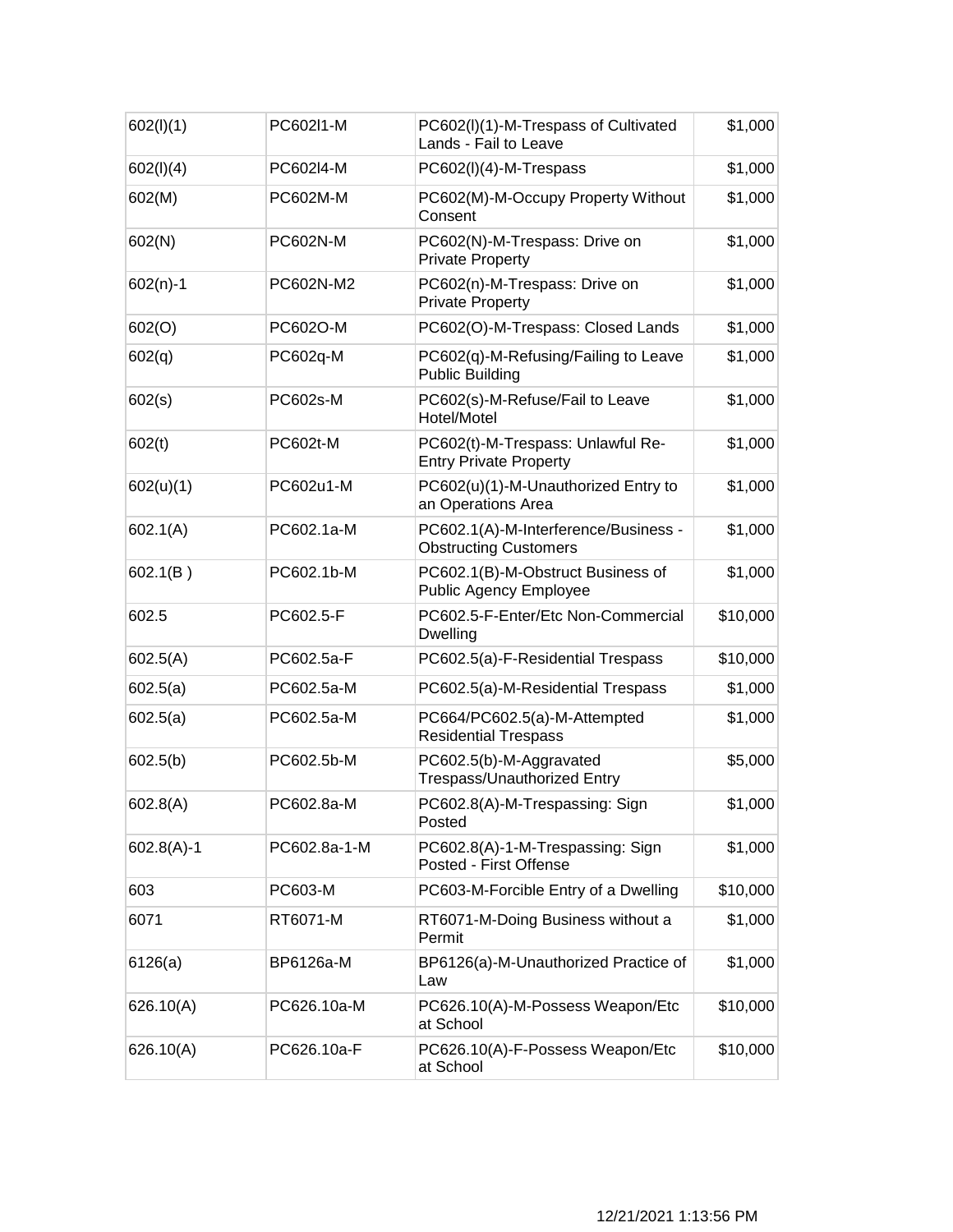| | | | |
|---|---|---|---|
| 602(l)(1) | PC602l1-M | PC602(l)(1)-M-Trespass of Cultivated Lands - Fail to Leave | $1,000 |
| 602(l)(4) | PC602l4-M | PC602(l)(4)-M-Trespass | $1,000 |
| 602(M) | PC602M-M | PC602(M)-M-Occupy Property Without Consent | $1,000 |
| 602(N) | PC602N-M | PC602(N)-M-Trespass: Drive on Private Property | $1,000 |
| 602(n)-1 | PC602N-M2 | PC602(n)-M-Trespass: Drive on Private Property | $1,000 |
| 602(O) | PC602O-M | PC602(O)-M-Trespass: Closed Lands | $1,000 |
| 602(q) | PC602q-M | PC602(q)-M-Refusing/Failing to Leave Public Building | $1,000 |
| 602(s) | PC602s-M | PC602(s)-M-Refuse/Fail to Leave Hotel/Motel | $1,000 |
| 602(t) | PC602t-M | PC602(t)-M-Trespass: Unlawful Re-Entry Private Property | $1,000 |
| 602(u)(1) | PC602u1-M | PC602(u)(1)-M-Unauthorized Entry to an Operations Area | $1,000 |
| 602.1(A) | PC602.1a-M | PC602.1(A)-M-Interference/Business - Obstructing Customers | $1,000 |
| 602.1(B ) | PC602.1b-M | PC602.1(B)-M-Obstruct Business of Public Agency Employee | $1,000 |
| 602.5 | PC602.5-F | PC602.5-F-Enter/Etc Non-Commercial Dwelling | $10,000 |
| 602.5(A) | PC602.5a-F | PC602.5(a)-F-Residential Trespass | $10,000 |
| 602.5(a) | PC602.5a-M | PC602.5(a)-M-Residential Trespass | $1,000 |
| 602.5(a) | PC602.5a-M | PC664/PC602.5(a)-M-Attempted Residential Trespass | $1,000 |
| 602.5(b) | PC602.5b-M | PC602.5(b)-M-Aggravated Trespass/Unauthorized Entry | $5,000 |
| 602.8(A) | PC602.8a-M | PC602.8(A)-M-Trespassing: Sign Posted | $1,000 |
| 602.8(A)-1 | PC602.8a-1-M | PC602.8(A)-1-M-Trespassing: Sign Posted - First Offense | $1,000 |
| 603 | PC603-M | PC603-M-Forcible Entry of a Dwelling | $10,000 |
| 6071 | RT6071-M | RT6071-M-Doing Business without a Permit | $1,000 |
| 6126(a) | BP6126a-M | BP6126(a)-M-Unauthorized Practice of Law | $1,000 |
| 626.10(A) | PC626.10a-M | PC626.10(A)-M-Possess Weapon/Etc at School | $10,000 |
| 626.10(A) | PC626.10a-F | PC626.10(A)-F-Possess Weapon/Etc at School | $10,000 |

12/21/2021 1:13:56 PM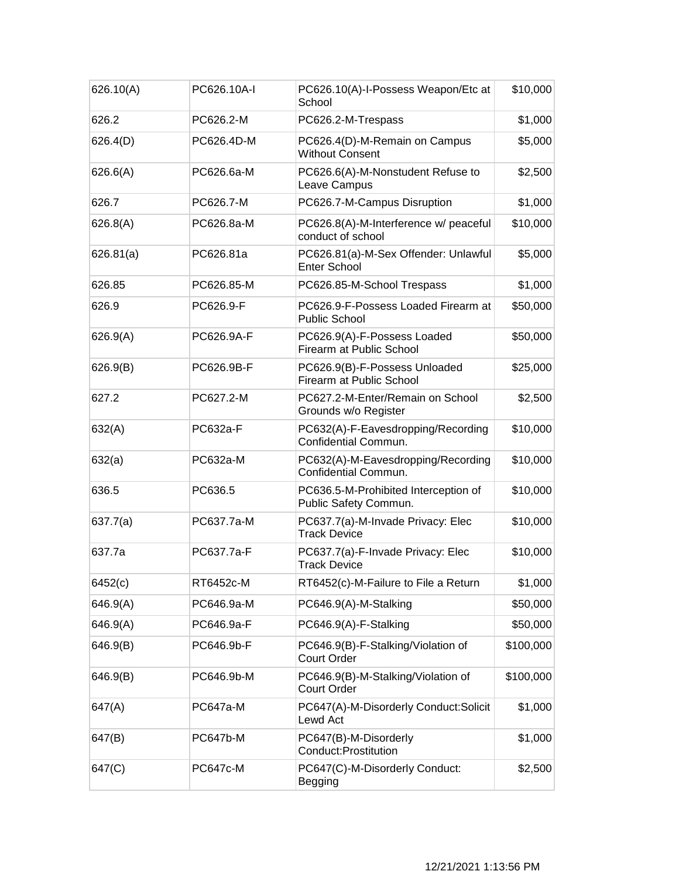| 626.10(A) | PC626.10A-I | PC626.10(A)-I-Possess Weapon/Etc at School | $10,000 |
|---|---|---|---|
| 626.2 | PC626.2-M | PC626.2-M-Trespass | $1,000 |
| 626.4(D) | PC626.4D-M | PC626.4(D)-M-Remain on Campus Without Consent | $5,000 |
| 626.6(A) | PC626.6a-M | PC626.6(A)-M-Nonstudent Refuse to Leave Campus | $2,500 |
| 626.7 | PC626.7-M | PC626.7-M-Campus Disruption | $1,000 |
| 626.8(A) | PC626.8a-M | PC626.8(A)-M-Interference w/ peaceful conduct of school | $10,000 |
| 626.81(a) | PC626.81a | PC626.81(a)-M-Sex Offender: Unlawful Enter School | $5,000 |
| 626.85 | PC626.85-M | PC626.85-M-School Trespass | $1,000 |
| 626.9 | PC626.9-F | PC626.9-F-Possess Loaded Firearm at Public School | $50,000 |
| 626.9(A) | PC626.9A-F | PC626.9(A)-F-Possess Loaded Firearm at Public School | $50,000 |
| 626.9(B) | PC626.9B-F | PC626.9(B)-F-Possess Unloaded Firearm at Public School | $25,000 |
| 627.2 | PC627.2-M | PC627.2-M-Enter/Remain on School Grounds w/o Register | $2,500 |
| 632(A) | PC632a-F | PC632(A)-F-Eavesdropping/Recording Confidential Commun. | $10,000 |
| 632(a) | PC632a-M | PC632(A)-M-Eavesdropping/Recording Confidential Commun. | $10,000 |
| 636.5 | PC636.5 | PC636.5-M-Prohibited Interception of Public Safety Commun. | $10,000 |
| 637.7(a) | PC637.7a-M | PC637.7(a)-M-Invade Privacy: Elec Track Device | $10,000 |
| 637.7a | PC637.7a-F | PC637.7(a)-F-Invade Privacy: Elec Track Device | $10,000 |
| 6452(c) | RT6452c-M | RT6452(c)-M-Failure to File a Return | $1,000 |
| 646.9(A) | PC646.9a-M | PC646.9(A)-M-Stalking | $50,000 |
| 646.9(A) | PC646.9a-F | PC646.9(A)-F-Stalking | $50,000 |
| 646.9(B) | PC646.9b-F | PC646.9(B)-F-Stalking/Violation of Court Order | $100,000 |
| 646.9(B) | PC646.9b-M | PC646.9(B)-M-Stalking/Violation of Court Order | $100,000 |
| 647(A) | PC647a-M | PC647(A)-M-Disorderly Conduct:Solicit Lewd Act | $1,000 |
| 647(B) | PC647b-M | PC647(B)-M-Disorderly Conduct:Prostitution | $1,000 |
| 647(C) | PC647c-M | PC647(C)-M-Disorderly Conduct: Begging | $2,500 |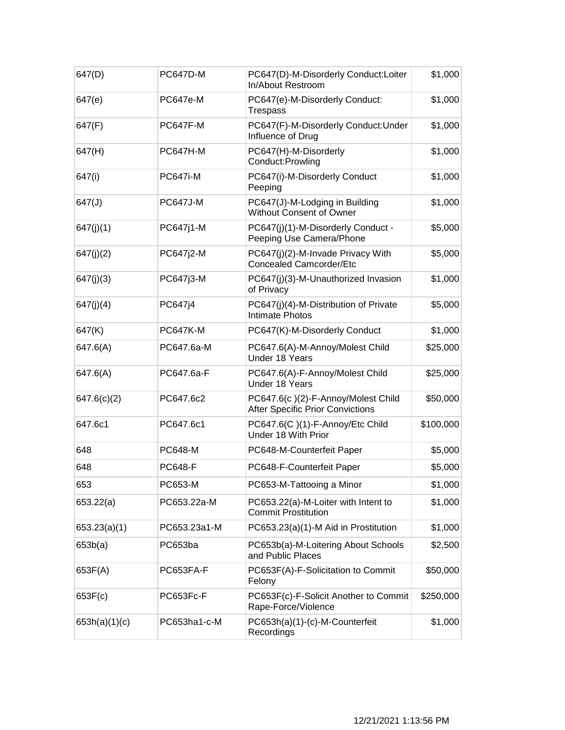| | | | |
|---|---|---|---|
| 647(D) | PC647D-M | PC647(D)-M-Disorderly Conduct:Loiter In/About Restroom | $1,000 |
| 647(e) | PC647e-M | PC647(e)-M-Disorderly Conduct: Trespass | $1,000 |
| 647(F) | PC647F-M | PC647(F)-M-Disorderly Conduct:Under Influence of Drug | $1,000 |
| 647(H) | PC647H-M | PC647(H)-M-Disorderly Conduct:Prowling | $1,000 |
| 647(i) | PC647i-M | PC647(i)-M-Disorderly Conduct Peeping | $1,000 |
| 647(J) | PC647J-M | PC647(J)-M-Lodging in Building Without Consent of Owner | $1,000 |
| 647(j)(1) | PC647j1-M | PC647(j)(1)-M-Disorderly Conduct - Peeping Use Camera/Phone | $5,000 |
| 647(j)(2) | PC647j2-M | PC647(j)(2)-M-Invade Privacy With Concealed Camcorder/Etc | $5,000 |
| 647(j)(3) | PC647j3-M | PC647(j)(3)-M-Unauthorized Invasion of Privacy | $1,000 |
| 647(j)(4) | PC647j4 | PC647(j)(4)-M-Distribution of Private Intimate Photos | $5,000 |
| 647(K) | PC647K-M | PC647(K)-M-Disorderly Conduct | $1,000 |
| 647.6(A) | PC647.6a-M | PC647.6(A)-M-Annoy/Molest Child Under 18 Years | $25,000 |
| 647.6(A) | PC647.6a-F | PC647.6(A)-F-Annoy/Molest Child Under 18 Years | $25,000 |
| 647.6(c)(2) | PC647.6c2 | PC647.6(c )(2)-F-Annoy/Molest Child After Specific Prior Convictions | $50,000 |
| 647.6c1 | PC647.6c1 | PC647.6(C )(1)-F-Annoy/Etc Child Under 18 With Prior | $100,000 |
| 648 | PC648-M | PC648-M-Counterfeit Paper | $5,000 |
| 648 | PC648-F | PC648-F-Counterfeit Paper | $5,000 |
| 653 | PC653-M | PC653-M-Tattooing a Minor | $1,000 |
| 653.22(a) | PC653.22a-M | PC653.22(a)-M-Loiter with Intent to Commit Prostitution | $1,000 |
| 653.23(a)(1) | PC653.23a1-M | PC653.23(a)(1)-M Aid in Prostitution | $1,000 |
| 653b(a) | PC653ba | PC653b(a)-M-Loitering About Schools and Public Places | $2,500 |
| 653F(A) | PC653FA-F | PC653F(A)-F-Solicitation to Commit Felony | $50,000 |
| 653F(c) | PC653Fc-F | PC653F(c)-F-Solicit Another to Commit Rape-Force/Violence | $250,000 |
| 653h(a)(1)(c) | PC653ha1-c-M | PC653h(a)(1)-(c)-M-Counterfeit Recordings | $1,000 |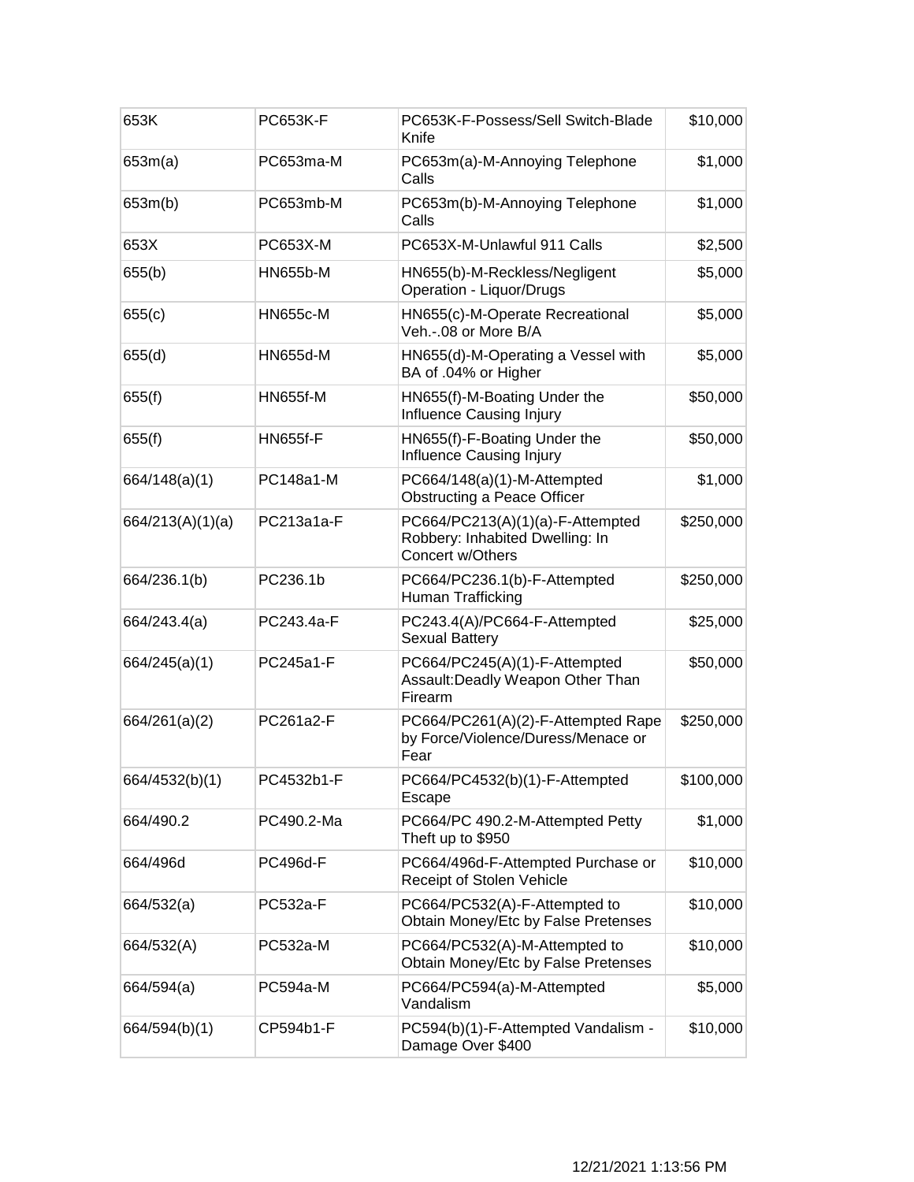| 653K | PC653K-F | PC653K-F-Possess/Sell Switch-Blade Knife | $10,000 |
|---|---|---|---|
| 653m(a) | PC653ma-M | PC653m(a)-M-Annoying Telephone Calls | $1,000 |
| 653m(b) | PC653mb-M | PC653m(b)-M-Annoying Telephone Calls | $1,000 |
| 653X | PC653X-M | PC653X-M-Unlawful 911 Calls | $2,500 |
| 655(b) | HN655b-M | HN655(b)-M-Reckless/Negligent Operation - Liquor/Drugs | $5,000 |
| 655(c) | HN655c-M | HN655(c)-M-Operate Recreational Veh.-.08 or More B/A | $5,000 |
| 655(d) | HN655d-M | HN655(d)-M-Operating a Vessel with BA of .04% or Higher | $5,000 |
| 655(f) | HN655f-M | HN655(f)-M-Boating Under the Influence Causing Injury | $50,000 |
| 655(f) | HN655f-F | HN655(f)-F-Boating Under the Influence Causing Injury | $50,000 |
| 664/148(a)(1) | PC148a1-M | PC664/148(a)(1)-M-Attempted Obstructing a Peace Officer | $1,000 |
| 664/213(A)(1)(a) | PC213a1a-F | PC664/PC213(A)(1)(a)-F-Attempted Robbery: Inhabited Dwelling: In Concert w/Others | $250,000 |
| 664/236.1(b) | PC236.1b | PC664/PC236.1(b)-F-Attempted Human Trafficking | $250,000 |
| 664/243.4(a) | PC243.4a-F | PC243.4(A)/PC664-F-Attempted Sexual Battery | $25,000 |
| 664/245(a)(1) | PC245a1-F | PC664/PC245(A)(1)-F-Attempted Assault:Deadly Weapon Other Than Firearm | $50,000 |
| 664/261(a)(2) | PC261a2-F | PC664/PC261(A)(2)-F-Attempted Rape by Force/Violence/Duress/Menace or Fear | $250,000 |
| 664/4532(b)(1) | PC4532b1-F | PC664/PC4532(b)(1)-F-Attempted Escape | $100,000 |
| 664/490.2 | PC490.2-Ma | PC664/PC 490.2-M-Attempted Petty Theft up to $950 | $1,000 |
| 664/496d | PC496d-F | PC664/496d-F-Attempted Purchase or Receipt of Stolen Vehicle | $10,000 |
| 664/532(a) | PC532a-F | PC664/PC532(A)-F-Attempted to Obtain Money/Etc by False Pretenses | $10,000 |
| 664/532(A) | PC532a-M | PC664/PC532(A)-M-Attempted to Obtain Money/Etc by False Pretenses | $10,000 |
| 664/594(a) | PC594a-M | PC664/PC594(a)-M-Attempted Vandalism | $5,000 |
| 664/594(b)(1) | CP594b1-F | PC594(b)(1)-F-Attempted Vandalism - Damage Over $400 | $10,000 |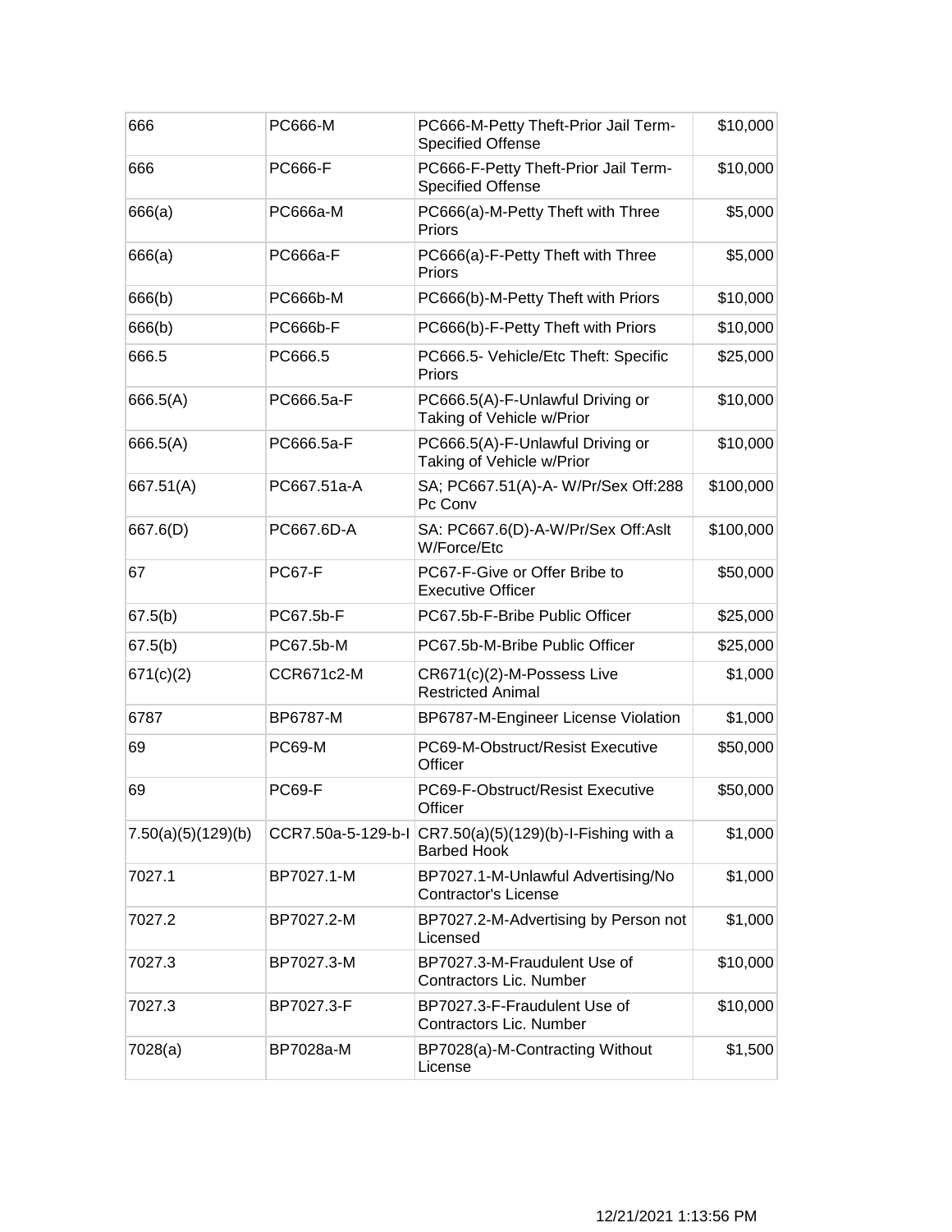| 666 | PC666-M | PC666-M-Petty Theft-Prior Jail Term-Specified Offense | $10,000 |
|---|---|---|---|
| 666 | PC666-F | PC666-F-Petty Theft-Prior Jail Term-Specified Offense | $10,000 |
| 666(a) | PC666a-M | PC666(a)-M-Petty Theft with Three Priors | $5,000 |
| 666(a) | PC666a-F | PC666(a)-F-Petty Theft with Three Priors | $5,000 |
| 666(b) | PC666b-M | PC666(b)-M-Petty Theft with Priors | $10,000 |
| 666(b) | PC666b-F | PC666(b)-F-Petty Theft with Priors | $10,000 |
| 666.5 | PC666.5 | PC666.5- Vehicle/Etc Theft: Specific Priors | $25,000 |
| 666.5(A) | PC666.5a-F | PC666.5(A)-F-Unlawful Driving or Taking of Vehicle w/Prior | $10,000 |
| 666.5(A) | PC666.5a-F | PC666.5(A)-F-Unlawful Driving or Taking of Vehicle w/Prior | $10,000 |
| 667.51(A) | PC667.51a-A | SA; PC667.51(A)-A- W/Pr/Sex Off:288 Pc Conv | $100,000 |
| 667.6(D) | PC667.6D-A | SA: PC667.6(D)-A-W/Pr/Sex Off:Aslt W/Force/Etc | $100,000 |
| 67 | PC67-F | PC67-F-Give or Offer Bribe to Executive Officer | $50,000 |
| 67.5(b) | PC67.5b-F | PC67.5b-F-Bribe Public Officer | $25,000 |
| 67.5(b) | PC67.5b-M | PC67.5b-M-Bribe Public Officer | $25,000 |
| 671(c)(2) | CCR671c2-M | CR671(c)(2)-M-Possess Live Restricted Animal | $1,000 |
| 6787 | BP6787-M | BP6787-M-Engineer License Violation | $1,000 |
| 69 | PC69-M | PC69-M-Obstruct/Resist Executive Officer | $50,000 |
| 69 | PC69-F | PC69-F-Obstruct/Resist Executive Officer | $50,000 |
| 7.50(a)(5)(129)(b) | CCR7.50a-5-129-b-I | CR7.50(a)(5)(129)(b)-I-Fishing with a Barbed Hook | $1,000 |
| 7027.1 | BP7027.1-M | BP7027.1-M-Unlawful Advertising/No Contractor's License | $1,000 |
| 7027.2 | BP7027.2-M | BP7027.2-M-Advertising by Person not Licensed | $1,000 |
| 7027.3 | BP7027.3-M | BP7027.3-M-Fraudulent Use of Contractors Lic. Number | $10,000 |
| 7027.3 | BP7027.3-F | BP7027.3-F-Fraudulent Use of Contractors Lic. Number | $10,000 |
| 7028(a) | BP7028a-M | BP7028(a)-M-Contracting Without License | $1,500 |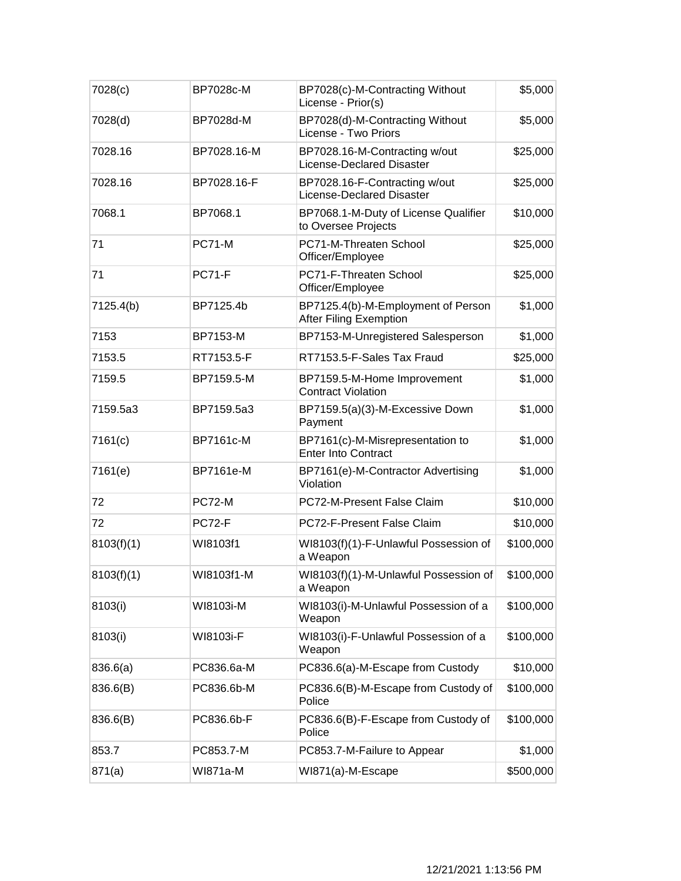| 7028(c) | BP7028c-M | BP7028(c)-M-Contracting Without License - Prior(s) | $5,000 |
|---|---|---|---|
| 7028(d) | BP7028d-M | BP7028(d)-M-Contracting Without License - Two Priors | $5,000 |
| 7028.16 | BP7028.16-M | BP7028.16-M-Contracting w/out License-Declared Disaster | $25,000 |
| 7028.16 | BP7028.16-F | BP7028.16-F-Contracting w/out License-Declared Disaster | $25,000 |
| 7068.1 | BP7068.1 | BP7068.1-M-Duty of License Qualifier to Oversee Projects | $10,000 |
| 71 | PC71-M | PC71-M-Threaten School Officer/Employee | $25,000 |
| 71 | PC71-F | PC71-F-Threaten School Officer/Employee | $25,000 |
| 7125.4(b) | BP7125.4b | BP7125.4(b)-M-Employment of Person After Filing Exemption | $1,000 |
| 7153 | BP7153-M | BP7153-M-Unregistered Salesperson | $1,000 |
| 7153.5 | RT7153.5-F | RT7153.5-F-Sales Tax Fraud | $25,000 |
| 7159.5 | BP7159.5-M | BP7159.5-M-Home Improvement Contract Violation | $1,000 |
| 7159.5a3 | BP7159.5a3 | BP7159.5(a)(3)-M-Excessive Down Payment | $1,000 |
| 7161(c) | BP7161c-M | BP7161(c)-M-Misrepresentation to Enter Into Contract | $1,000 |
| 7161(e) | BP7161e-M | BP7161(e)-M-Contractor Advertising Violation | $1,000 |
| 72 | PC72-M | PC72-M-Present False Claim | $10,000 |
| 72 | PC72-F | PC72-F-Present False Claim | $10,000 |
| 8103(f)(1) | WI8103f1 | WI8103(f)(1)-F-Unlawful Possession of a Weapon | $100,000 |
| 8103(f)(1) | WI8103f1-M | WI8103(f)(1)-M-Unlawful Possession of a Weapon | $100,000 |
| 8103(i) | WI8103i-M | WI8103(i)-M-Unlawful Possession of a Weapon | $100,000 |
| 8103(i) | WI8103i-F | WI8103(i)-F-Unlawful Possession of a Weapon | $100,000 |
| 836.6(a) | PC836.6a-M | PC836.6(a)-M-Escape from Custody | $10,000 |
| 836.6(B) | PC836.6b-M | PC836.6(B)-M-Escape from Custody of Police | $100,000 |
| 836.6(B) | PC836.6b-F | PC836.6(B)-F-Escape from Custody of Police | $100,000 |
| 853.7 | PC853.7-M | PC853.7-M-Failure to Appear | $1,000 |
| 871(a) | WI871a-M | WI871(a)-M-Escape | $500,000 |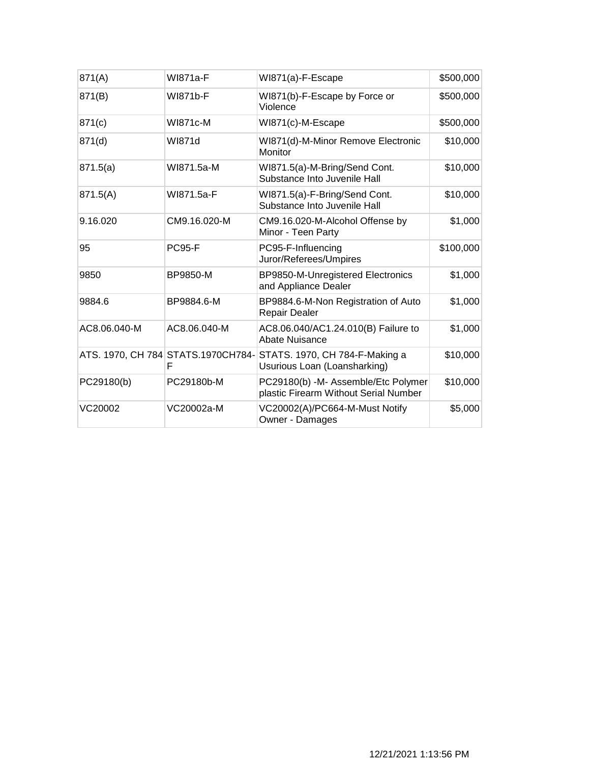| | | | |
|---|---|---|---|
| 871(A) | WI871a-F | WI871(a)-F-Escape | $500,000 |
| 871(B) | WI871b-F | WI871(b)-F-Escape by Force or Violence | $500,000 |
| 871(c) | WI871c-M | WI871(c)-M-Escape | $500,000 |
| 871(d) | WI871d | WI871(d)-M-Minor Remove Electronic Monitor | $10,000 |
| 871.5(a) | WI871.5a-M | WI871.5(a)-M-Bring/Send Cont. Substance Into Juvenile Hall | $10,000 |
| 871.5(A) | WI871.5a-F | WI871.5(a)-F-Bring/Send Cont. Substance Into Juvenile Hall | $10,000 |
| 9.16.020 | CM9.16.020-M | CM9.16.020-M-Alcohol Offense by Minor - Teen Party | $1,000 |
| 95 | PC95-F | PC95-F-Influencing Juror/Referees/Umpires | $100,000 |
| 9850 | BP9850-M | BP9850-M-Unregistered Electronics and Appliance Dealer | $1,000 |
| 9884.6 | BP9884.6-M | BP9884.6-M-Non Registration of Auto Repair Dealer | $1,000 |
| AC8.06.040-M | AC8.06.040-M | AC8.06.040/AC1.24.010(B) Failure to Abate Nuisance | $1,000 |
| ATS. 1970, CH 784 | STATS.1970CH784-F | STATS. 1970, CH 784-F-Making a Usurious Loan (Loansharking) | $10,000 |
| PC29180(b) | PC29180b-M | PC29180(b) -M- Assemble/Etc Polymer plastic Firearm Without Serial Number | $10,000 |
| VC20002 | VC20002a-M | VC20002(A)/PC664-M-Must Notify Owner - Damages | $5,000 |

12/21/2021 1:13:56 PM